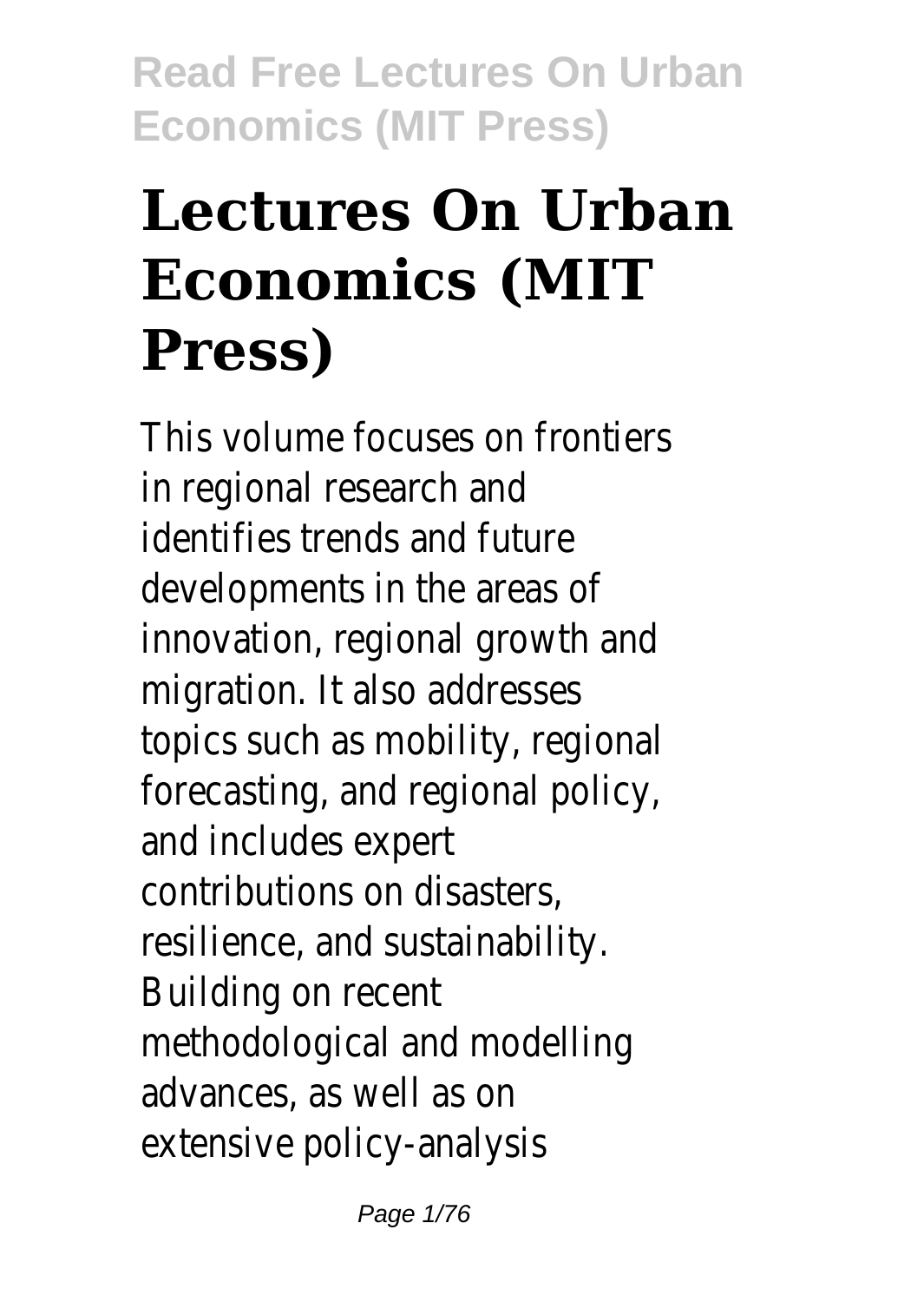# Lectures On Urban Economics (MIT Press)

This volume focuses on frontiers in regional research and identifies trends and future developments in the areas of innovation, regional growth and migration. It also addresses topics such as mobility, regional forecasting, and regional policy, and includes expert contributions on disasters, resilience, and sustainability. Building on recent methodological and modelling advances, as well as on extensive policy-analysis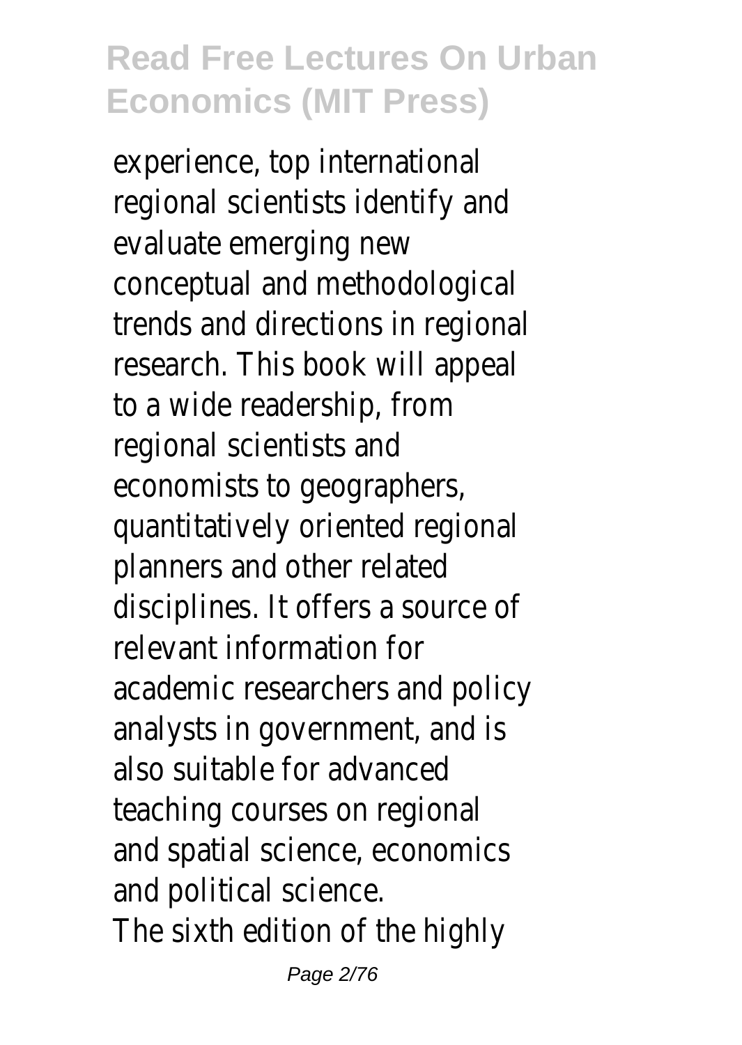experience, top international regional scientists identify and evaluate emerging new conceptual and methodological trends and directions in regional research. This book will appeal to a wide readership, from regional scientists and economists to geographers, quantitatively oriented regional planners and other related disciplines. It offers a source of relevant information for academic researchers and policy analysts in government, and is also suitable for advanced teaching courses on regional and spatial science, economics and political science.

The sixth edition of the highly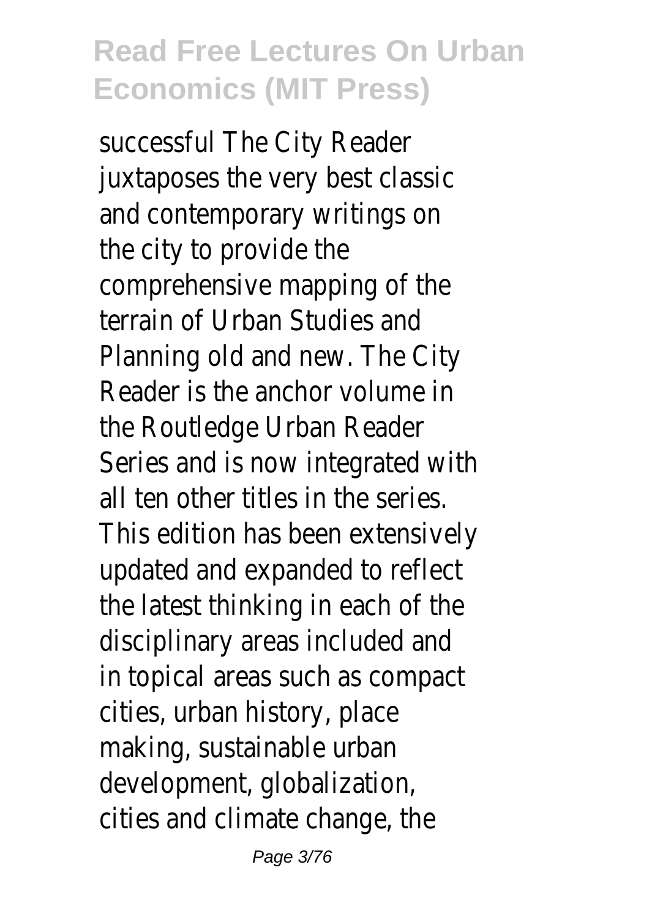successful The City Reader juxtaposes the very best classic and contemporary writings on the city to provide the comprehensive mapping of the terrain of Urban Studies and Planning old and new. The City Reader is the anchor volume in the Routledge Urban Reader Series and is now integrated with all ten other titles in the series. This edition has been extensively updated and expanded to reflect the latest thinking in each of the disciplinary areas included and in topical areas such as compact cities, urban history, place making, sustainable urban development, globalization, cities and climate change, the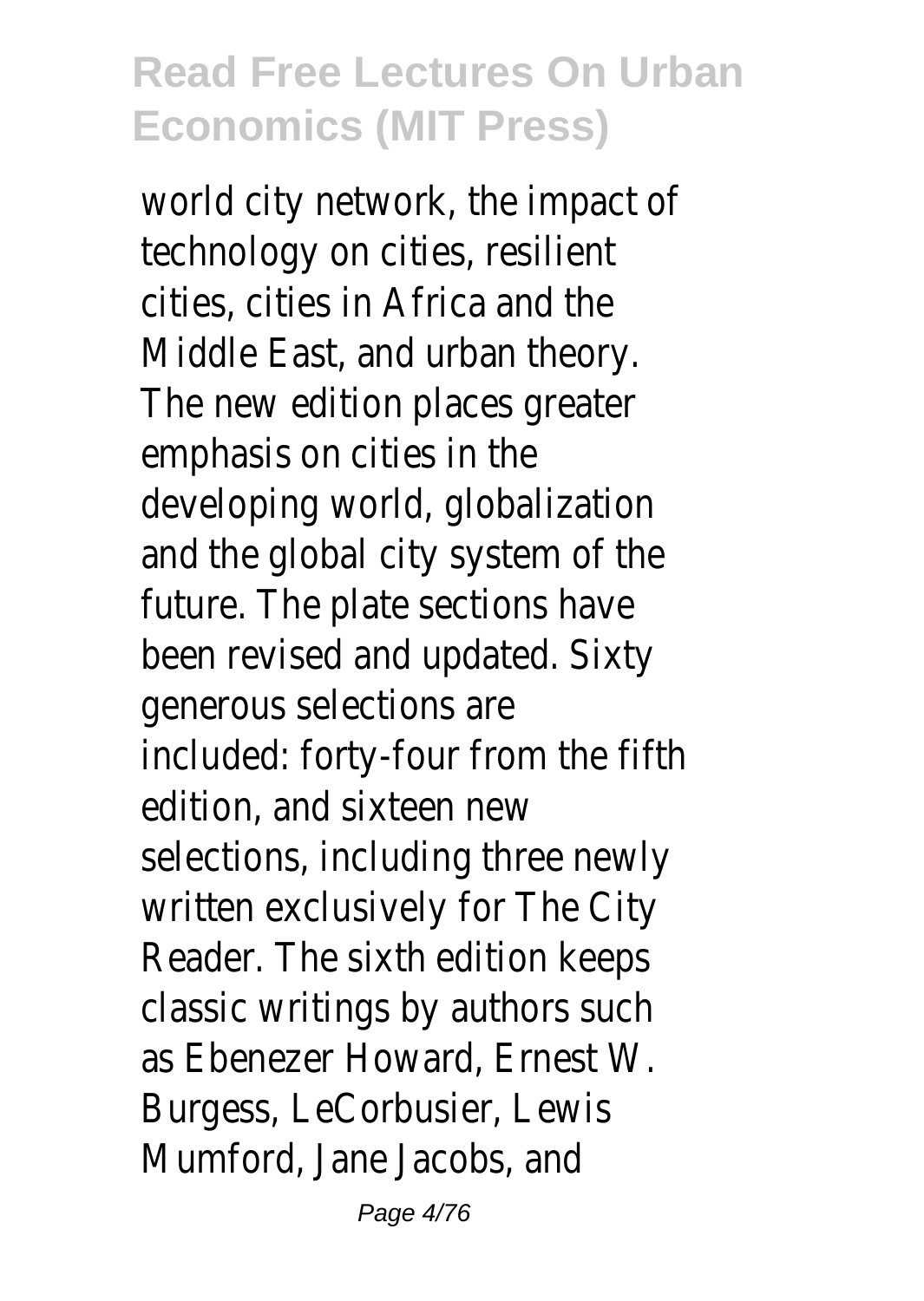world city network, the impact of technology on cities, resilient cities, cities in Africa and the Middle East, and urban theory. The new edition places greater emphasis on cities in the developing world, globalization and the global city system of the future. The plate sections have been revised and updated. Sixty generous selections are included: forty-four from the fifth edition, and sixteen new selections, including three newly written exclusively for The City Reader. The sixth edition keeps classic writings by authors such as Ebenezer Howard, Ernest W. Burgess, LeCorbusier, Lewis Mumford, Jane Jacobs, and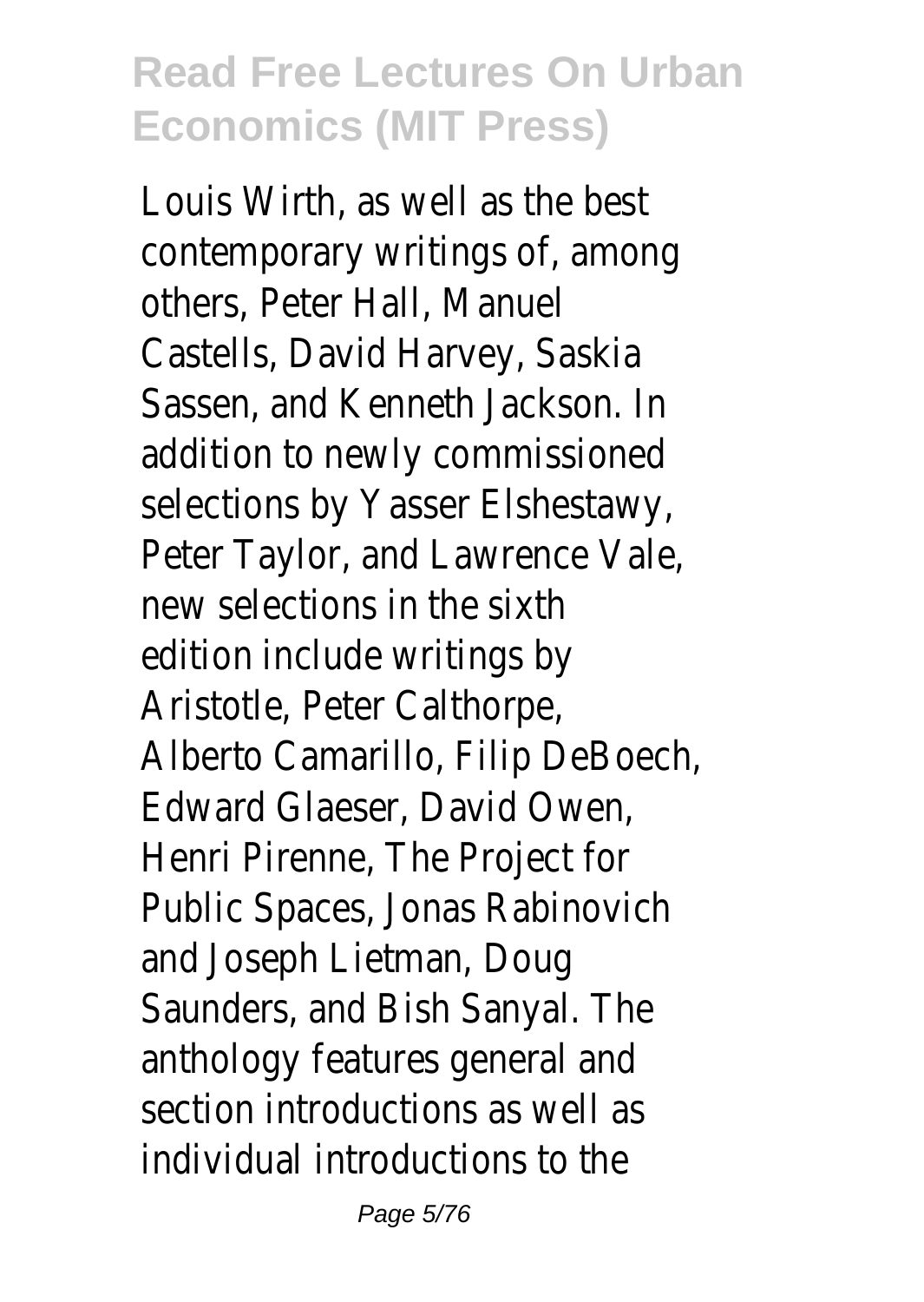Louis Wirth, as well as the best contemporary writings of, among others, Peter Hall, Manuel Castells, David Harvey, Saskia Sassen, and Kenneth Jackson. In addition to newly commissioned selections by Yasser Elshestawy, Peter Taylor, and Lawrence Vale, new selections in the sixth edition include writings by Aristotle, Peter Calthorpe, Alberto Camarillo, Filip DeBoech, Edward Glaeser, David Owen, Henri Pirenne, The Project for Public Spaces, Jonas Rabinovich and Joseph Lietman, Doug Saunders, and Bish Sanyal. The anthology features general and section introductions as well as individual introductions to the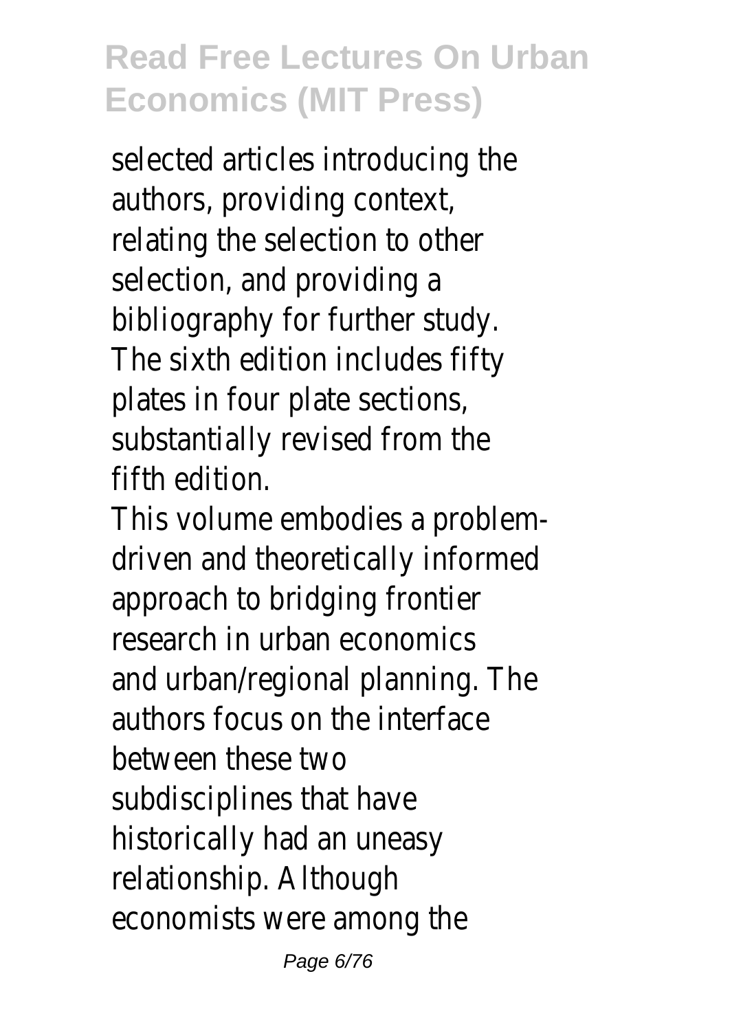selected articles introducing the authors, providing context, relating the selection to other selection, and providing a bibliography for further study. The sixth edition includes fifty plates in four plate sections, substantially revised from the fifth edition.

This volume embodies a problem-driven and theoretically informed approach to bridging frontier research in urban economics and urban/regional planning. The authors focus on the interface between these two subdisciplines that have historically had an uneasy relationship. Although economists were among the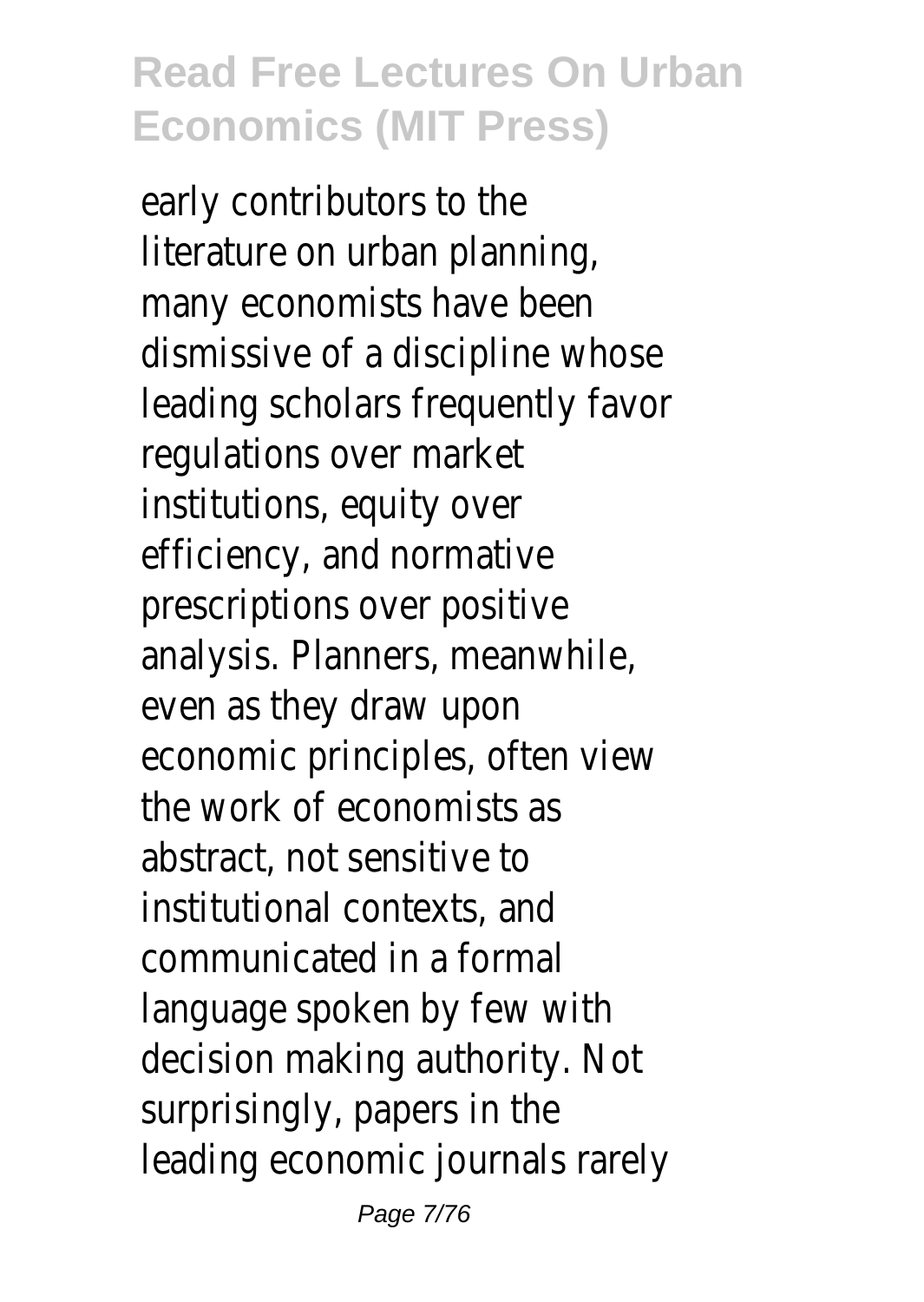early contributors to the literature on urban planning, many economists have been dismissive of a discipline whose leading scholars frequently favor regulations over market institutions, equity over efficiency, and normative prescriptions over positive analysis. Planners, meanwhile, even as they draw upon economic principles, often view the work of economists as abstract, not sensitive to institutional contexts, and communicated in a formal language spoken by few with decision making authority. Not surprisingly, papers in the leading economic journals rarely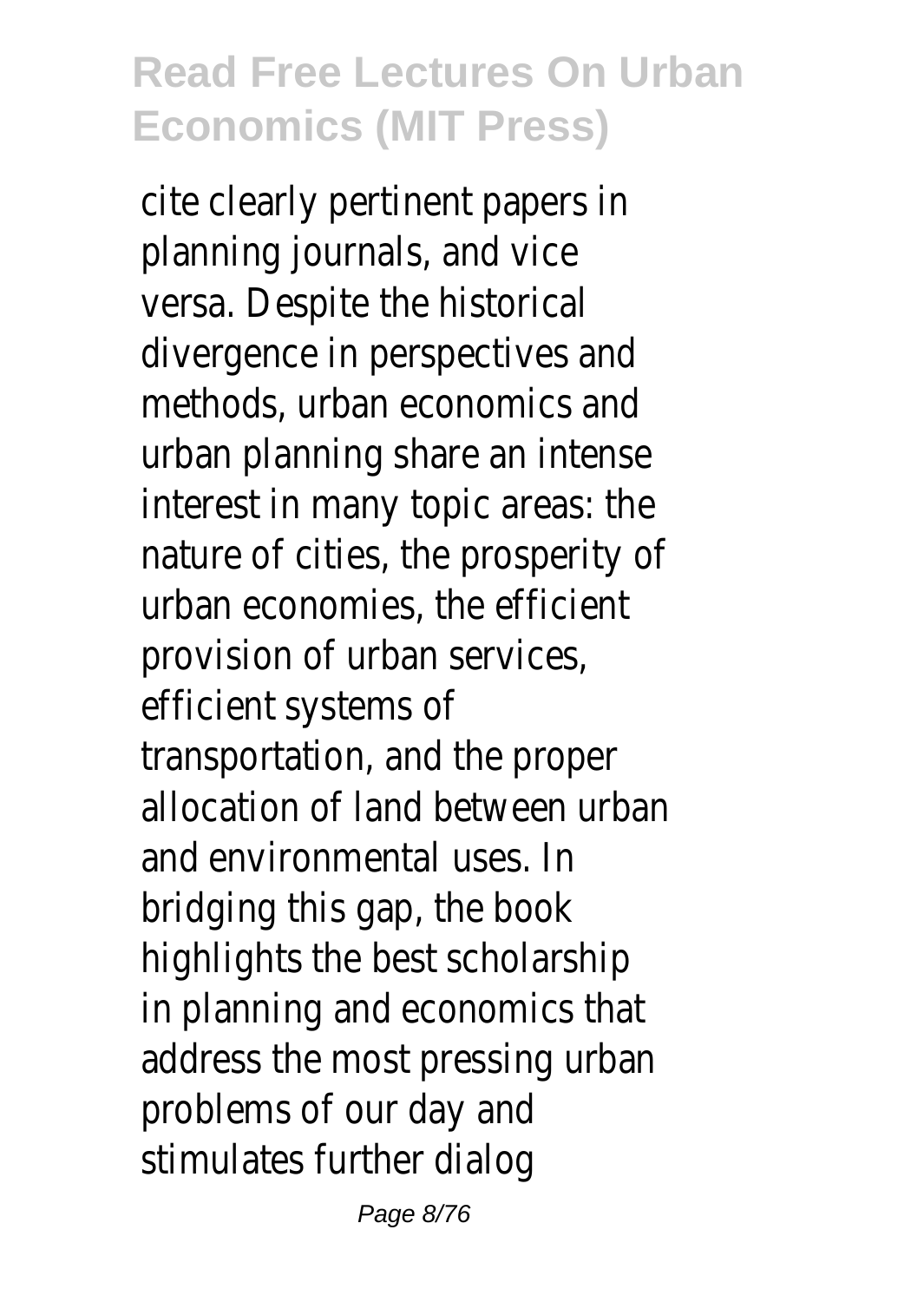cite clearly pertinent papers in planning journals, and vice versa. Despite the historical divergence in perspectives and methods, urban economics and urban planning share an intense interest in many topic areas: the nature of cities, the prosperity of urban economies, the efficient provision of urban services, efficient systems of transportation, and the proper allocation of land between urban and environmental uses. In bridging this gap, the book highlights the best scholarship in planning and economics that address the most pressing urban problems of our day and stimulates further dialog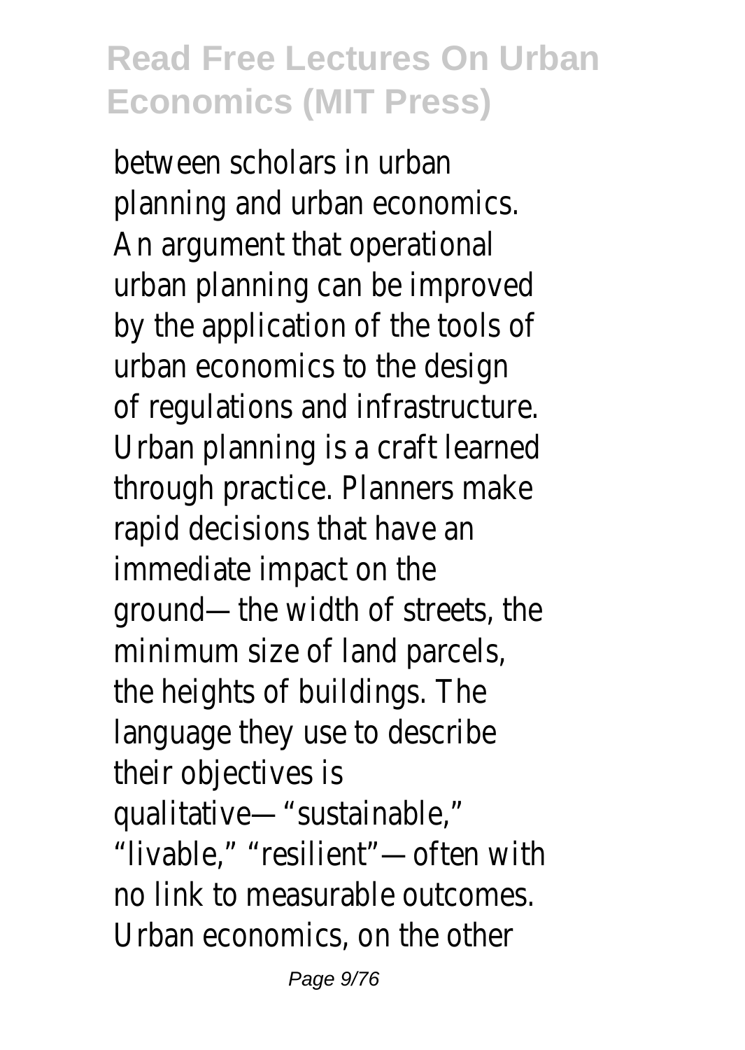between scholars in urban planning and urban economics. An argument that operational urban planning can be improved by the application of the tools of urban economics to the design of regulations and infrastructure. Urban planning is a craft learned through practice. Planners make rapid decisions that have an immediate impact on the ground—the width of streets, the minimum size of land parcels, the heights of buildings. The language they use to describe their objectives is qualitative—"sustainable," "livable," "resilient"—often with no link to measurable outcomes. Urban economics, on the other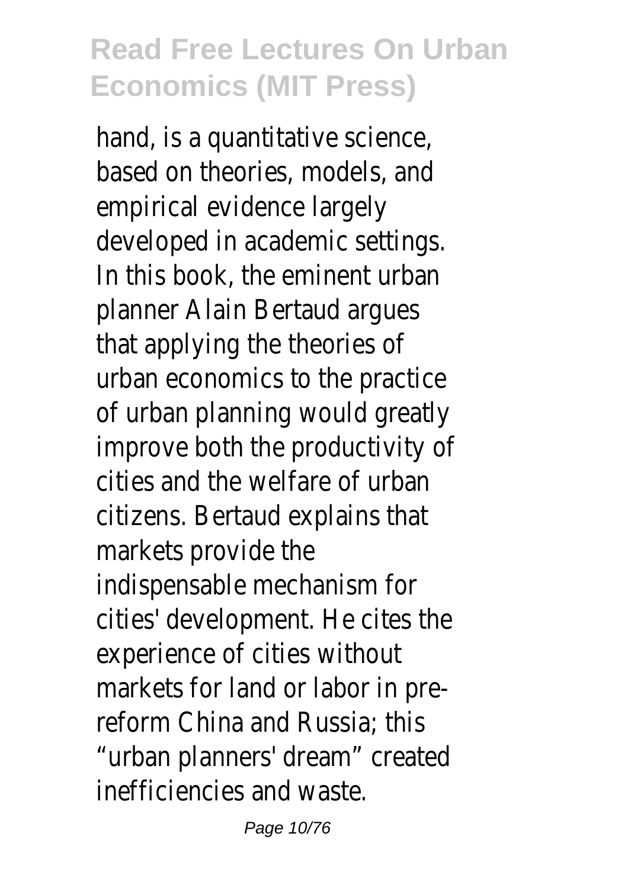hand, is a quantitative science, based on theories, models, and empirical evidence largely developed in academic settings. In this book, the eminent urban planner Alain Bertaud argues that applying the theories of urban economics to the practice of urban planning would greatly improve both the productivity of cities and the welfare of urban citizens. Bertaud explains that markets provide the indispensable mechanism for cities' development. He cites the experience of cities without markets for land or labor in pre-reform China and Russia; this "urban planners' dream" created inefficiencies and waste.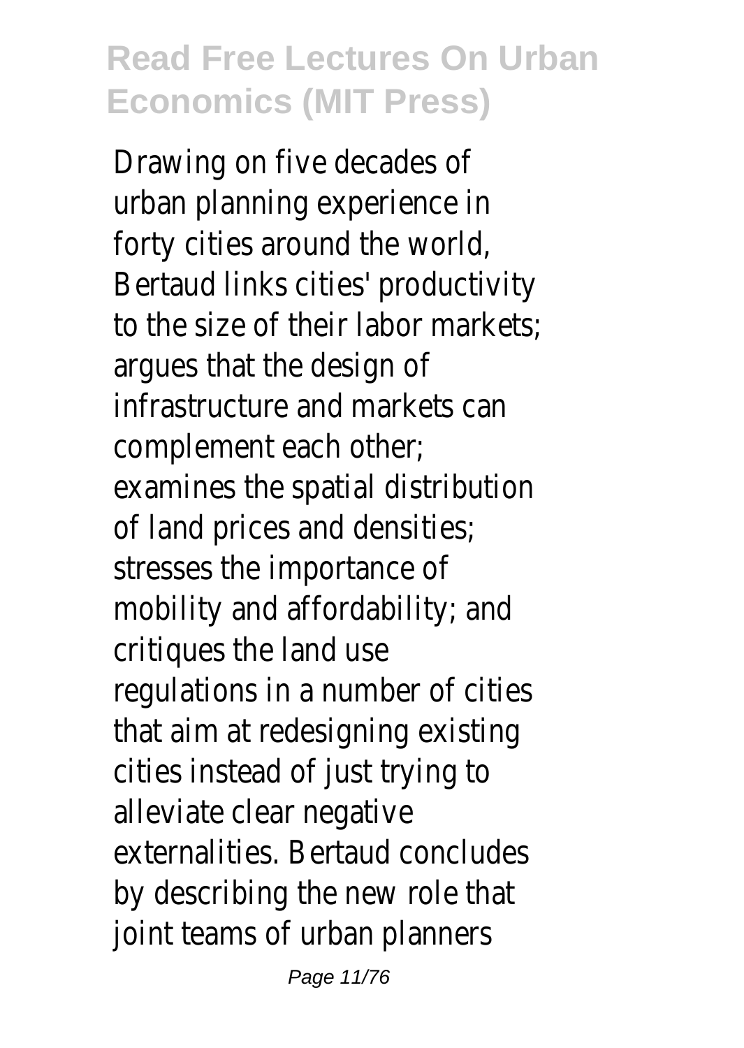Drawing on five decades of urban planning experience in forty cities around the world, Bertaud links cities' productivity to the size of their labor markets; argues that the design of infrastructure and markets can complement each other; examines the spatial distribution of land prices and densities; stresses the importance of mobility and affordability; and critiques the land use regulations in a number of cities that aim at redesigning existing cities instead of just trying to alleviate clear negative externalities. Bertaud concludes by describing the new role that joint teams of urban planners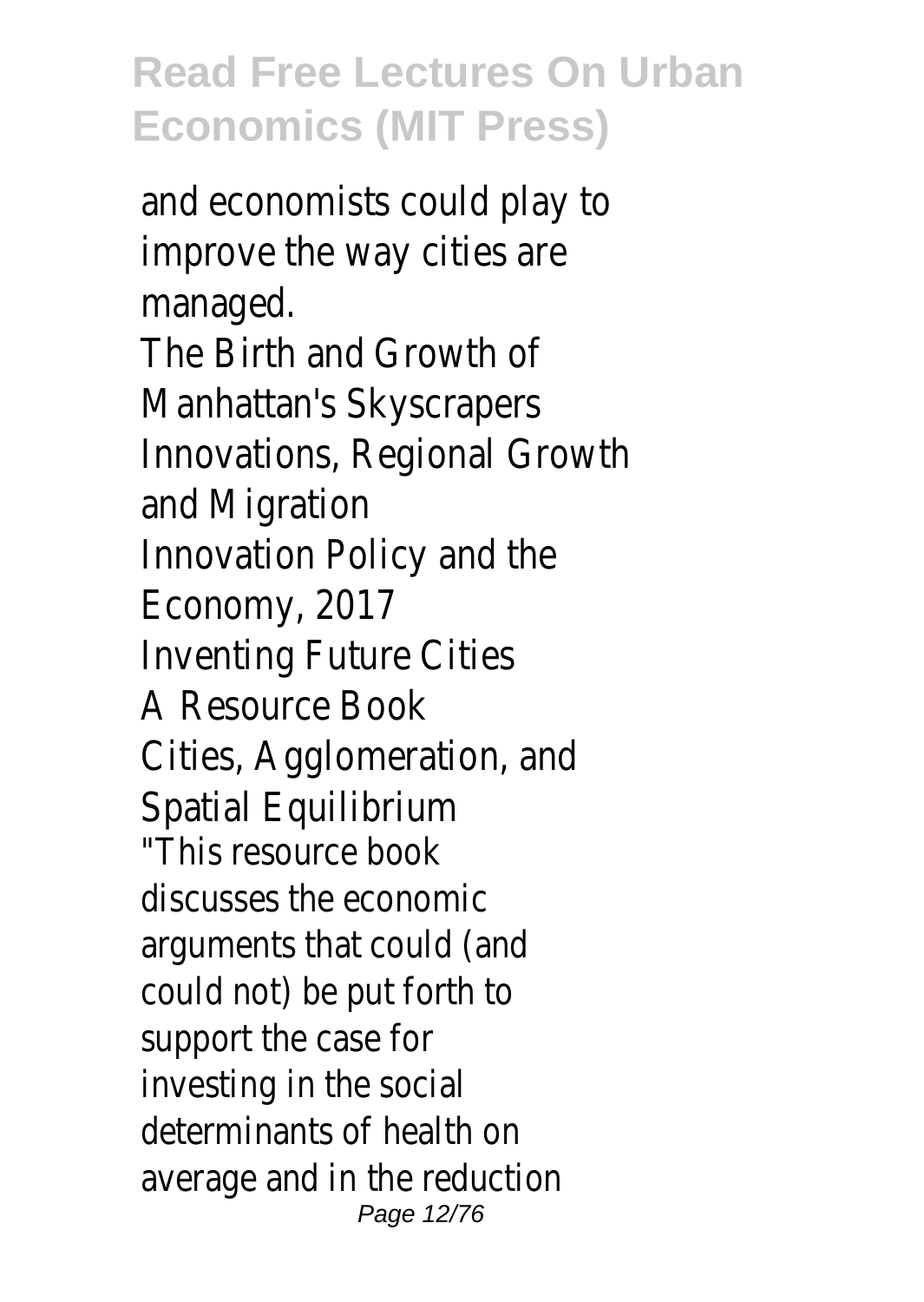and economists could play to improve the way cities are managed.

The Birth and Growth of Manhattan's Skyscrapers

Innovations, Regional Growth and Migration

Innovation Policy and the Economy, 2017

Inventing Future Cities

A Resource Book

Cities, Agglomeration, and Spatial Equilibrium

"This resource book discusses the economic arguments that could (and could not) be put forth to support the case for investing in the social determinants of health on average and in the reduction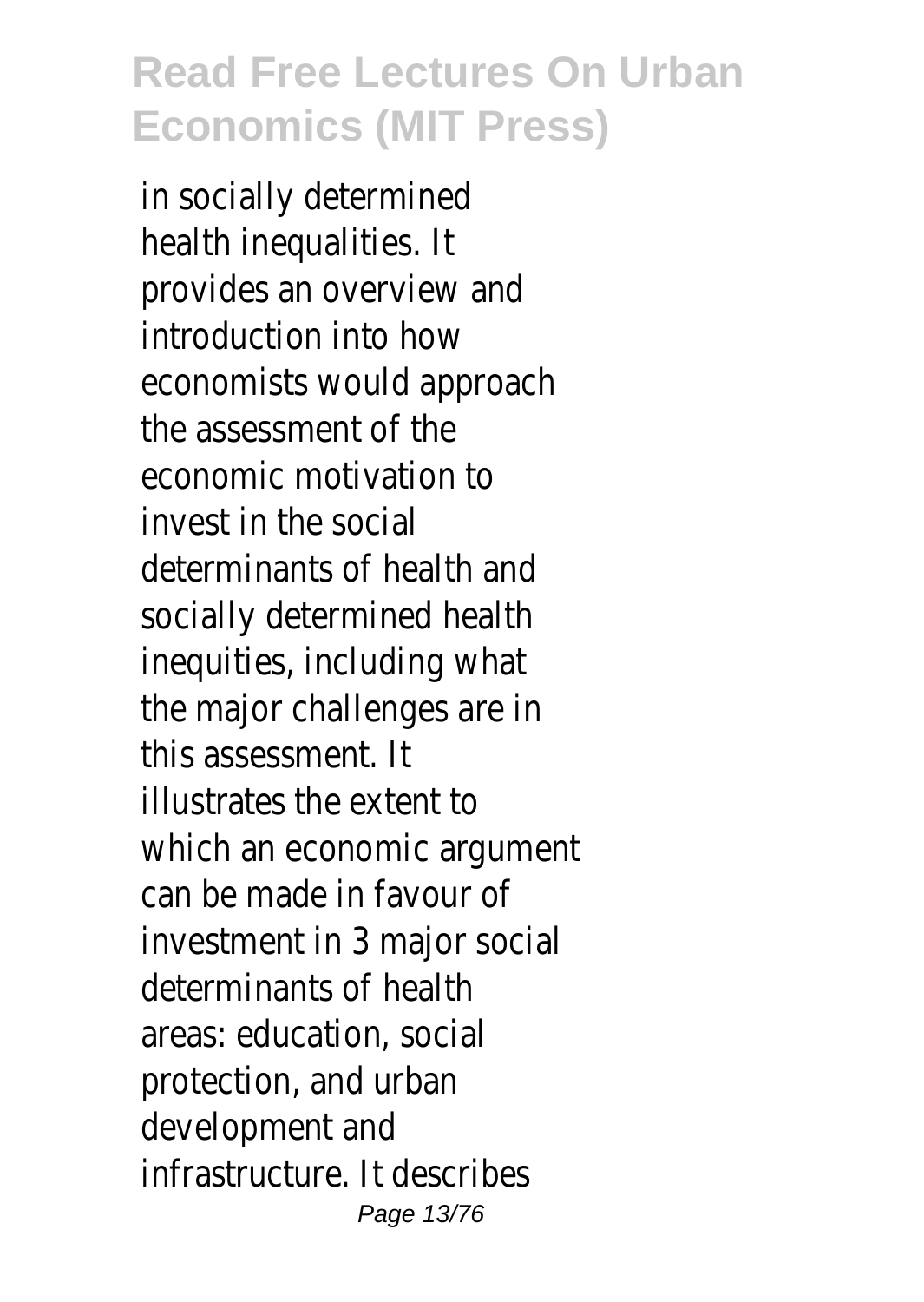in socially determined health inequalities. It provides an overview and introduction into how economists would approach the assessment of the economic motivation to invest in the social determinants of health and socially determined health inequities, including what the major challenges are in this assessment. It illustrates the extent to which an economic argument can be made in favour of investment in 3 major social determinants of health areas: education, social protection, and urban development and infrastructure. It describes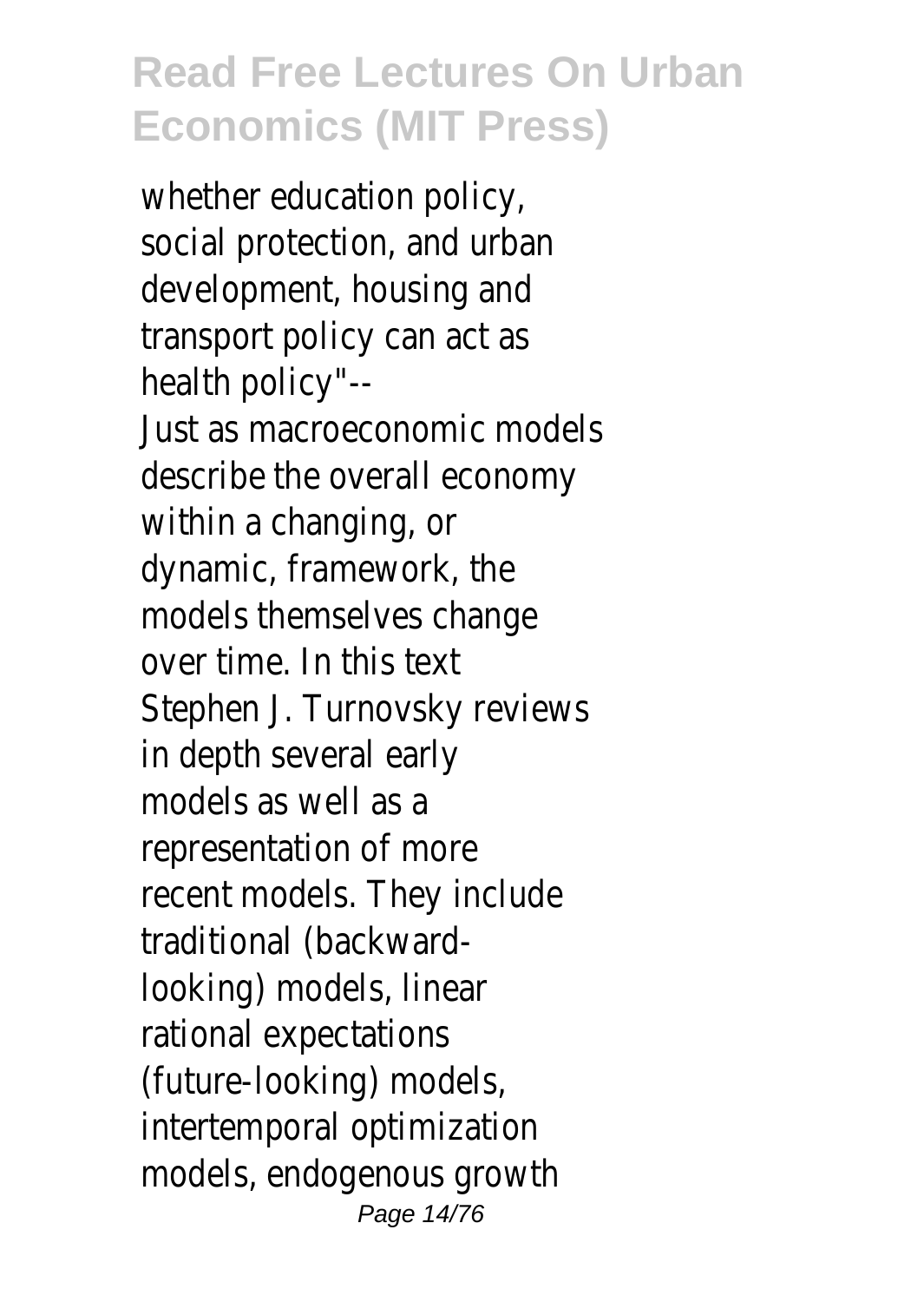whether education policy, social protection, and urban development, housing and transport policy can act as health policy"--

Just as macroeconomic models describe the overall economy within a changing, or dynamic, framework, the models themselves change over time. In this text Stephen J. Turnovsky reviews in depth several early models as well as a representation of more recent models. They include traditional (backward-looking) models, linear rational expectations (future-looking) models, intertemporal optimization models, endogenous growth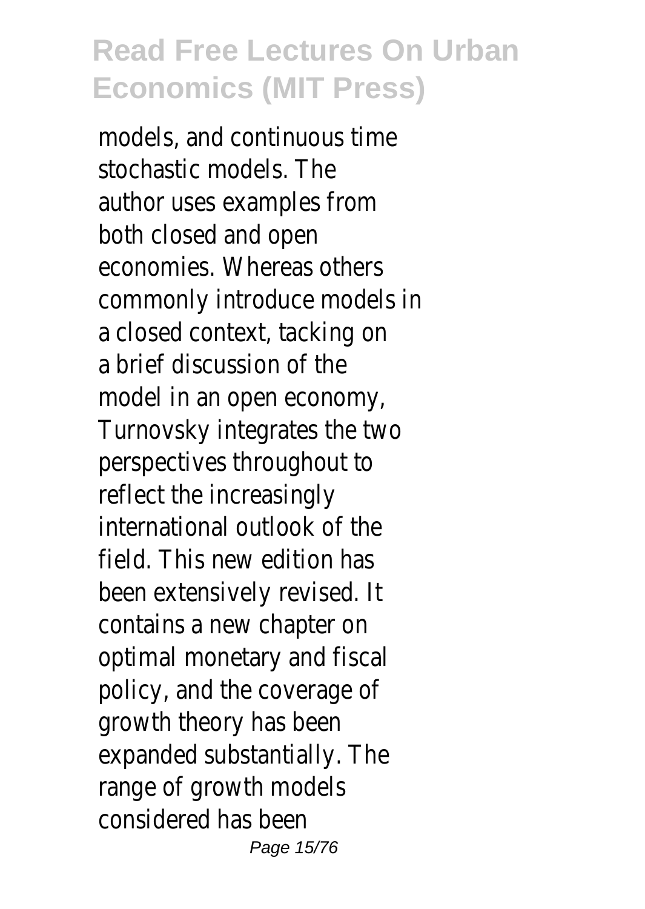models, and continuous time stochastic models. The author uses examples from both closed and open economies. Whereas others commonly introduce models in a closed context, tacking on a brief discussion of the model in an open economy, Turnovsky integrates the two perspectives throughout to reflect the increasingly international outlook of the field. This new edition has been extensively revised. It contains a new chapter on optimal monetary and fiscal policy, and the coverage of growth theory has been expanded substantially. The range of growth models considered has been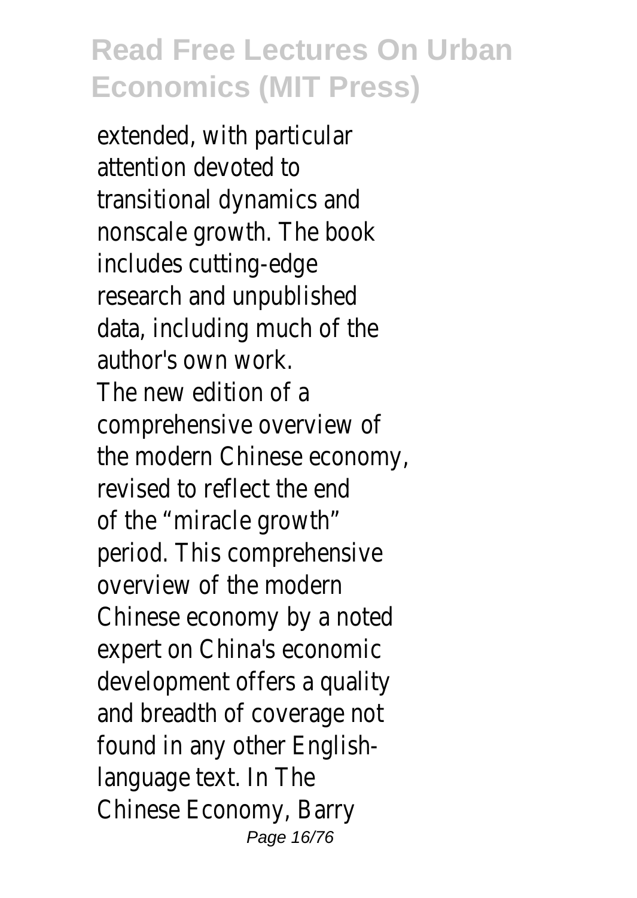extended, with particular attention devoted to transitional dynamics and nonscale growth. The book includes cutting-edge research and unpublished data, including much of the author's own work.

The new edition of a comprehensive overview of the modern Chinese economy, revised to reflect the end of the “miracle growth” period. This comprehensive overview of the modern Chinese economy by a noted expert on China's economic development offers a quality and breadth of coverage not found in any other English-language text. In The Chinese Economy, Barry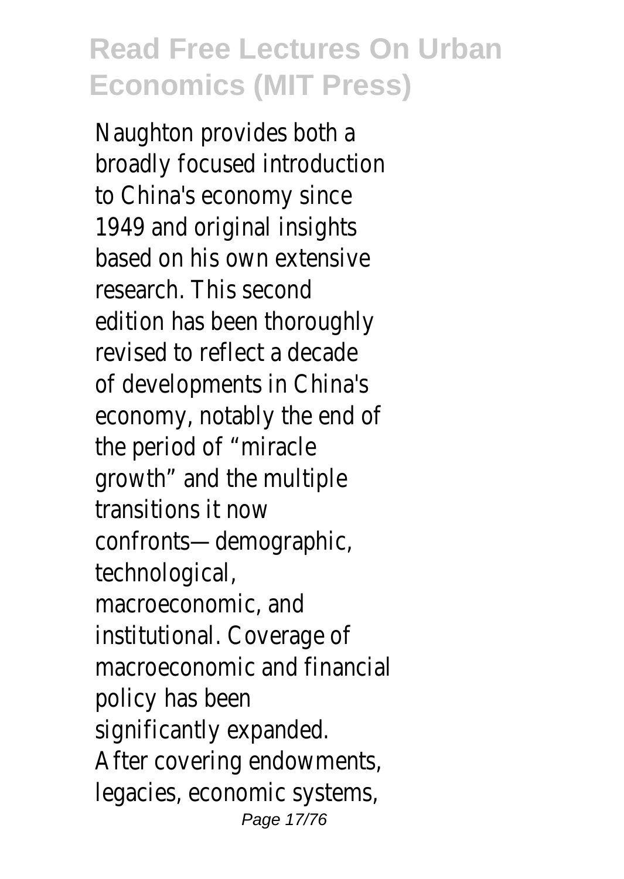Naughton provides both a broadly focused introduction to China's economy since 1949 and original insights based on his own extensive research. This second edition has been thoroughly revised to reflect a decade of developments in China's economy, notably the end of the period of "miracle growth" and the multiple transitions it now confronts—demographic, technological, macroeconomic, and institutional. Coverage of macroeconomic and financial policy has been significantly expanded. After covering endowments, legacies, economic systems,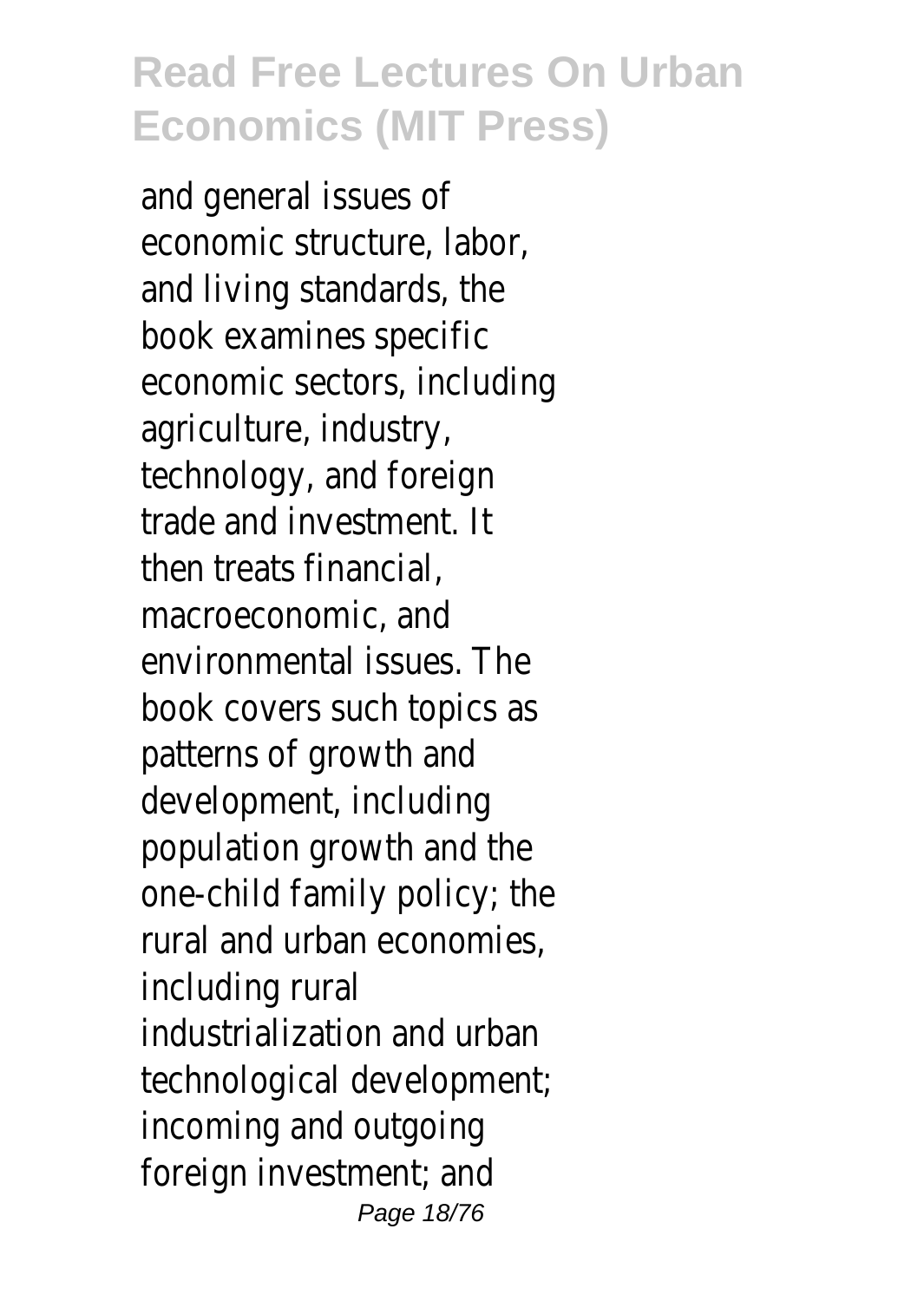and general issues of economic structure, labor, and living standards, the book examines specific economic sectors, including agriculture, industry, technology, and foreign trade and investment. It then treats financial, macroeconomic, and environmental issues. The book covers such topics as patterns of growth and development, including population growth and the one-child family policy; the rural and urban economies, including rural industrialization and urban technological development; incoming and outgoing foreign investment; and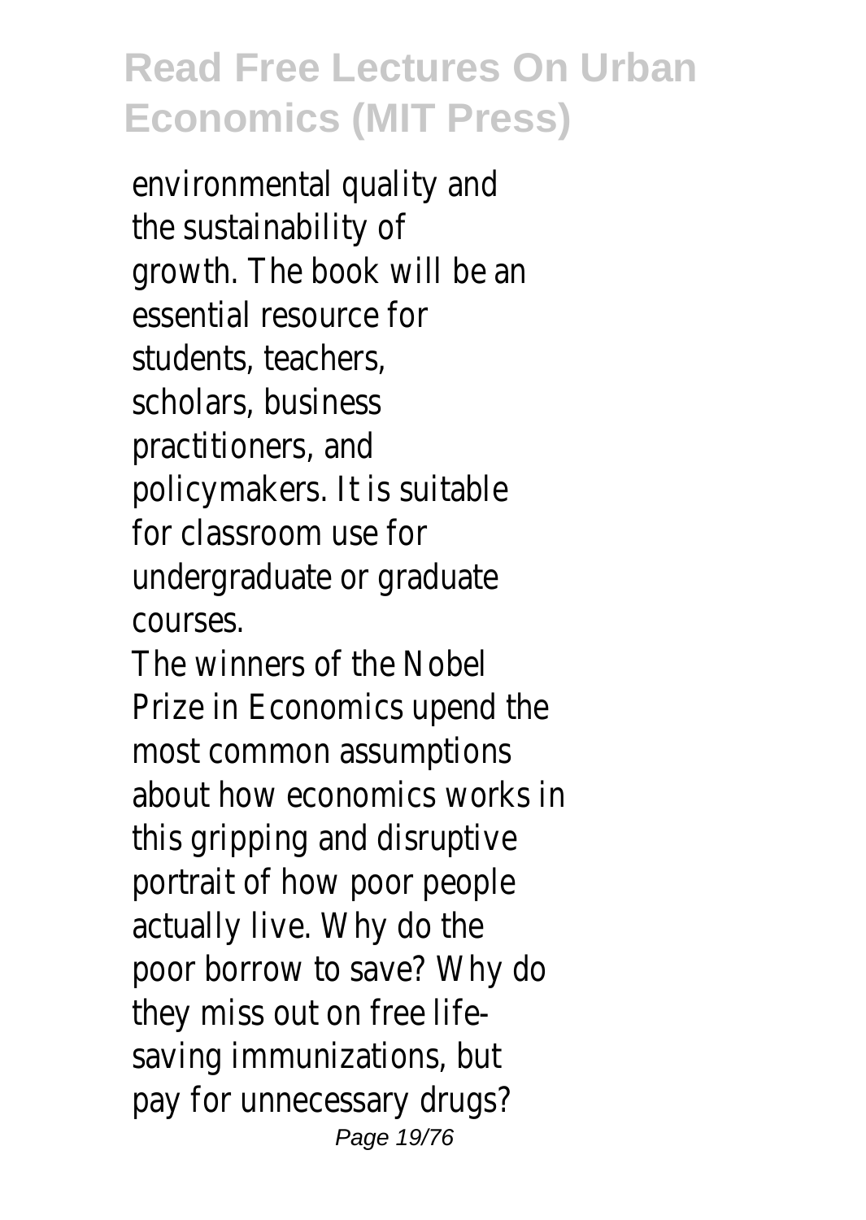environmental quality and the sustainability of growth. The book will be an essential resource for students, teachers, scholars, business practitioners, and policymakers. It is suitable for classroom use for undergraduate or graduate courses.

The winners of the Nobel Prize in Economics upend the most common assumptions about how economics works in this gripping and disruptive portrait of how poor people actually live. Why do the poor borrow to save? Why do they miss out on free life-saving immunizations, but pay for unnecessary drugs?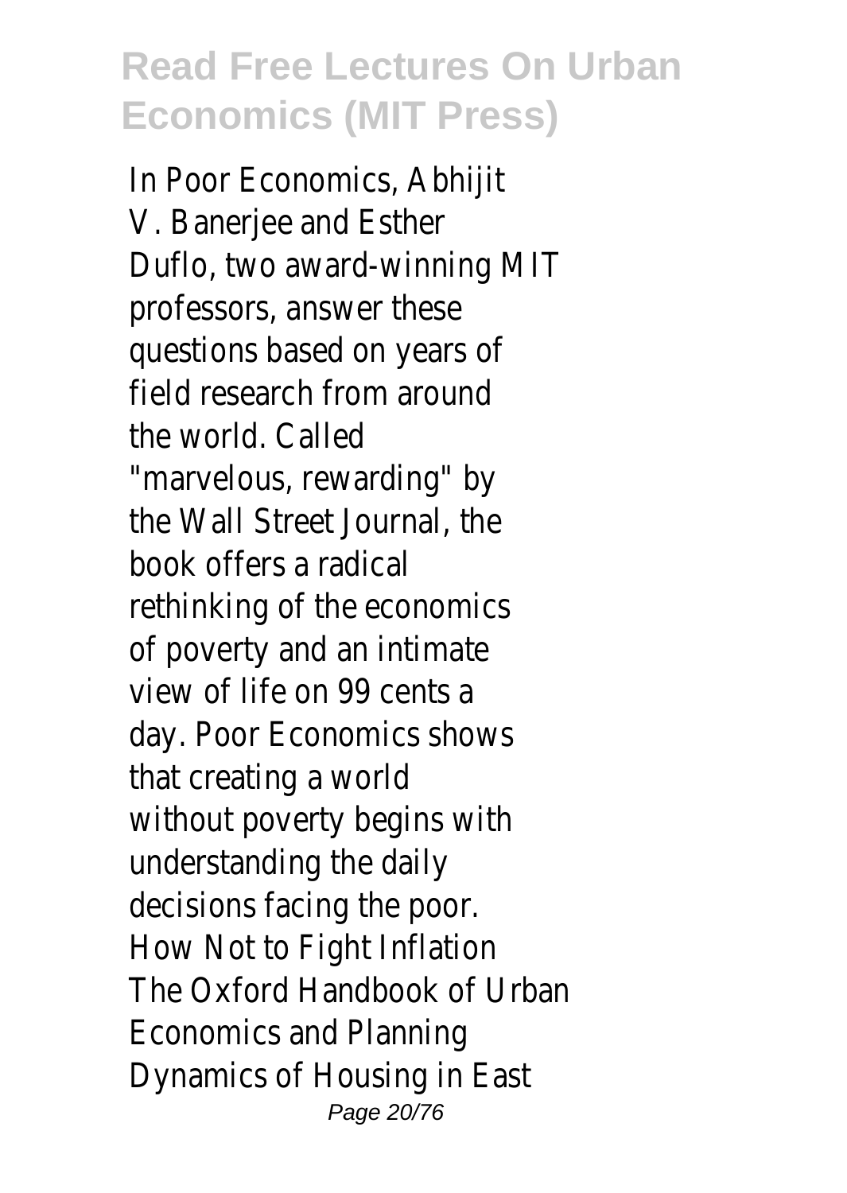In Poor Economics, Abhijit V. Banerjee and Esther Duflo, two award-winning MIT professors, answer these questions based on years of field research from around the world. Called "marvelous, rewarding" by the Wall Street Journal, the book offers a radical rethinking of the economics of poverty and an intimate view of life on 99 cents a day. Poor Economics shows that creating a world without poverty begins with understanding the daily decisions facing the poor.

How Not to Fight Inflation

The Oxford Handbook of Urban Economics and Planning

Dynamics of Housing in East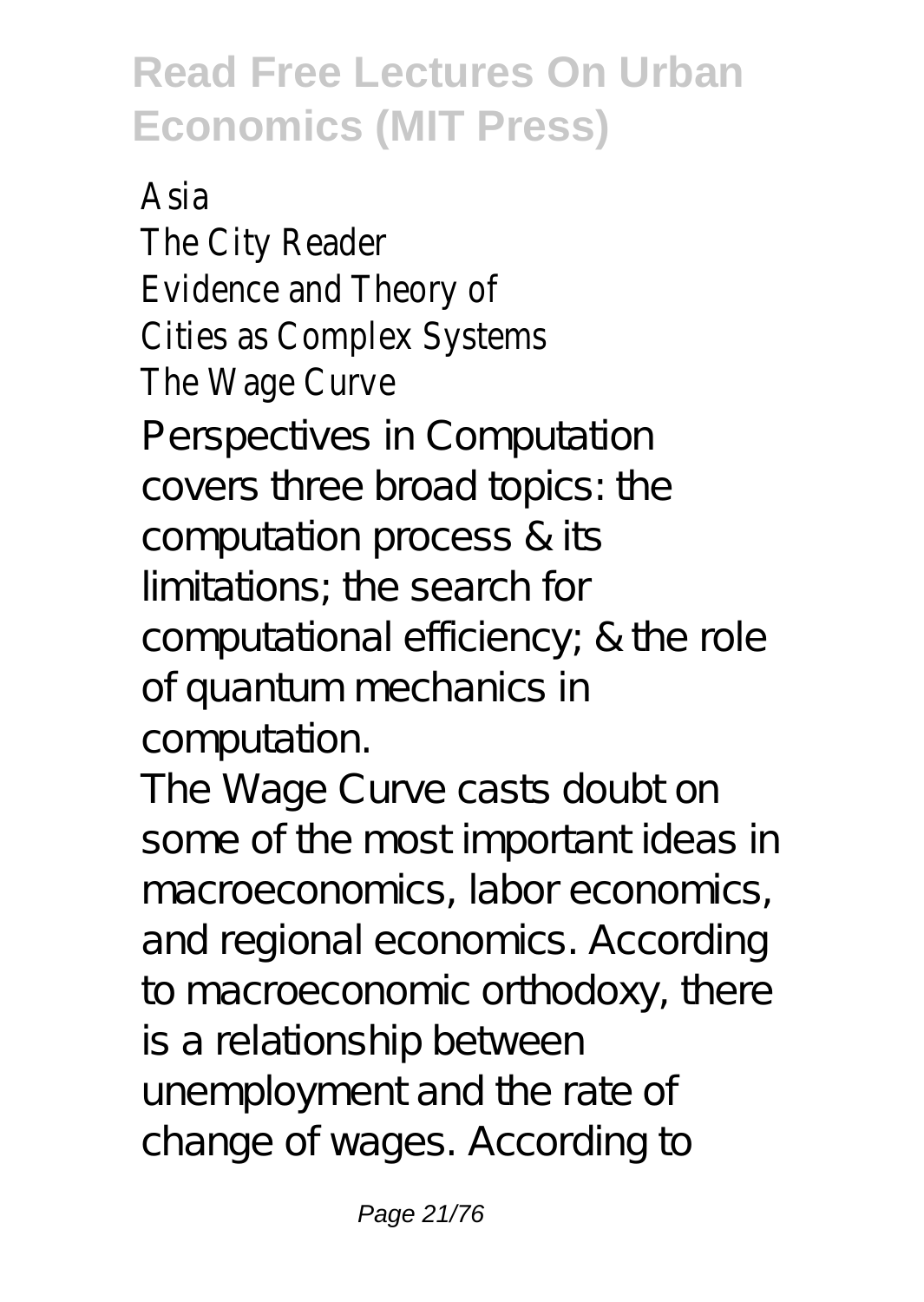Asia
The City Reader
Evidence and Theory of
Cities as Complex Systems
The Wage Curve

Perspectives in Computation covers three broad topics: the computation process & its limitations; the search for computational efficiency; & the role of quantum mechanics in computation.

The Wage Curve casts doubt on some of the most important ideas in macroeconomics, labor economics, and regional economics. According to macroeconomic orthodoxy, there is a relationship between unemployment and the rate of change of wages. According to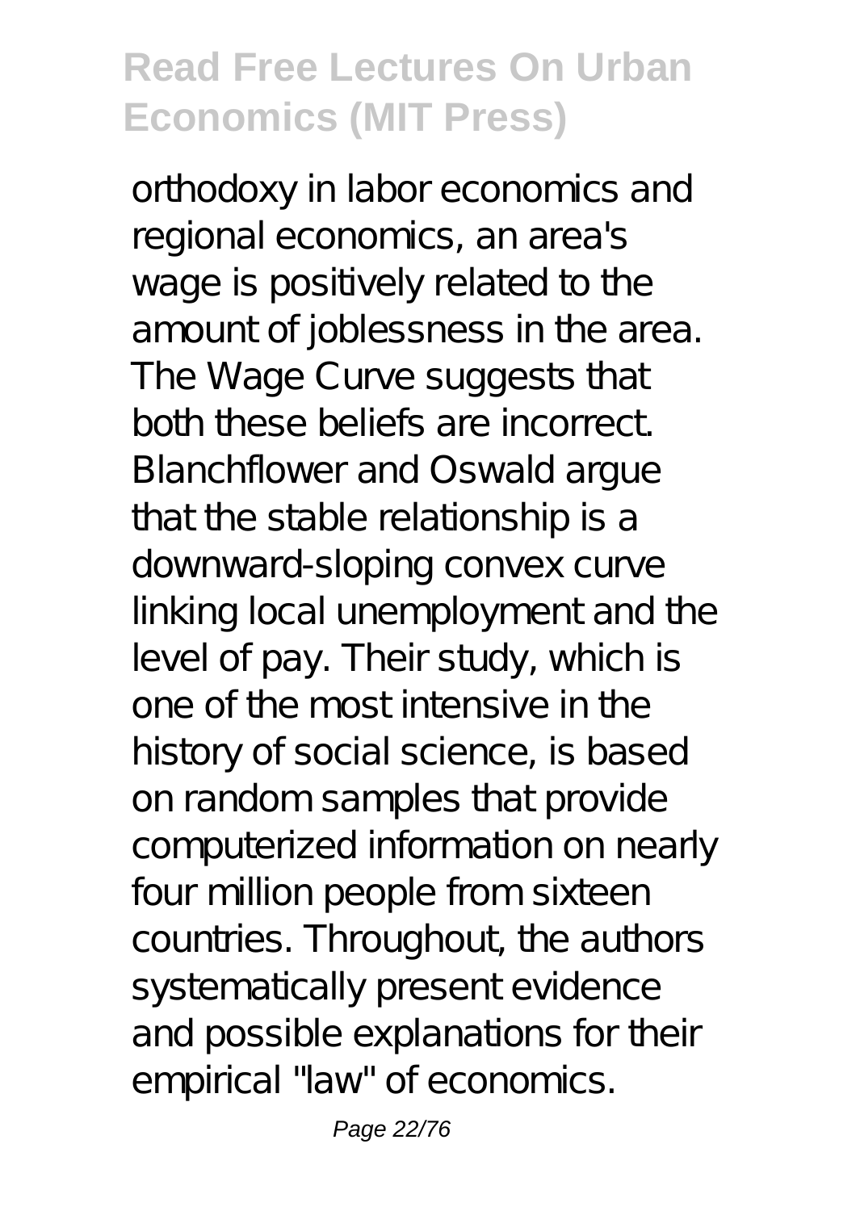orthodoxy in labor economics and regional economics, an area's wage is positively related to the amount of joblessness in the area. The Wage Curve suggests that both these beliefs are incorrect. Blanchflower and Oswald argue that the stable relationship is a downward-sloping convex curve linking local unemployment and the level of pay. Their study, which is one of the most intensive in the history of social science, is based on random samples that provide computerized information on nearly four million people from sixteen countries. Throughout, the authors systematically present evidence and possible explanations for their empirical "law" of economics.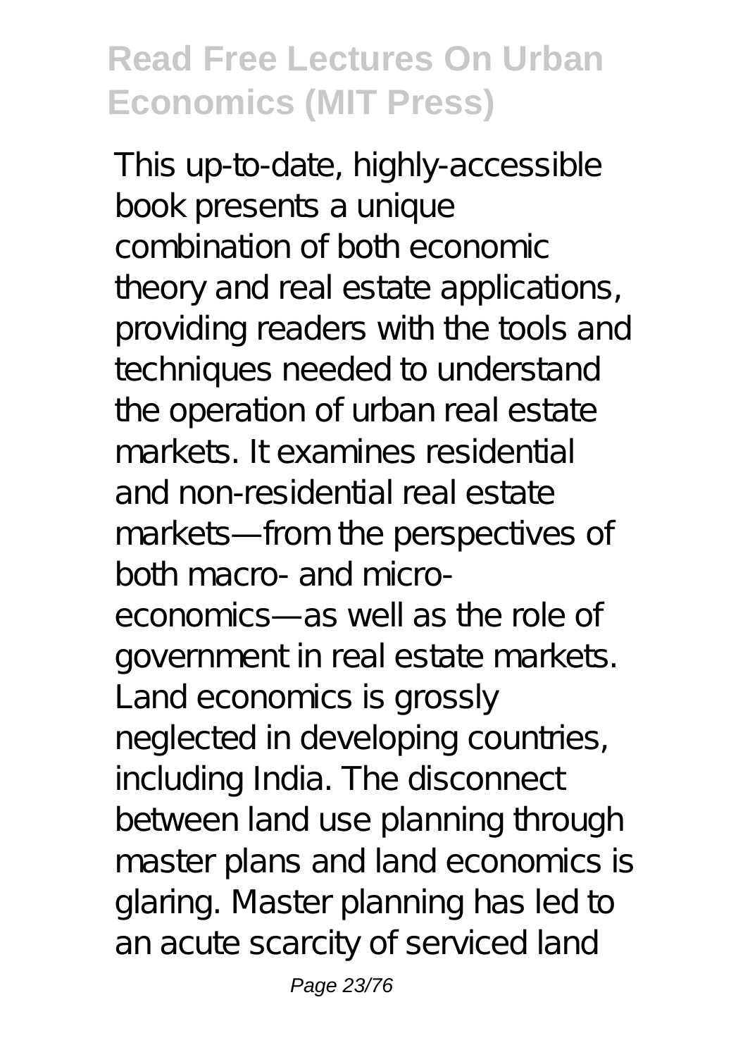This up-to-date, highly-accessible book presents a unique combination of both economic theory and real estate applications, providing readers with the tools and techniques needed to understand the operation of urban real estate markets. It examines residential and non-residential real estate markets—from the perspectives of both macro- and micro-economics—as well as the role of government in real estate markets. Land economics is grossly neglected in developing countries, including India. The disconnect between land use planning through master plans and land economics is glaring. Master planning has led to an acute scarcity of serviced land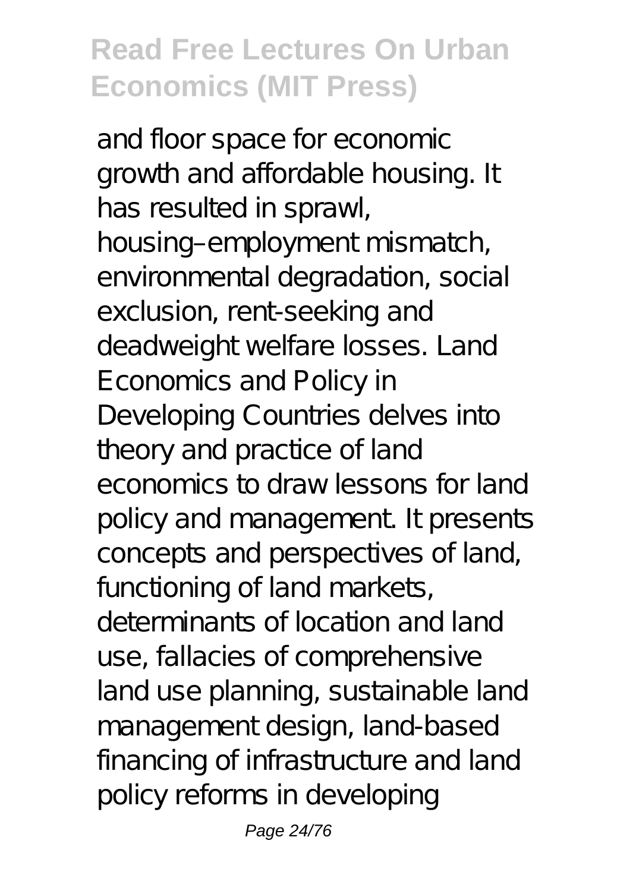and floor space for economic growth and affordable housing. It has resulted in sprawl, housing–employment mismatch, environmental degradation, social exclusion, rent-seeking and deadweight welfare losses. Land Economics and Policy in Developing Countries delves into theory and practice of land economics to draw lessons for land policy and management. It presents concepts and perspectives of land, functioning of land markets, determinants of location and land use, fallacies of comprehensive land use planning, sustainable land management design, land-based financing of infrastructure and land policy reforms in developing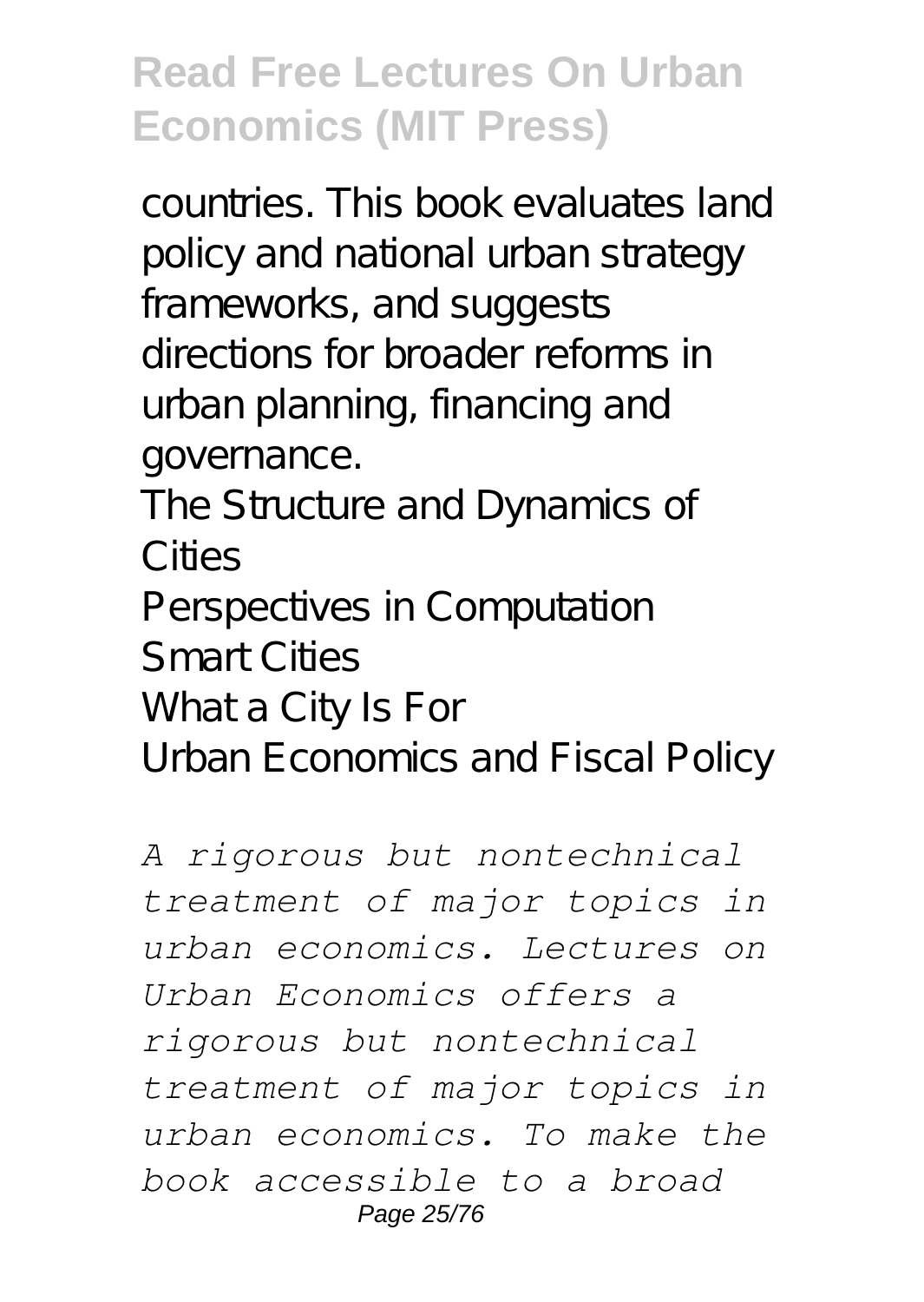countries. This book evaluates land policy and national urban strategy frameworks, and suggests directions for broader reforms in urban planning, financing and governance.

The Structure and Dynamics of Cities

Perspectives in Computation

Smart Cities

What a City Is For

Urban Economics and Fiscal Policy

*A rigorous but nontechnical treatment of major topics in urban economics. Lectures on Urban Economics offers a rigorous but nontechnical treatment of major topics in urban economics. To make the book accessible to a broad*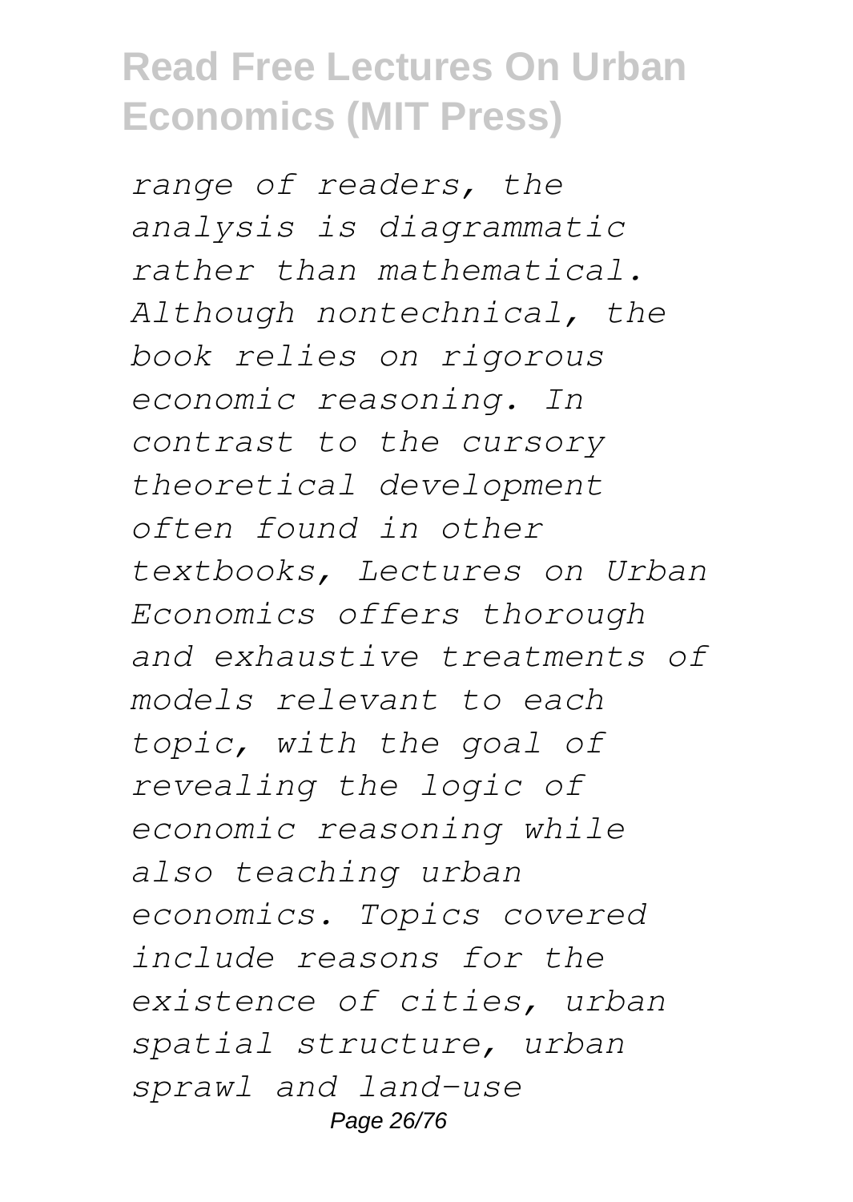*range of readers, the analysis is diagrammatic rather than mathematical. Although nontechnical, the book relies on rigorous economic reasoning. In contrast to the cursory theoretical development often found in other textbooks, Lectures on Urban Economics offers thorough and exhaustive treatments of models relevant to each topic, with the goal of revealing the logic of economic reasoning while also teaching urban economics. Topics covered include reasons for the existence of cities, urban spatial structure, urban sprawl and land-use*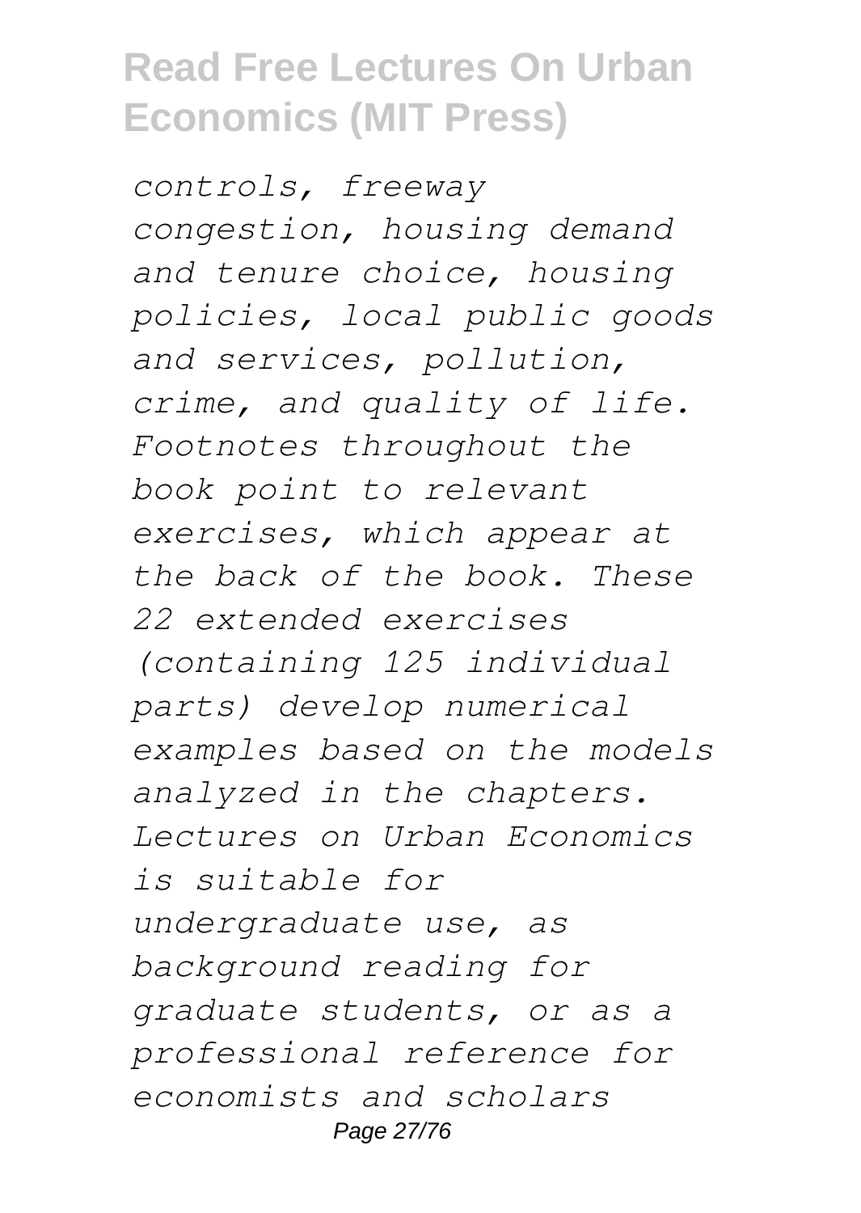*controls, freeway congestion, housing demand and tenure choice, housing policies, local public goods and services, pollution, crime, and quality of life. Footnotes throughout the book point to relevant exercises, which appear at the back of the book. These 22 extended exercises (containing 125 individual parts) develop numerical examples based on the models analyzed in the chapters. Lectures on Urban Economics is suitable for undergraduate use, as background reading for graduate students, or as a professional reference for economists and scholars*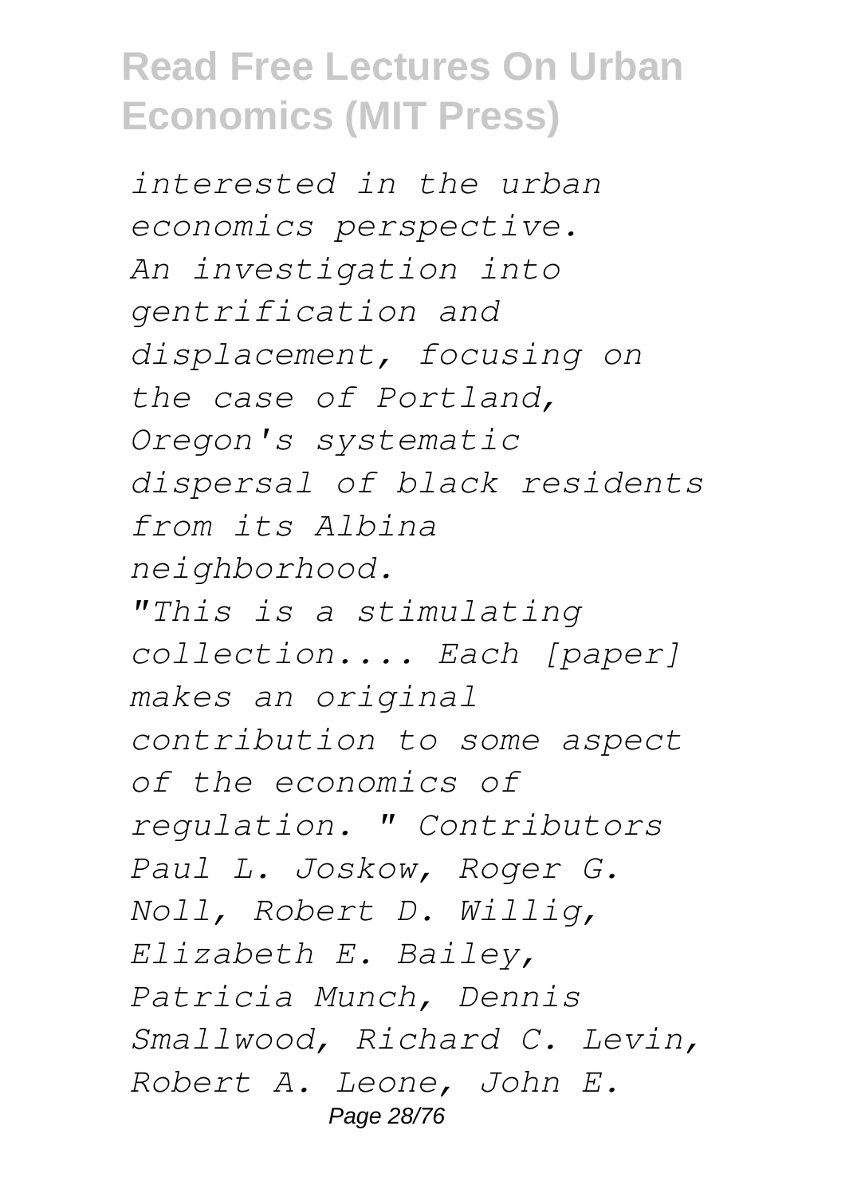*interested in the urban economics perspective.*
*An investigation into gentrification and displacement, focusing on the case of Portland, Oregon's systematic dispersal of black residents from its Albina neighborhood.*
*"This is a stimulating collection.... Each [paper] makes an original contribution to some aspect of the economics of regulation. " Contributors Paul L. Joskow, Roger G. Noll, Robert D. Willig, Elizabeth E. Bailey, Patricia Munch, Dennis Smallwood, Richard C. Levin, Robert A. Leone, John E.*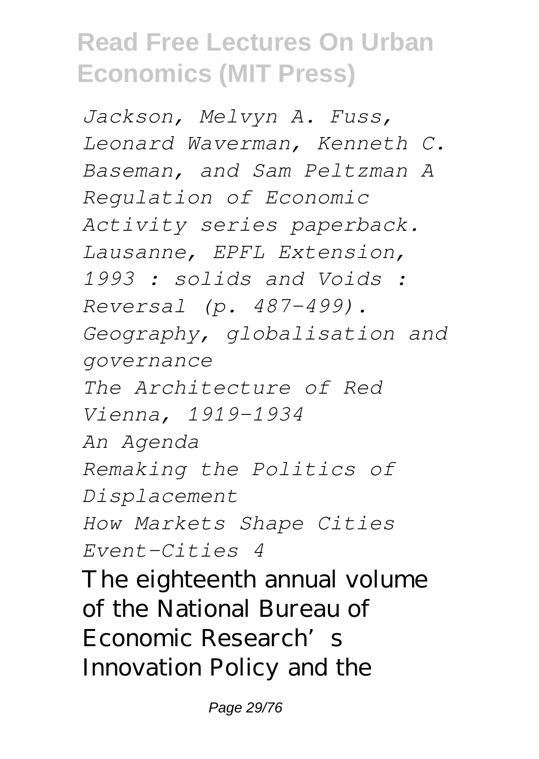*Jackson, Melvyn A. Fuss, Leonard Waverman, Kenneth C. Baseman, and Sam Peltzman A Regulation of Economic Activity series paperback. Lausanne, EPFL Extension, 1993 : solids and Voids : Reversal (p. 487-499).*
*Geography, globalisation and governance*
*The Architecture of Red Vienna, 1919-1934*
*An Agenda*
*Remaking the Politics of Displacement*
*How Markets Shape Cities*
*Event-Cities 4*

The eighteenth annual volume of the National Bureau of Economic Research's Innovation Policy and the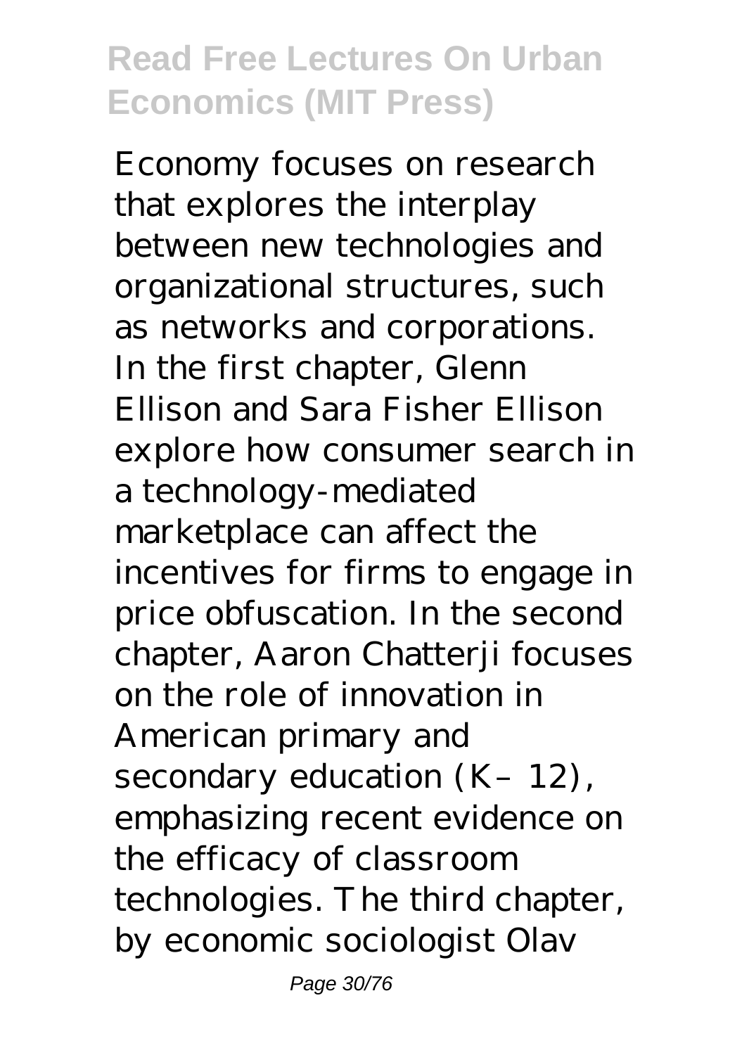Economy focuses on research that explores the interplay between new technologies and organizational structures, such as networks and corporations. In the first chapter, Glenn Ellison and Sara Fisher Ellison explore how consumer search in a technology-mediated marketplace can affect the incentives for firms to engage in price obfuscation. In the second chapter, Aaron Chatterji focuses on the role of innovation in American primary and secondary education (K–12), emphasizing recent evidence on the efficacy of classroom technologies. The third chapter, by economic sociologist Olav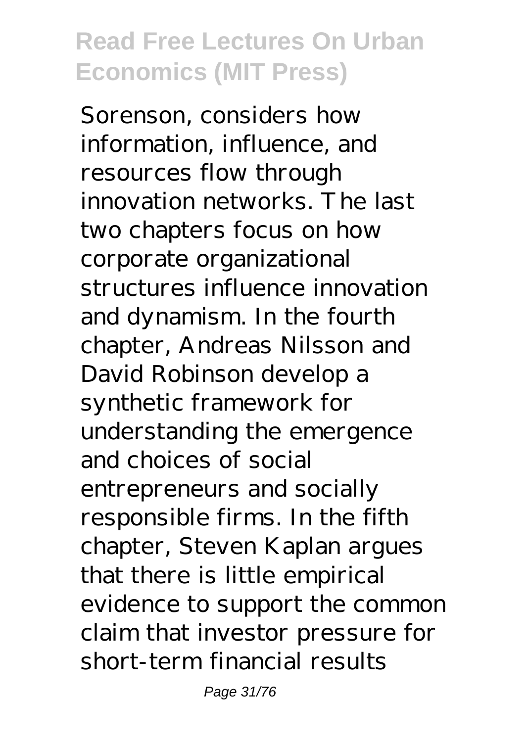Sorenson, considers how information, influence, and resources flow through innovation networks. The last two chapters focus on how corporate organizational structures influence innovation and dynamism. In the fourth chapter, Andreas Nilsson and David Robinson develop a synthetic framework for understanding the emergence and choices of social entrepreneurs and socially responsible firms. In the fifth chapter, Steven Kaplan argues that there is little empirical evidence to support the common claim that investor pressure for short-term financial results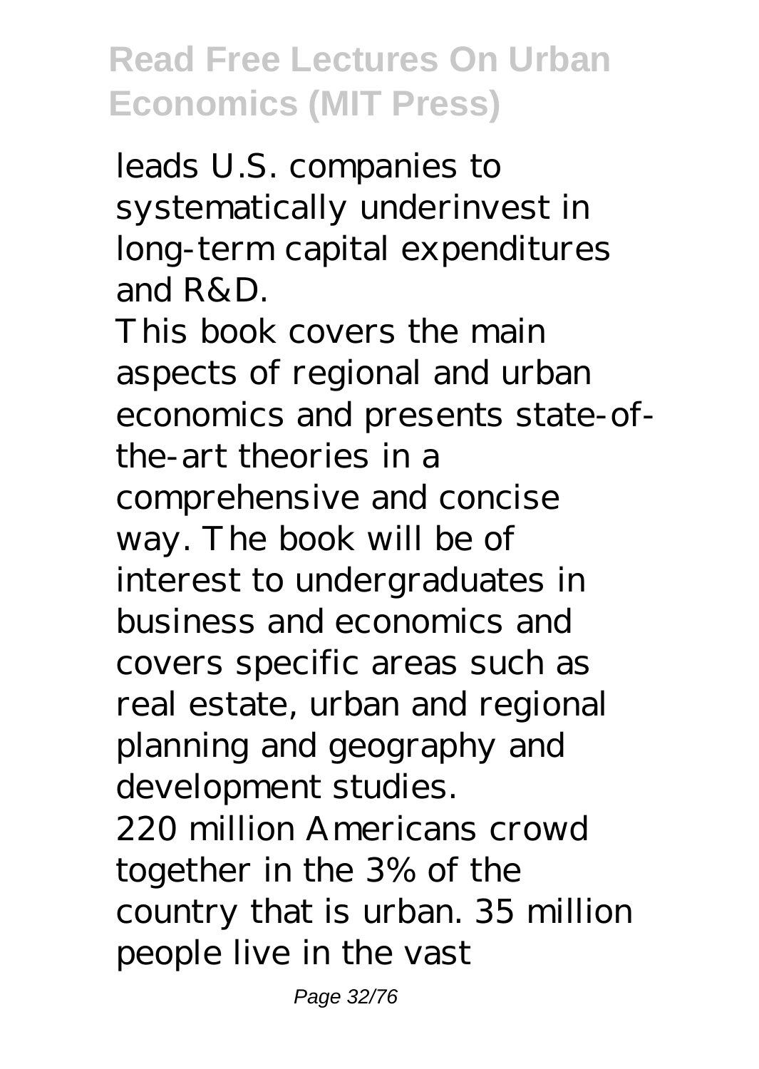leads U.S. companies to systematically underinvest in long-term capital expenditures and R&D.

This book covers the main aspects of regional and urban economics and presents state-of-the-art theories in a comprehensive and concise way. The book will be of interest to undergraduates in business and economics and covers specific areas such as real estate, urban and regional planning and geography and development studies.

220 million Americans crowd together in the 3% of the country that is urban. 35 million people live in the vast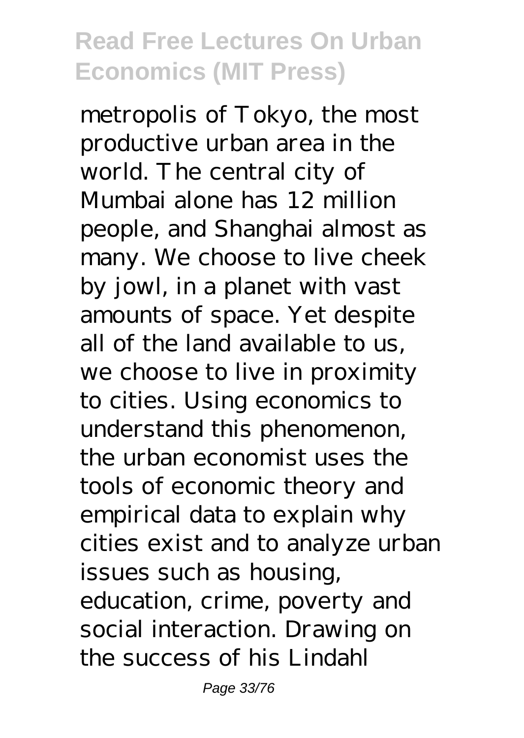metropolis of Tokyo, the most productive urban area in the world. The central city of Mumbai alone has 12 million people, and Shanghai almost as many. We choose to live cheek by jowl, in a planet with vast amounts of space. Yet despite all of the land available to us, we choose to live in proximity to cities. Using economics to understand this phenomenon, the urban economist uses the tools of economic theory and empirical data to explain why cities exist and to analyze urban issues such as housing, education, crime, poverty and social interaction. Drawing on the success of his Lindahl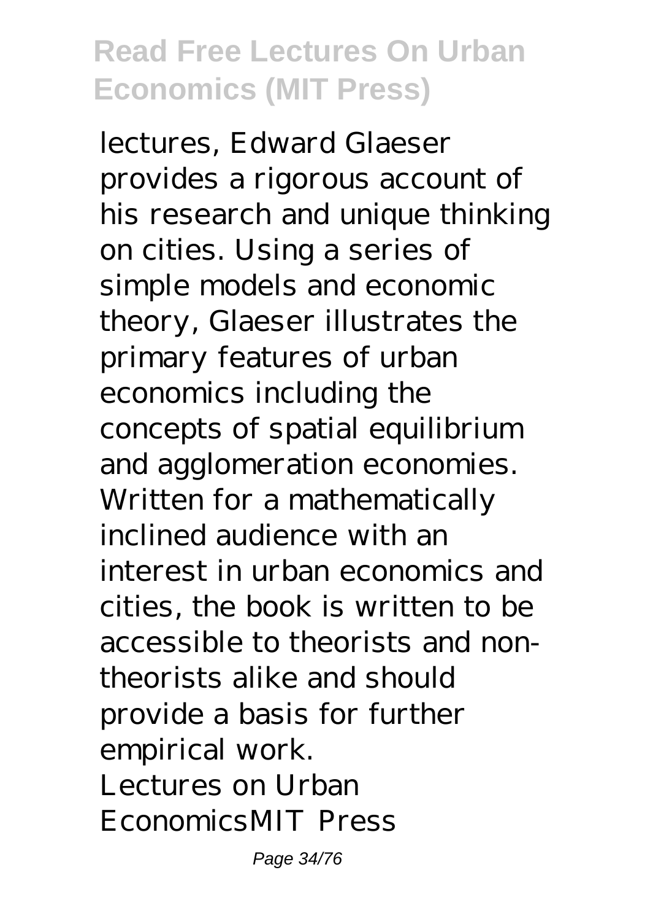lectures, Edward Glaeser provides a rigorous account of his research and unique thinking on cities. Using a series of simple models and economic theory, Glaeser illustrates the primary features of urban economics including the concepts of spatial equilibrium and agglomeration economies. Written for a mathematically inclined audience with an interest in urban economics and cities, the book is written to be accessible to theorists and non-theorists alike and should provide a basis for further empirical work.

Lectures on Urban EconomicsMIT Press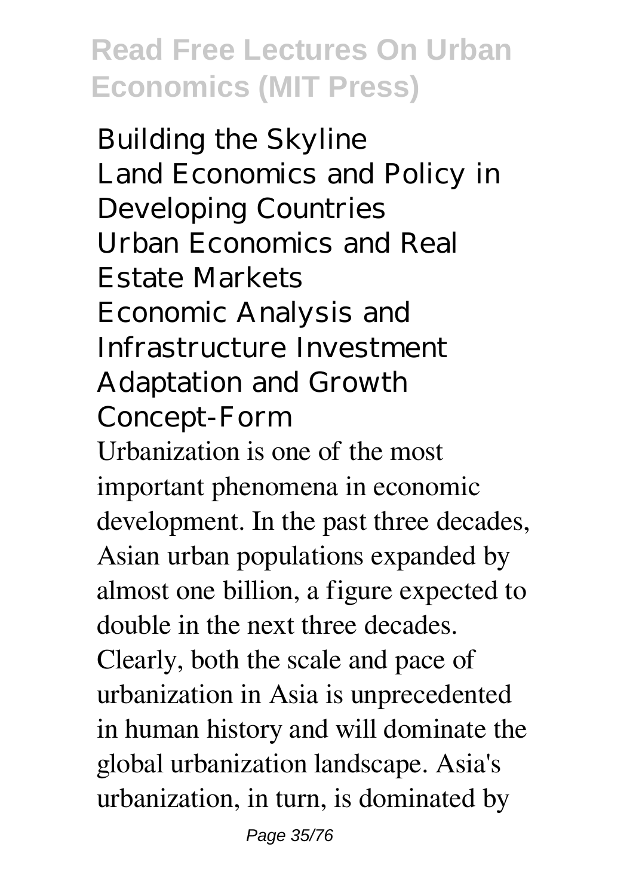Building the Skyline
Land Economics and Policy in Developing Countries
Urban Economics and Real Estate Markets
Economic Analysis and Infrastructure Investment
Adaptation and Growth
Concept-Form

Urbanization is one of the most important phenomena in economic development. In the past three decades, Asian urban populations expanded by almost one billion, a figure expected to double in the next three decades. Clearly, both the scale and pace of urbanization in Asia is unprecedented in human history and will dominate the global urbanization landscape. Asia's urbanization, in turn, is dominated by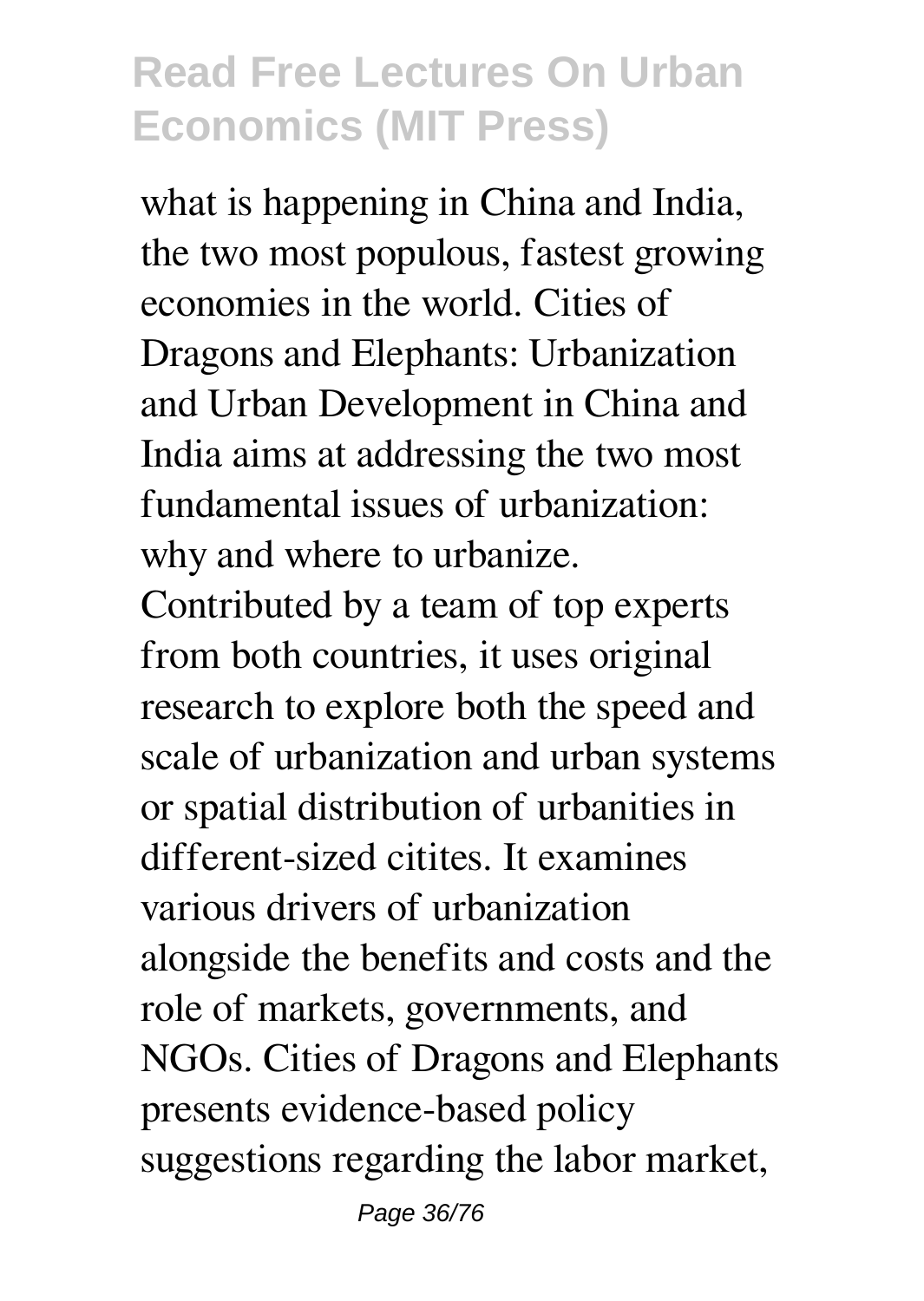what is happening in China and India, the two most populous, fastest growing economies in the world. Cities of Dragons and Elephants: Urbanization and Urban Development in China and India aims at addressing the two most fundamental issues of urbanization: why and where to urbanize. Contributed by a team of top experts from both countries, it uses original research to explore both the speed and scale of urbanization and urban systems or spatial distribution of urbanities in different-sized citites. It examines various drivers of urbanization alongside the benefits and costs and the role of markets, governments, and NGOs. Cities of Dragons and Elephants presents evidence-based policy suggestions regarding the labor market,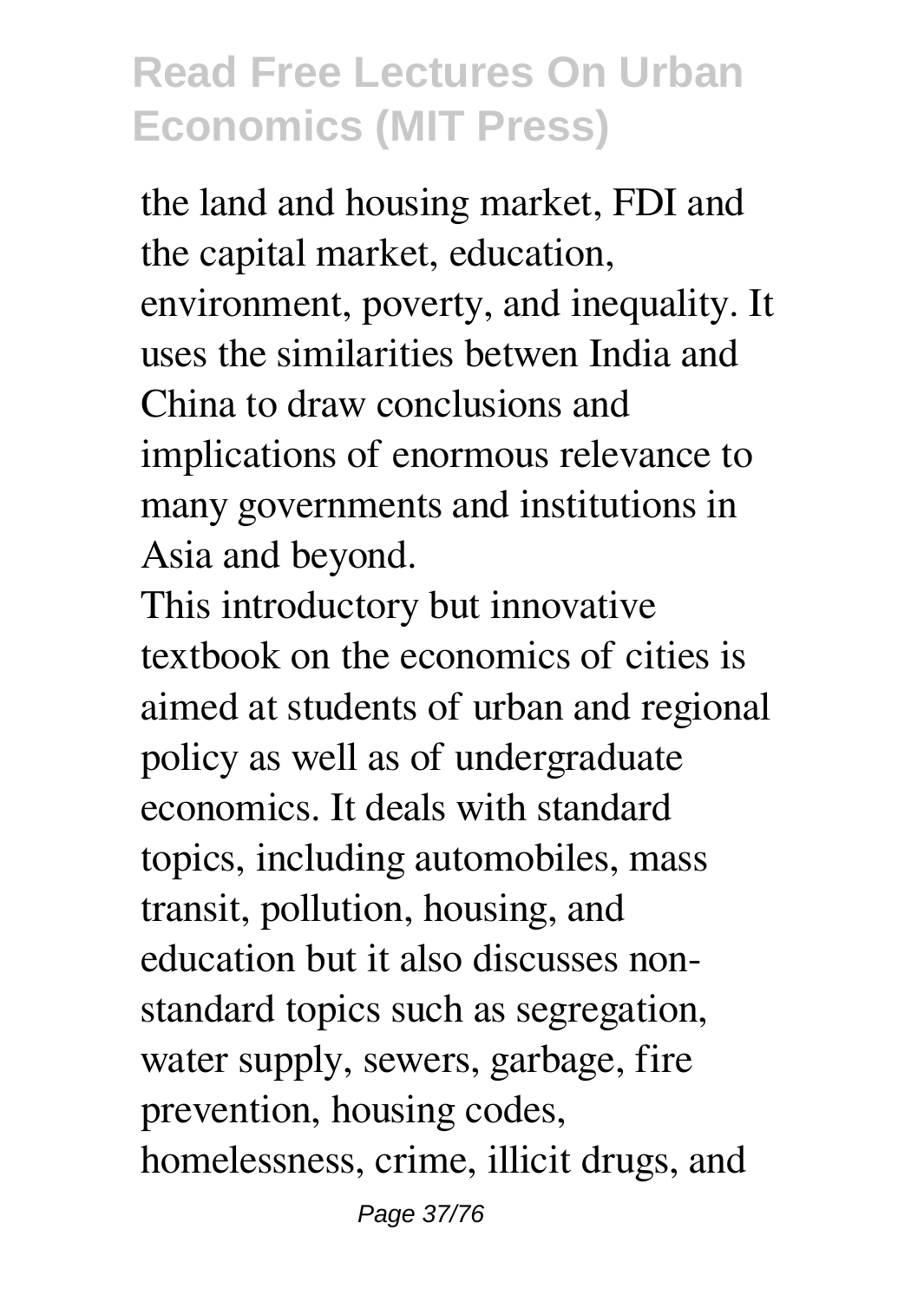the land and housing market, FDI and the capital market, education, environment, poverty, and inequality. It uses the similarities betwen India and China to draw conclusions and implications of enormous relevance to many governments and institutions in Asia and beyond.

This introductory but innovative textbook on the economics of cities is aimed at students of urban and regional policy as well as of undergraduate economics. It deals with standard topics, including automobiles, mass transit, pollution, housing, and education but it also discusses non-standard topics such as segregation, water supply, sewers, garbage, fire prevention, housing codes, homelessness, crime, illicit drugs, and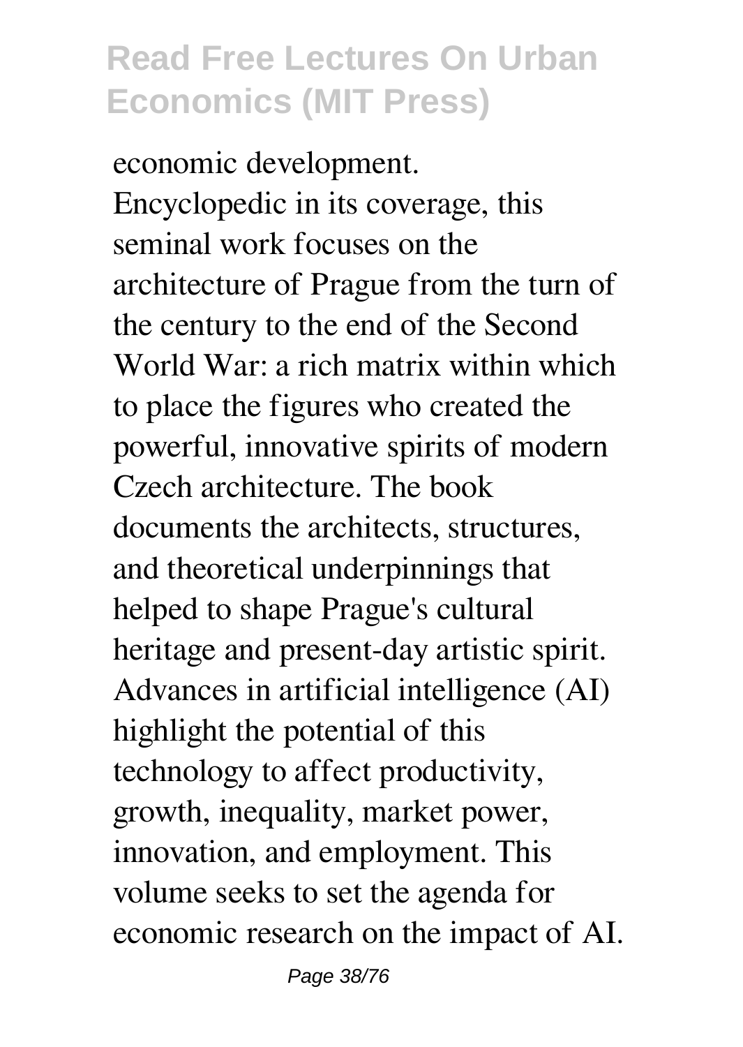economic development.

Encyclopedic in its coverage, this seminal work focuses on the architecture of Prague from the turn of the century to the end of the Second World War: a rich matrix within which to place the figures who created the powerful, innovative spirits of modern Czech architecture. The book documents the architects, structures, and theoretical underpinnings that helped to shape Prague's cultural heritage and present-day artistic spirit.

Advances in artificial intelligence (AI) highlight the potential of this technology to affect productivity, growth, inequality, market power, innovation, and employment. This volume seeks to set the agenda for economic research on the impact of AI.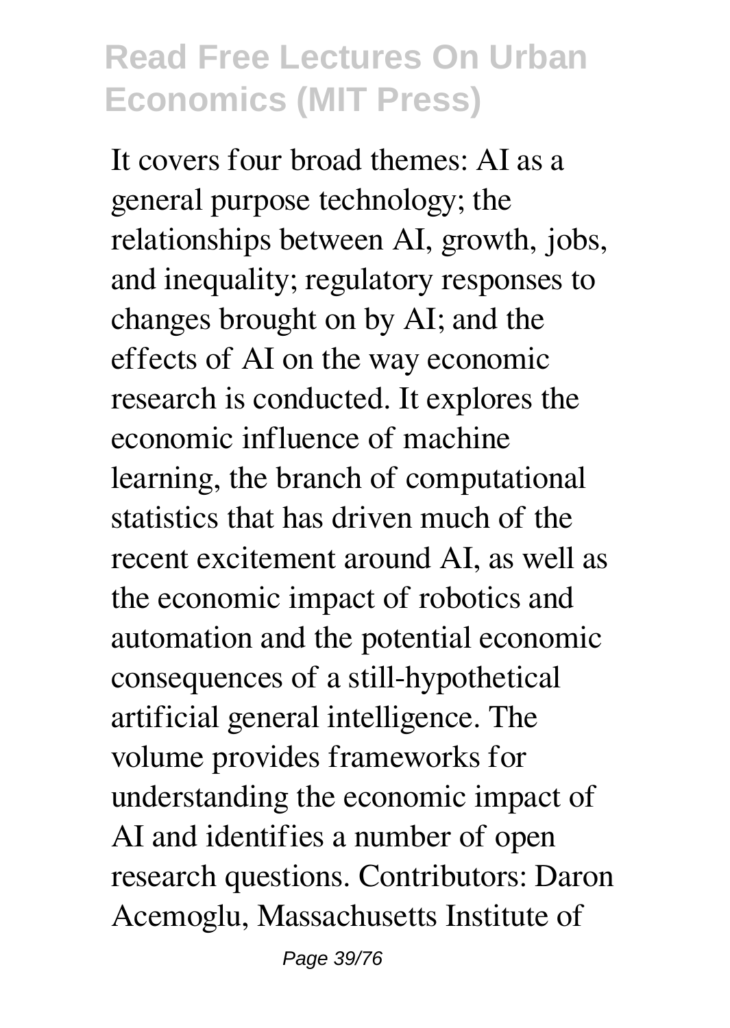It covers four broad themes: AI as a general purpose technology; the relationships between AI, growth, jobs, and inequality; regulatory responses to changes brought on by AI; and the effects of AI on the way economic research is conducted. It explores the economic influence of machine learning, the branch of computational statistics that has driven much of the recent excitement around AI, as well as the economic impact of robotics and automation and the potential economic consequences of a still-hypothetical artificial general intelligence. The volume provides frameworks for understanding the economic impact of AI and identifies a number of open research questions. Contributors: Daron Acemoglu, Massachusetts Institute of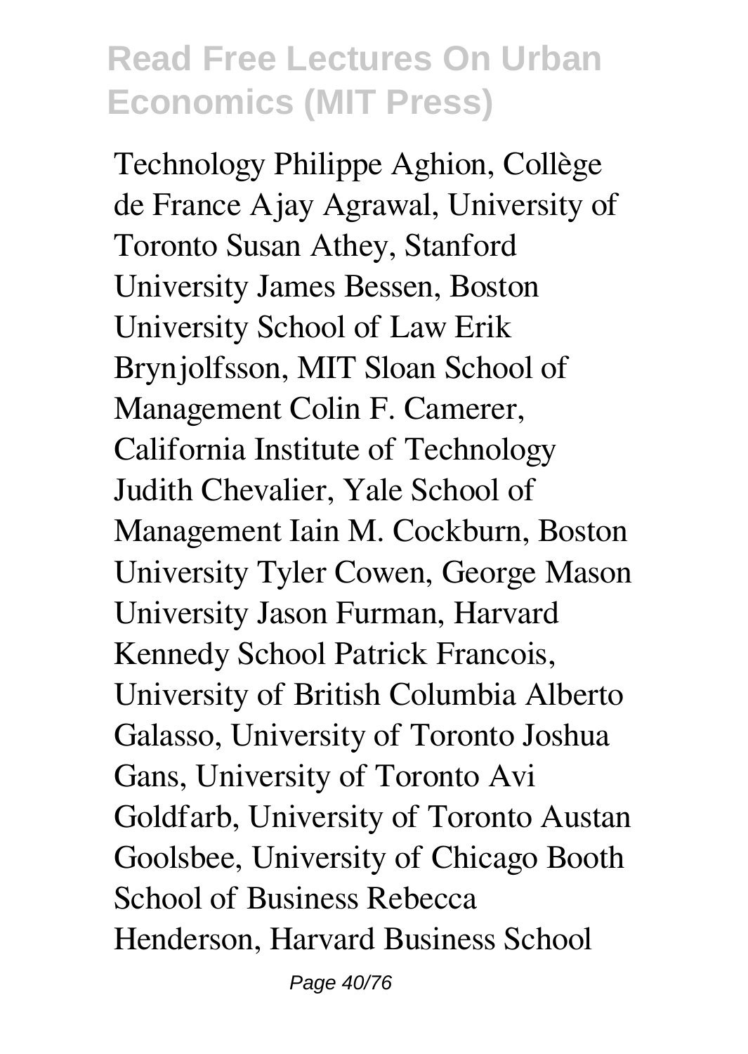Technology Philippe Aghion, Collège de France Ajay Agrawal, University of Toronto Susan Athey, Stanford University James Bessen, Boston University School of Law Erik Brynjolfsson, MIT Sloan School of Management Colin F. Camerer, California Institute of Technology Judith Chevalier, Yale School of Management Iain M. Cockburn, Boston University Tyler Cowen, George Mason University Jason Furman, Harvard Kennedy School Patrick Francois, University of British Columbia Alberto Galasso, University of Toronto Joshua Gans, University of Toronto Avi Goldfarb, University of Toronto Austan Goolsbee, University of Chicago Booth School of Business Rebecca Henderson, Harvard Business School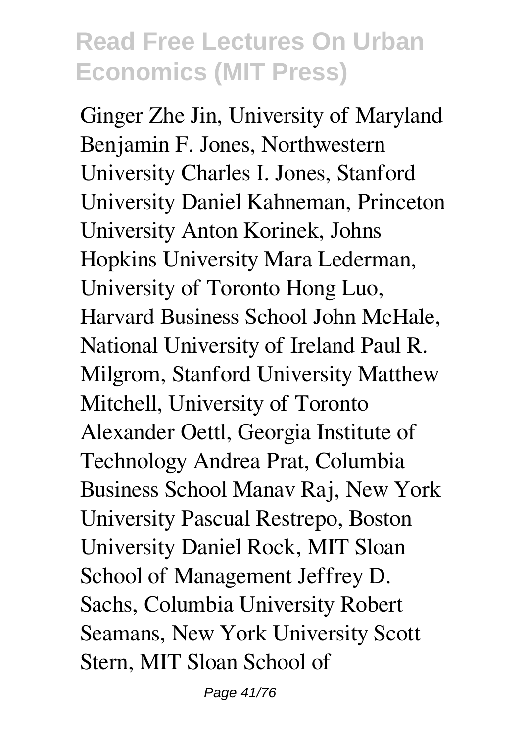Ginger Zhe Jin, University of Maryland Benjamin F. Jones, Northwestern University Charles I. Jones, Stanford University Daniel Kahneman, Princeton University Anton Korinek, Johns Hopkins University Mara Lederman, University of Toronto Hong Luo, Harvard Business School John McHale, National University of Ireland Paul R. Milgrom, Stanford University Matthew Mitchell, University of Toronto Alexander Oettl, Georgia Institute of Technology Andrea Prat, Columbia Business School Manav Raj, New York University Pascual Restrepo, Boston University Daniel Rock, MIT Sloan School of Management Jeffrey D. Sachs, Columbia University Robert Seamans, New York University Scott Stern, MIT Sloan School of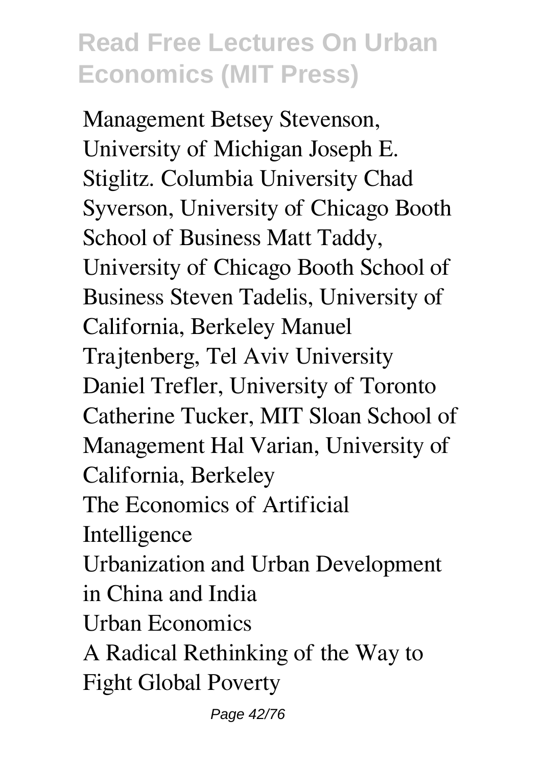Management Betsey Stevenson, University of Michigan Joseph E. Stiglitz. Columbia University Chad Syverson, University of Chicago Booth School of Business Matt Taddy, University of Chicago Booth School of Business Steven Tadelis, University of California, Berkeley Manuel Trajtenberg, Tel Aviv University Daniel Trefler, University of Toronto Catherine Tucker, MIT Sloan School of Management Hal Varian, University of California, Berkeley

The Economics of Artificial Intelligence

Urbanization and Urban Development in China and India

Urban Economics

A Radical Rethinking of the Way to Fight Global Poverty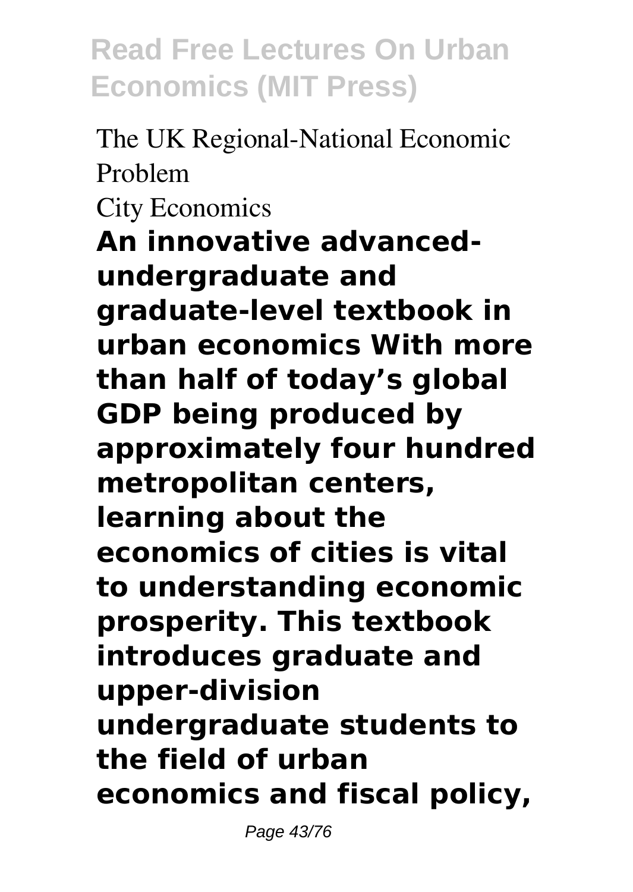The UK Regional-National Economic Problem

City Economics

**An innovative advanced-undergraduate and graduate-level textbook in urban economics With more than half of today's global GDP being produced by approximately four hundred metropolitan centers, learning about the economics of cities is vital to understanding economic prosperity. This textbook introduces graduate and upper-division undergraduate students to the field of urban economics and fiscal policy,**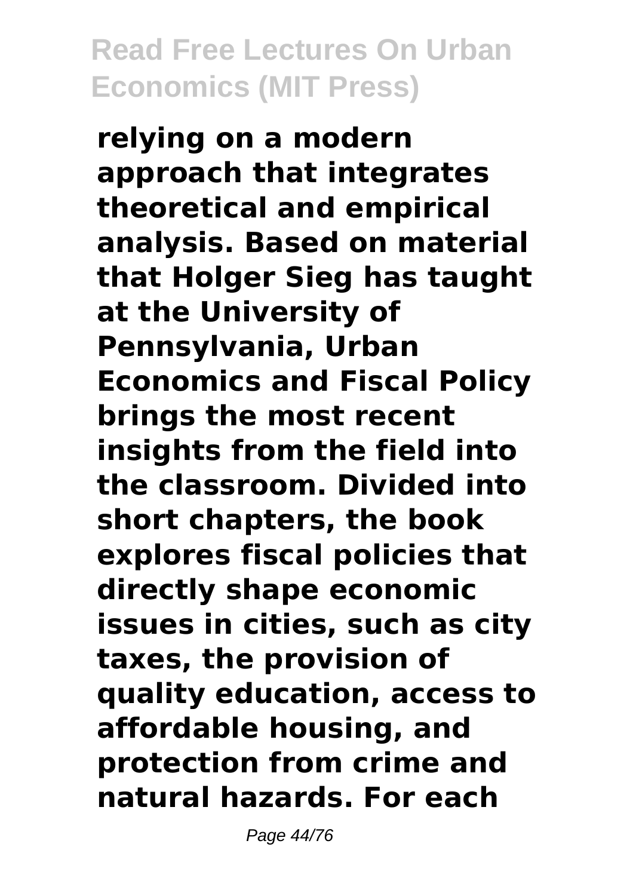**relying on a modern approach that integrates theoretical and empirical analysis. Based on material that Holger Sieg has taught at the University of Pennsylvania, Urban Economics and Fiscal Policy brings the most recent insights from the field into the classroom. Divided into short chapters, the book explores fiscal policies that directly shape economic issues in cities, such as city taxes, the provision of quality education, access to affordable housing, and protection from crime and natural hazards. For each**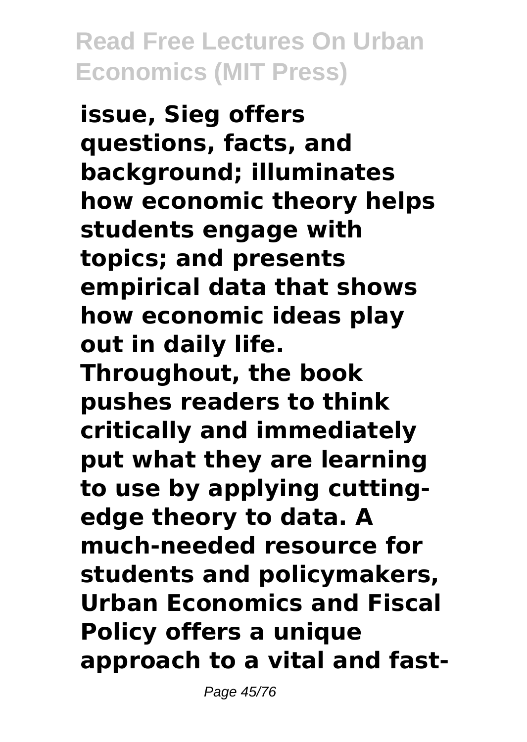**issue, Sieg offers questions, facts, and background; illuminates how economic theory helps students engage with topics; and presents empirical data that shows how economic ideas play out in daily life. Throughout, the book pushes readers to think critically and immediately put what they are learning to use by applying cutting-edge theory to data. A much-needed resource for students and policymakers, Urban Economics and Fiscal Policy offers a unique approach to a vital and fast-**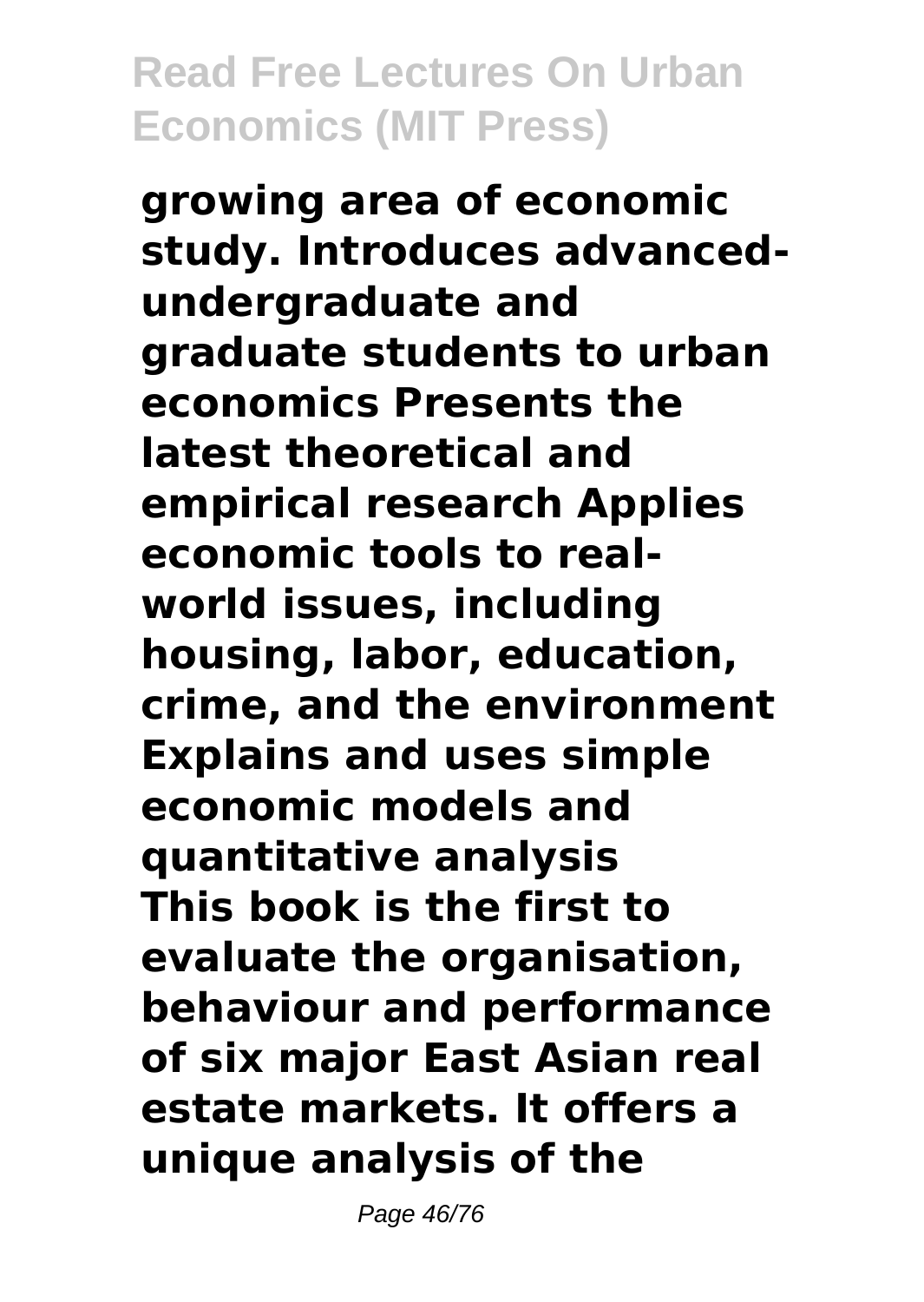**growing area of economic study. Introduces advanced-undergraduate and graduate students to urban economics Presents the latest theoretical and empirical research Applies economic tools to real-world issues, including housing, labor, education, crime, and the environment Explains and uses simple economic models and quantitative analysis This book is the first to evaluate the organisation, behaviour and performance of six major East Asian real estate markets. It offers a unique analysis of the**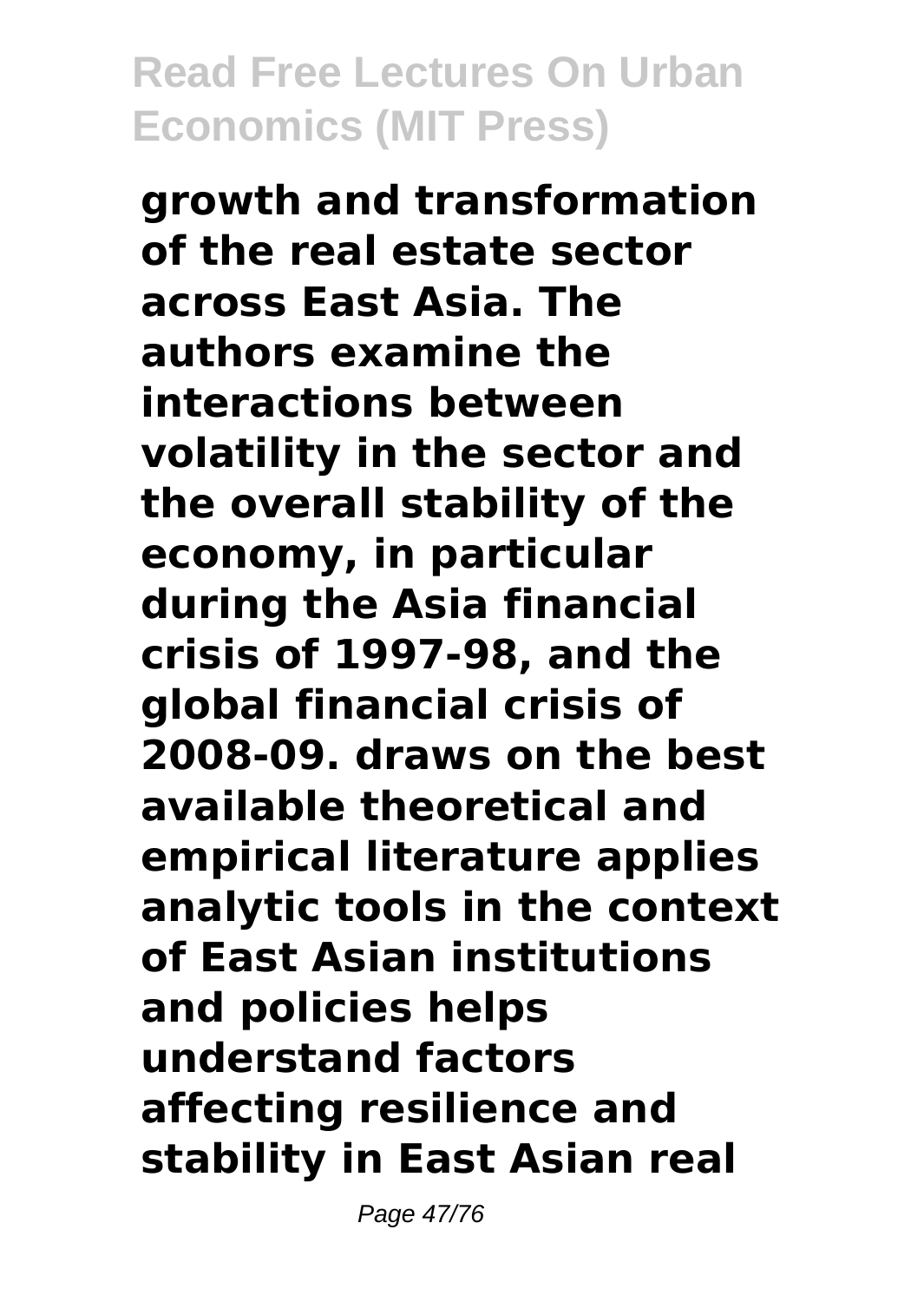**growth and transformation of the real estate sector across East Asia. The authors examine the interactions between volatility in the sector and the overall stability of the economy, in particular during the Asia financial crisis of 1997-98, and the global financial crisis of 2008-09. draws on the best available theoretical and empirical literature applies analytic tools in the context of East Asian institutions and policies helps understand factors affecting resilience and stability in East Asian real**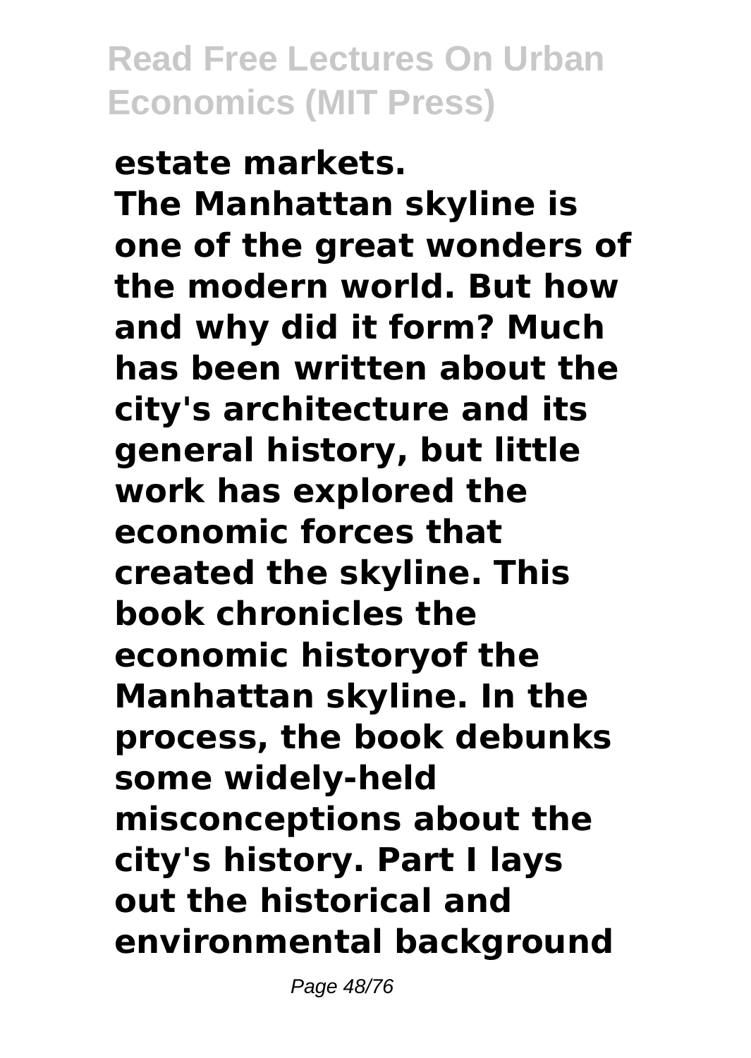**estate markets.**
**The Manhattan skyline is one of the great wonders of the modern world. But how and why did it form? Much has been written about the city's architecture and its general history, but little work has explored the economic forces that created the skyline. This book chronicles the economic historyof the Manhattan skyline. In the process, the book debunks some widely-held misconceptions about the city's history. Part I lays out the historical and environmental background**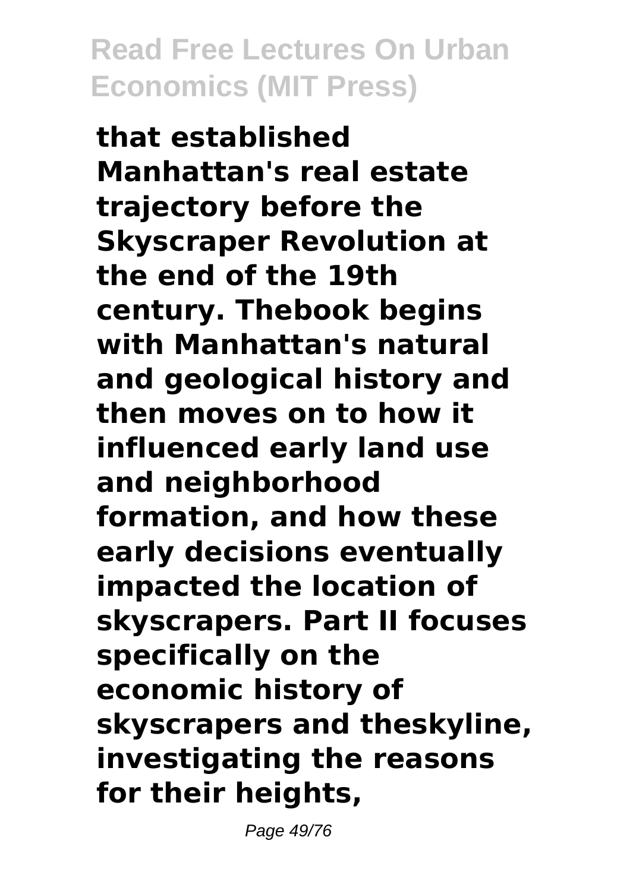**that established Manhattan's real estate trajectory before the Skyscraper Revolution at the end of the 19th century. Thebook begins with Manhattan's natural and geological history and then moves on to how it influenced early land use and neighborhood formation, and how these early decisions eventually impacted the location of skyscrapers. Part II focuses specifically on the economic history of skyscrapers and theskyline, investigating the reasons for their heights,**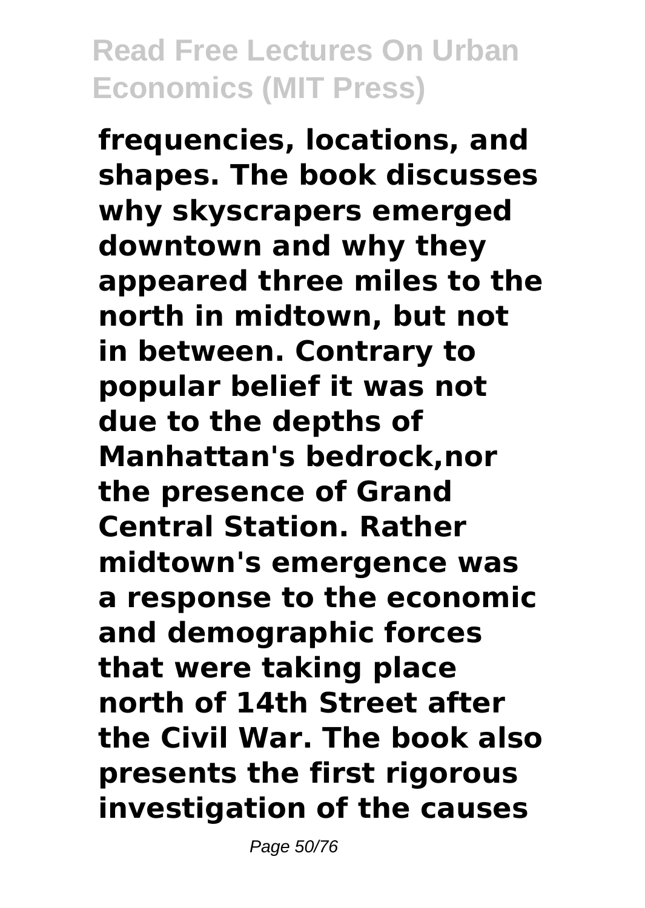**frequencies, locations, and shapes. The book discusses why skyscrapers emerged downtown and why they appeared three miles to the north in midtown, but not in between. Contrary to popular belief it was not due to the depths of Manhattan's bedrock,nor the presence of Grand Central Station. Rather midtown's emergence was a response to the economic and demographic forces that were taking place north of 14th Street after the Civil War. The book also presents the first rigorous investigation of the causes**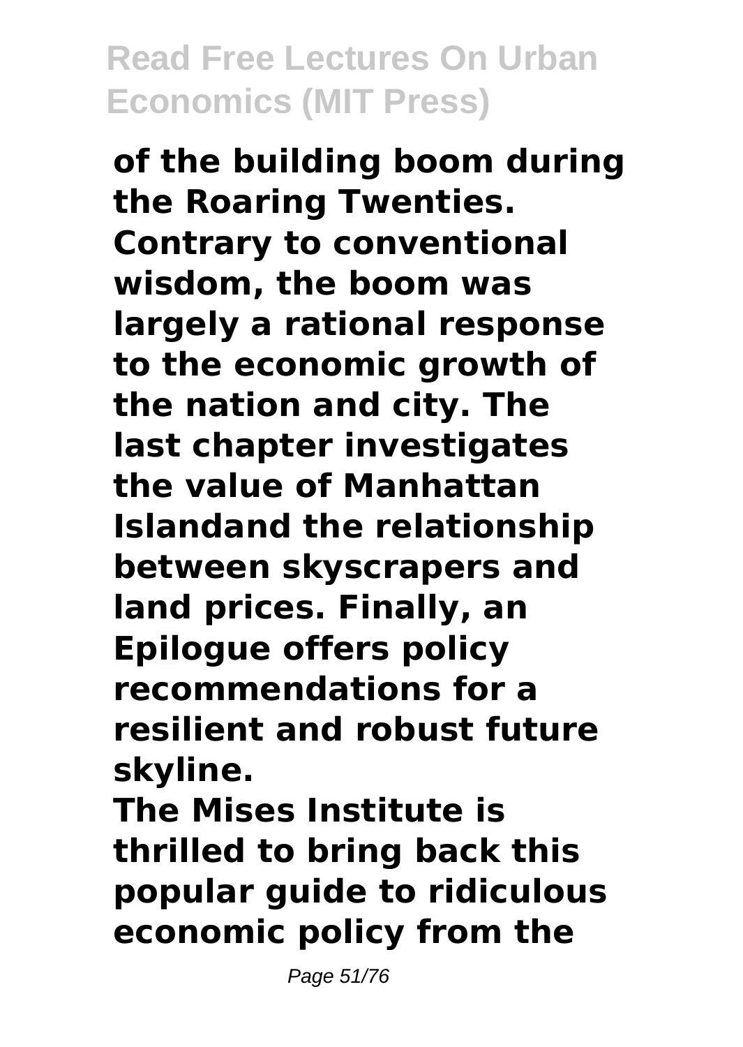**of the building boom during the Roaring Twenties. Contrary to conventional wisdom, the boom was largely a rational response to the economic growth of the nation and city. The last chapter investigates the value of Manhattan Islandand the relationship between skyscrapers and land prices. Finally, an Epilogue offers policy recommendations for a resilient and robust future skyline.**

**The Mises Institute is thrilled to bring back this popular guide to ridiculous economic policy from the**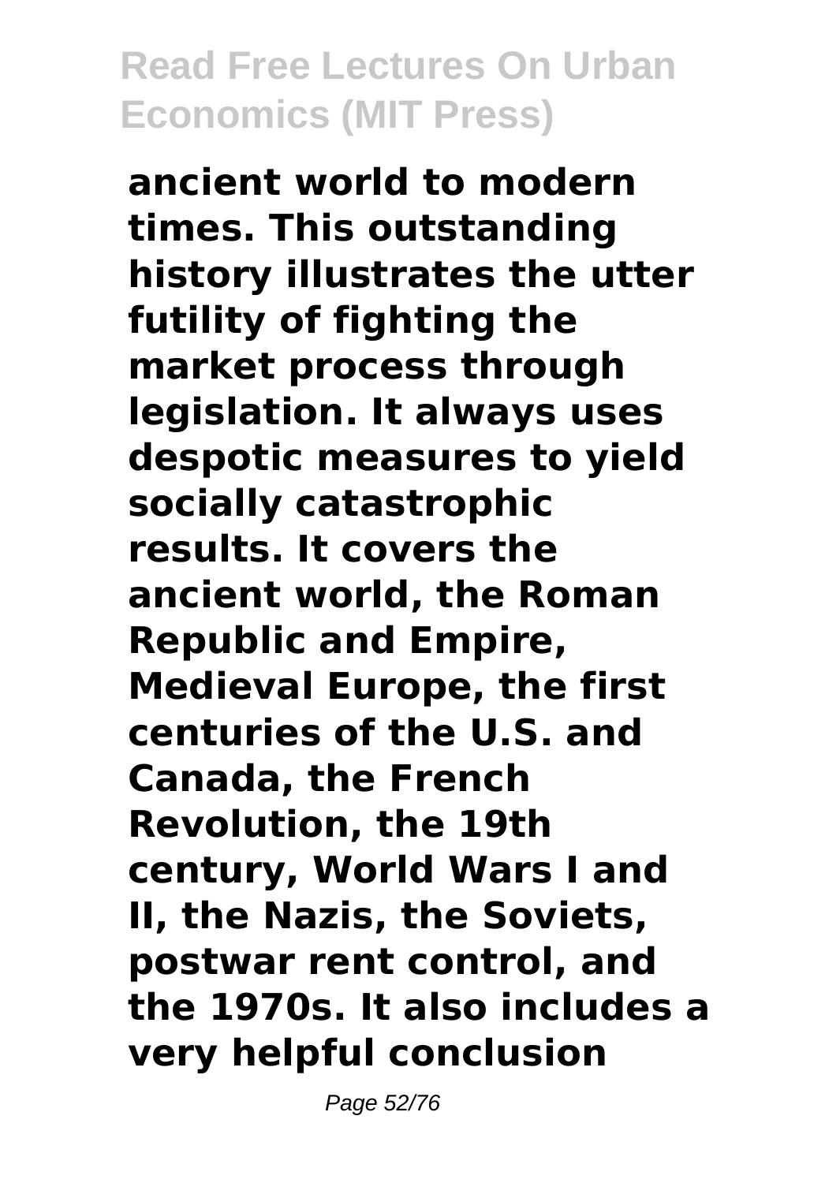**ancient world to modern times. This outstanding history illustrates the utter futility of fighting the market process through legislation. It always uses despotic measures to yield socially catastrophic results. It covers the ancient world, the Roman Republic and Empire, Medieval Europe, the first centuries of the U.S. and Canada, the French Revolution, the 19th century, World Wars I and II, the Nazis, the Soviets, postwar rent control, and the 1970s. It also includes a very helpful conclusion**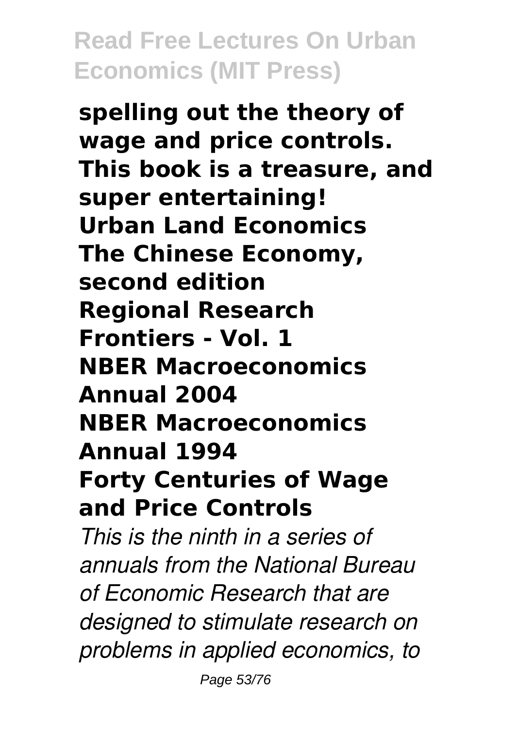**spelling out the theory of wage and price controls. This book is a treasure, and super entertaining!**

**Urban Land Economics**

**The Chinese Economy, second edition**

**Regional Research Frontiers - Vol. 1**

**NBER Macroeconomics Annual 2004**

**NBER Macroeconomics Annual 1994**

**Forty Centuries of Wage and Price Controls**

*This is the ninth in a series of annuals from the National Bureau of Economic Research that are designed to stimulate research on problems in applied economics, to*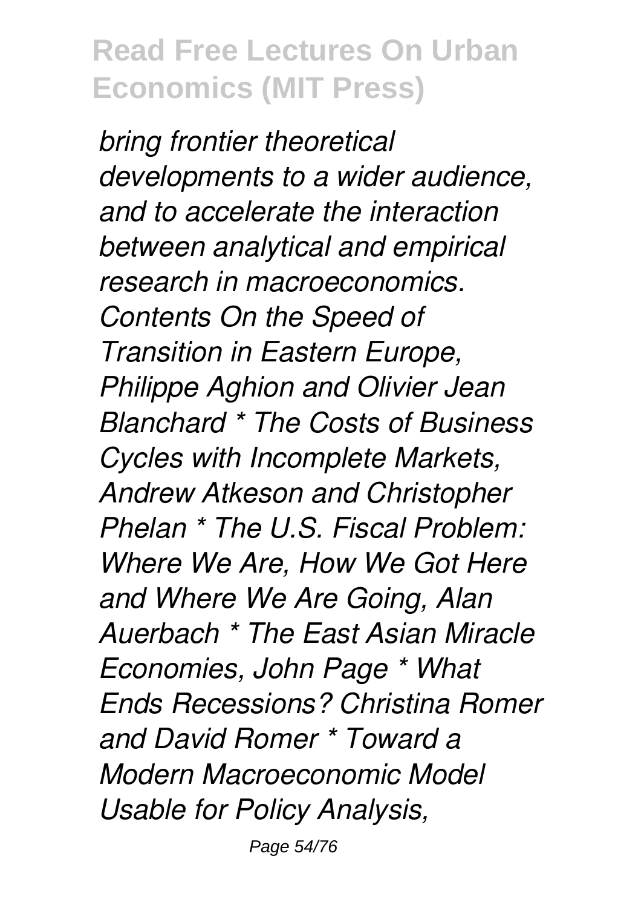*bring frontier theoretical developments to a wider audience, and to accelerate the interaction between analytical and empirical research in macroeconomics. Contents On the Speed of Transition in Eastern Europe, Philippe Aghion and Olivier Jean Blanchard * The Costs of Business Cycles with Incomplete Markets, Andrew Atkeson and Christopher Phelan * The U.S. Fiscal Problem: Where We Are, How We Got Here and Where We Are Going, Alan Auerbach * The East Asian Miracle Economies, John Page * What Ends Recessions? Christina Romer and David Romer * Toward a Modern Macroeconomic Model Usable for Policy Analysis,*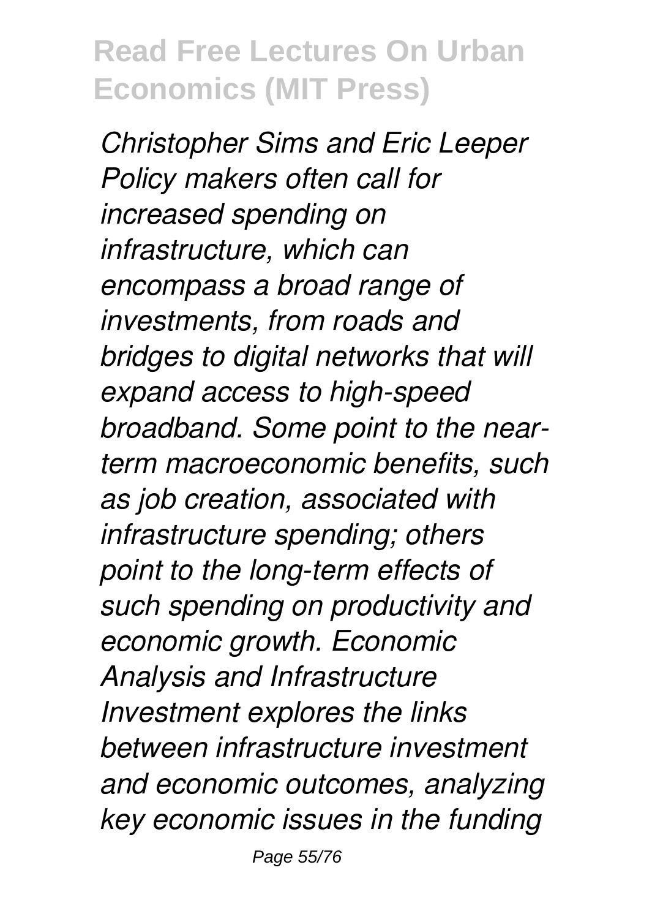*Christopher Sims and Eric Leeper Policy makers often call for increased spending on infrastructure, which can encompass a broad range of investments, from roads and bridges to digital networks that will expand access to high-speed broadband. Some point to the near-term macroeconomic benefits, such as job creation, associated with infrastructure spending; others point to the long-term effects of such spending on productivity and economic growth. Economic Analysis and Infrastructure Investment explores the links between infrastructure investment and economic outcomes, analyzing key economic issues in the funding*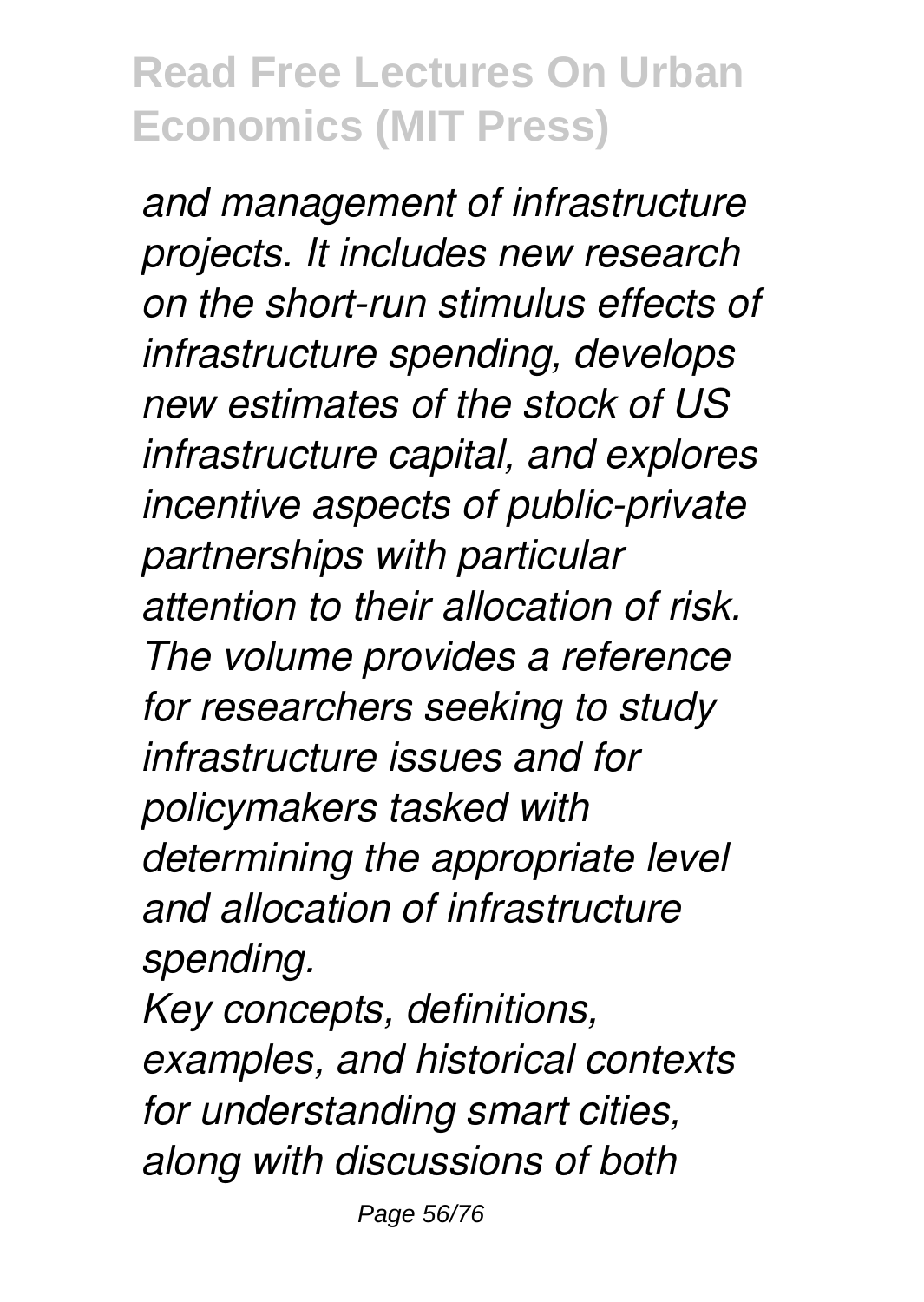*and management of infrastructure projects. It includes new research on the short-run stimulus effects of infrastructure spending, develops new estimates of the stock of US infrastructure capital, and explores incentive aspects of public-private partnerships with particular attention to their allocation of risk. The volume provides a reference for researchers seeking to study infrastructure issues and for policymakers tasked with determining the appropriate level and allocation of infrastructure spending.*

*Key concepts, definitions, examples, and historical contexts for understanding smart cities, along with discussions of both*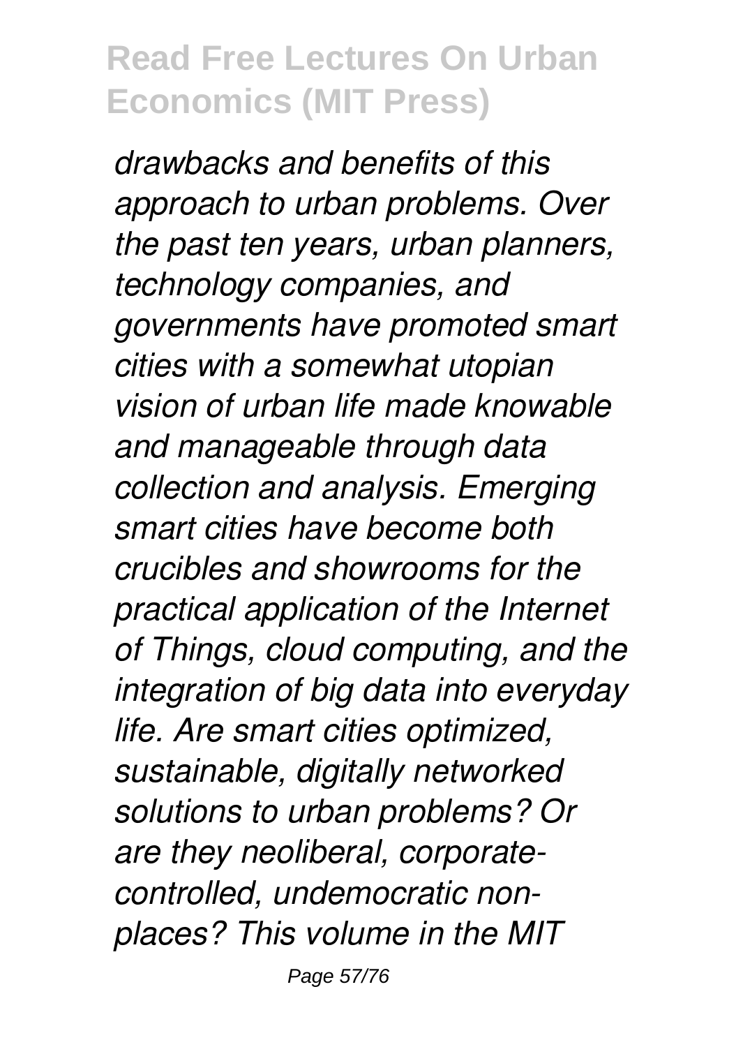*drawbacks and benefits of this approach to urban problems. Over the past ten years, urban planners, technology companies, and governments have promoted smart cities with a somewhat utopian vision of urban life made knowable and manageable through data collection and analysis. Emerging smart cities have become both crucibles and showrooms for the practical application of the Internet of Things, cloud computing, and the integration of big data into everyday life. Are smart cities optimized, sustainable, digitally networked solutions to urban problems? Or are they neoliberal, corporate-controlled, undemocratic non-places? This volume in the MIT*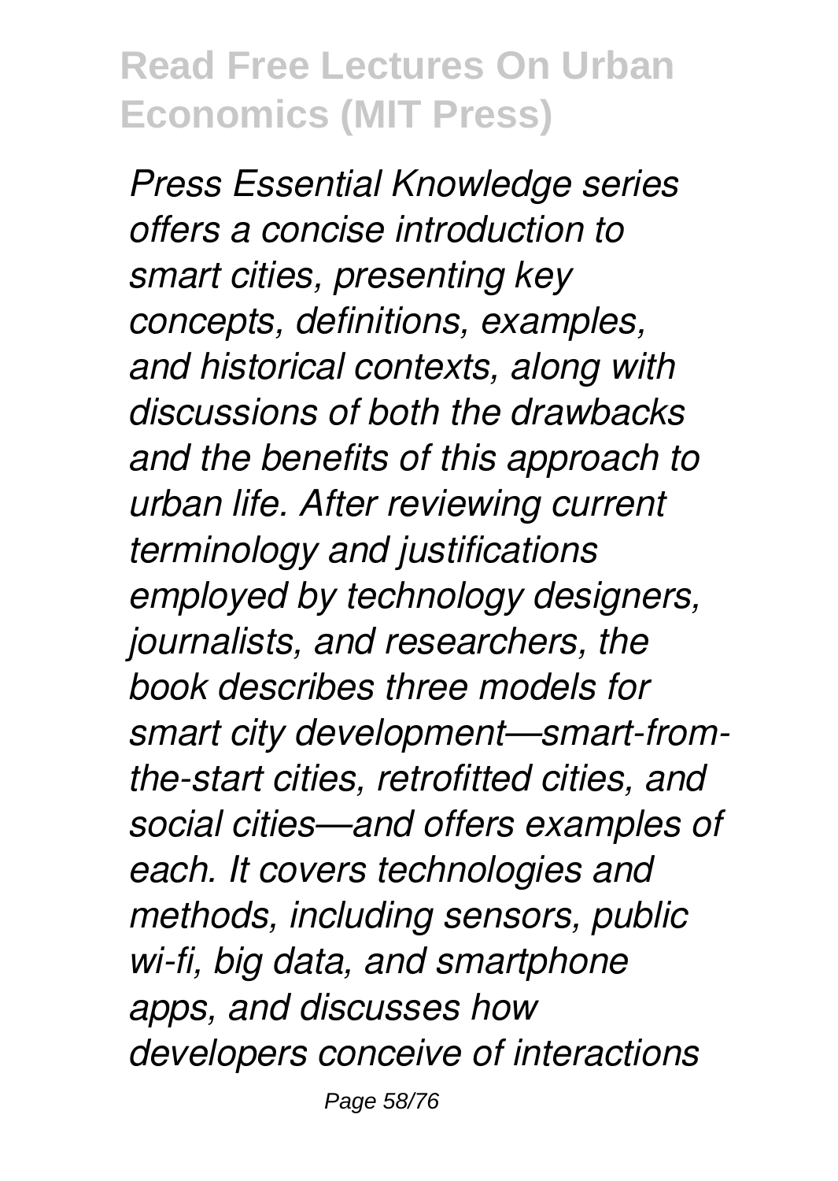*Press Essential Knowledge series offers a concise introduction to smart cities, presenting key concepts, definitions, examples, and historical contexts, along with discussions of both the drawbacks and the benefits of this approach to urban life. After reviewing current terminology and justifications employed by technology designers, journalists, and researchers, the book describes three models for smart city development—smart-from-the-start cities, retrofitted cities, and social cities—and offers examples of each. It covers technologies and methods, including sensors, public wi-fi, big data, and smartphone apps, and discusses how developers conceive of interactions*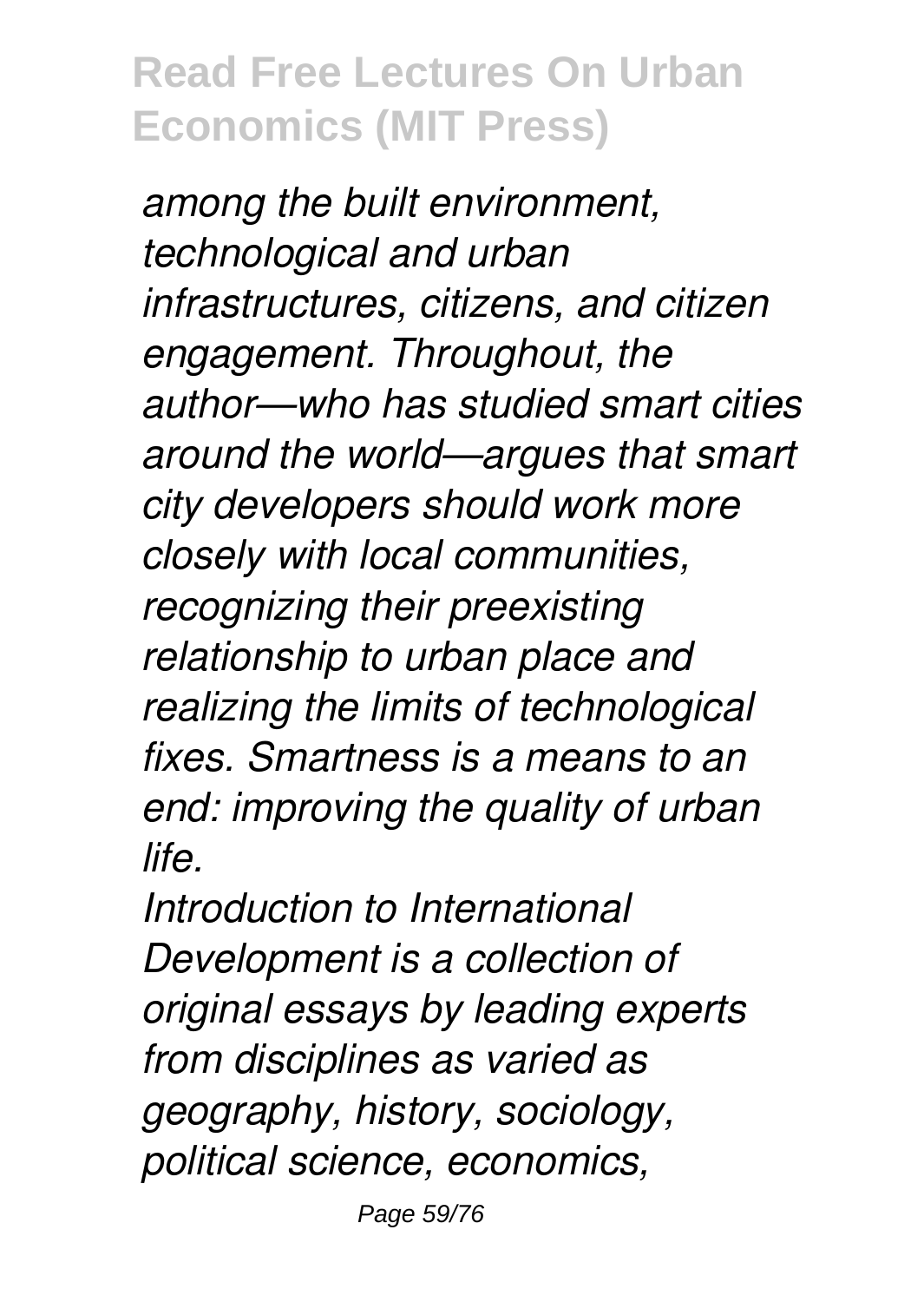*among the built environment, technological and urban infrastructures, citizens, and citizen engagement. Throughout, the author—who has studied smart cities around the world—argues that smart city developers should work more closely with local communities, recognizing their preexisting relationship to urban place and realizing the limits of technological fixes. Smartness is a means to an end: improving the quality of urban life.*

*Introduction to International Development is a collection of original essays by leading experts from disciplines as varied as geography, history, sociology, political science, economics,*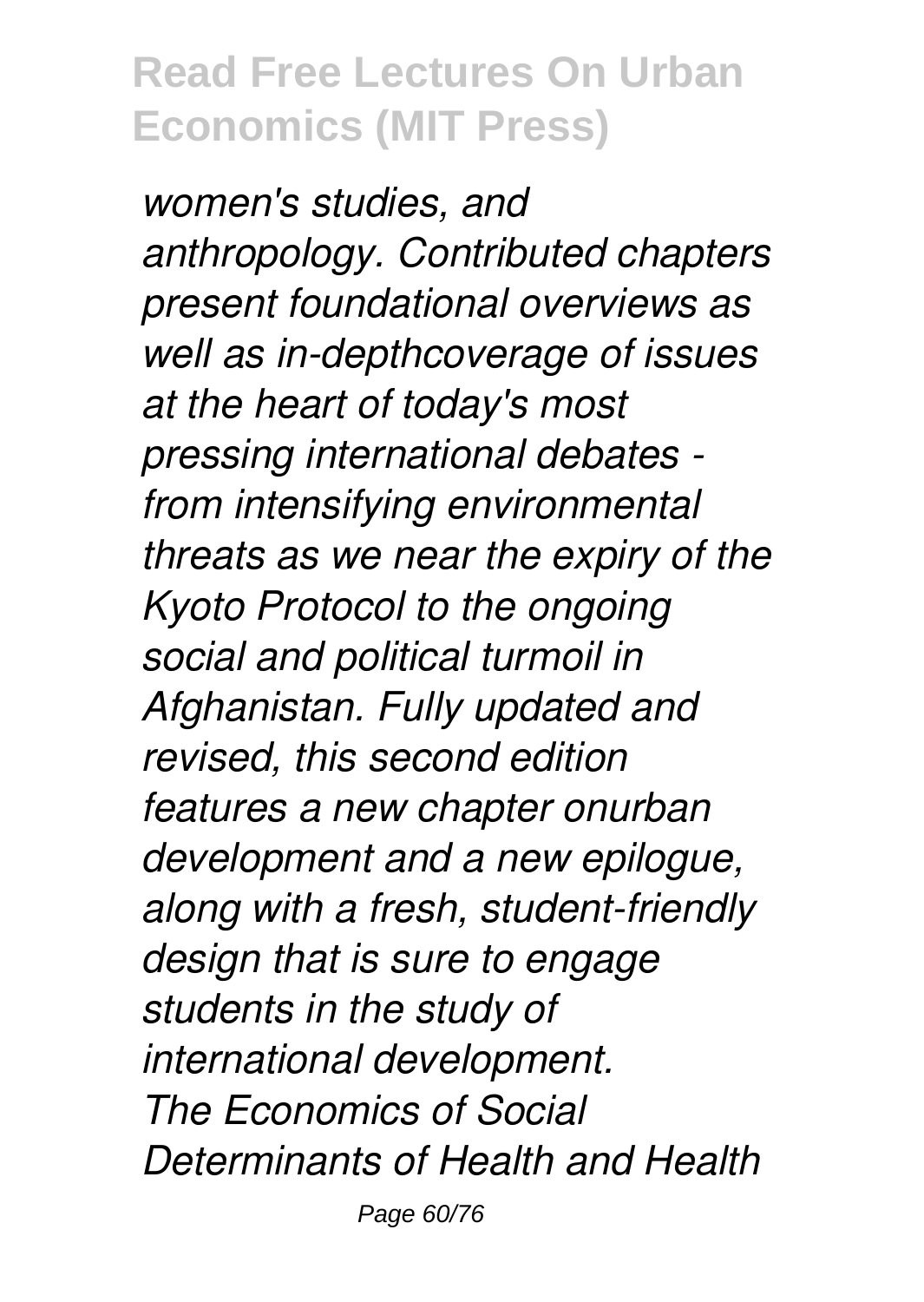*women's studies, and anthropology. Contributed chapters present foundational overviews as well as in-depthcoverage of issues at the heart of today's most pressing international debates - from intensifying environmental threats as we near the expiry of the Kyoto Protocol to the ongoing social and political turmoil in Afghanistan. Fully updated and revised, this second edition features a new chapter onurban development and a new epilogue, along with a fresh, student-friendly design that is sure to engage students in the study of international development.*

*The Economics of Social Determinants of Health and Health*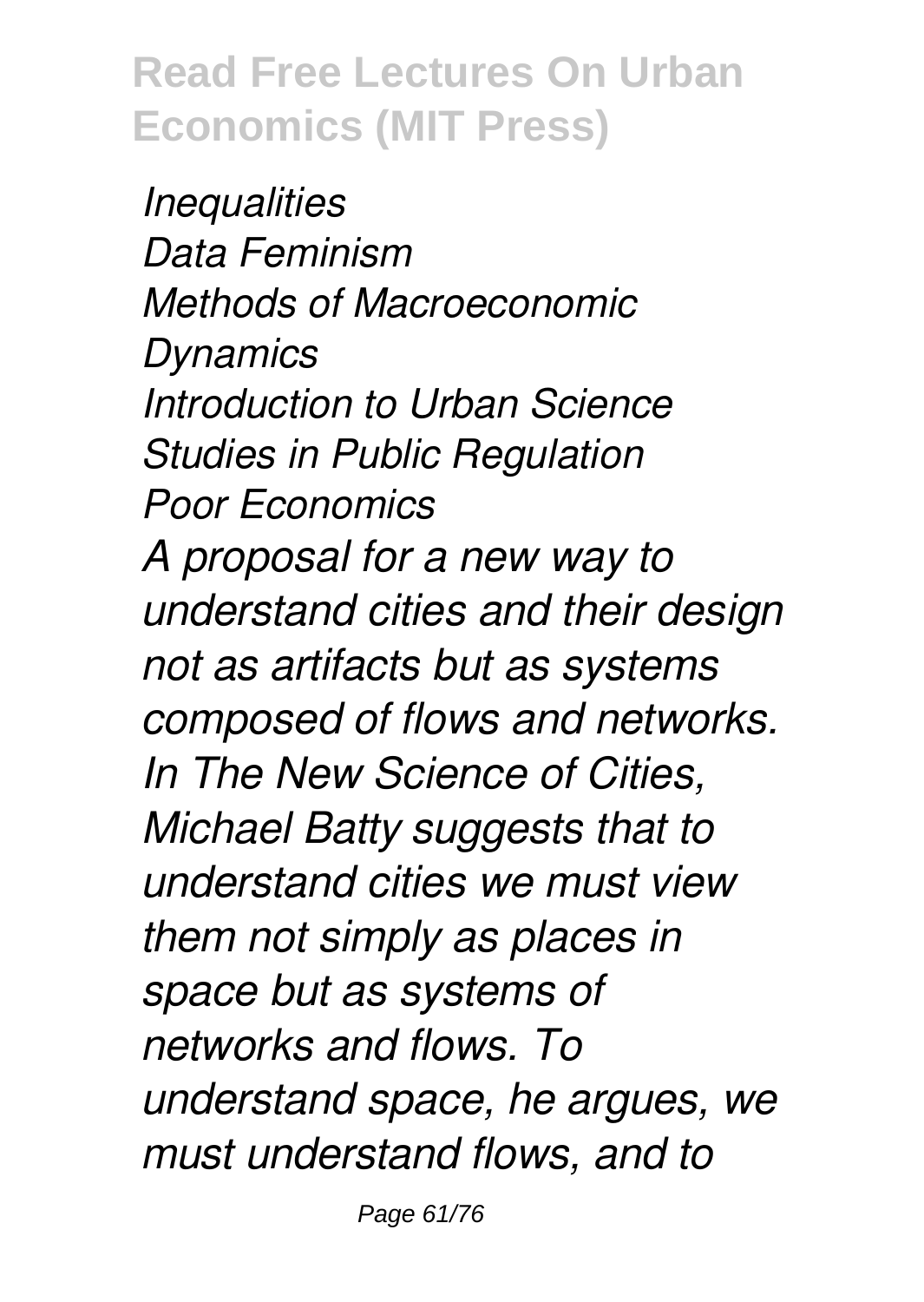*Inequalities*
*Data Feminism*
*Methods of Macroeconomic Dynamics*
*Introduction to Urban Science*
*Studies in Public Regulation*
*Poor Economics*

*A proposal for a new way to understand cities and their design not as artifacts but as systems composed of flows and networks. In The New Science of Cities, Michael Batty suggests that to understand cities we must view them not simply as places in space but as systems of networks and flows. To understand space, he argues, we must understand flows, and to*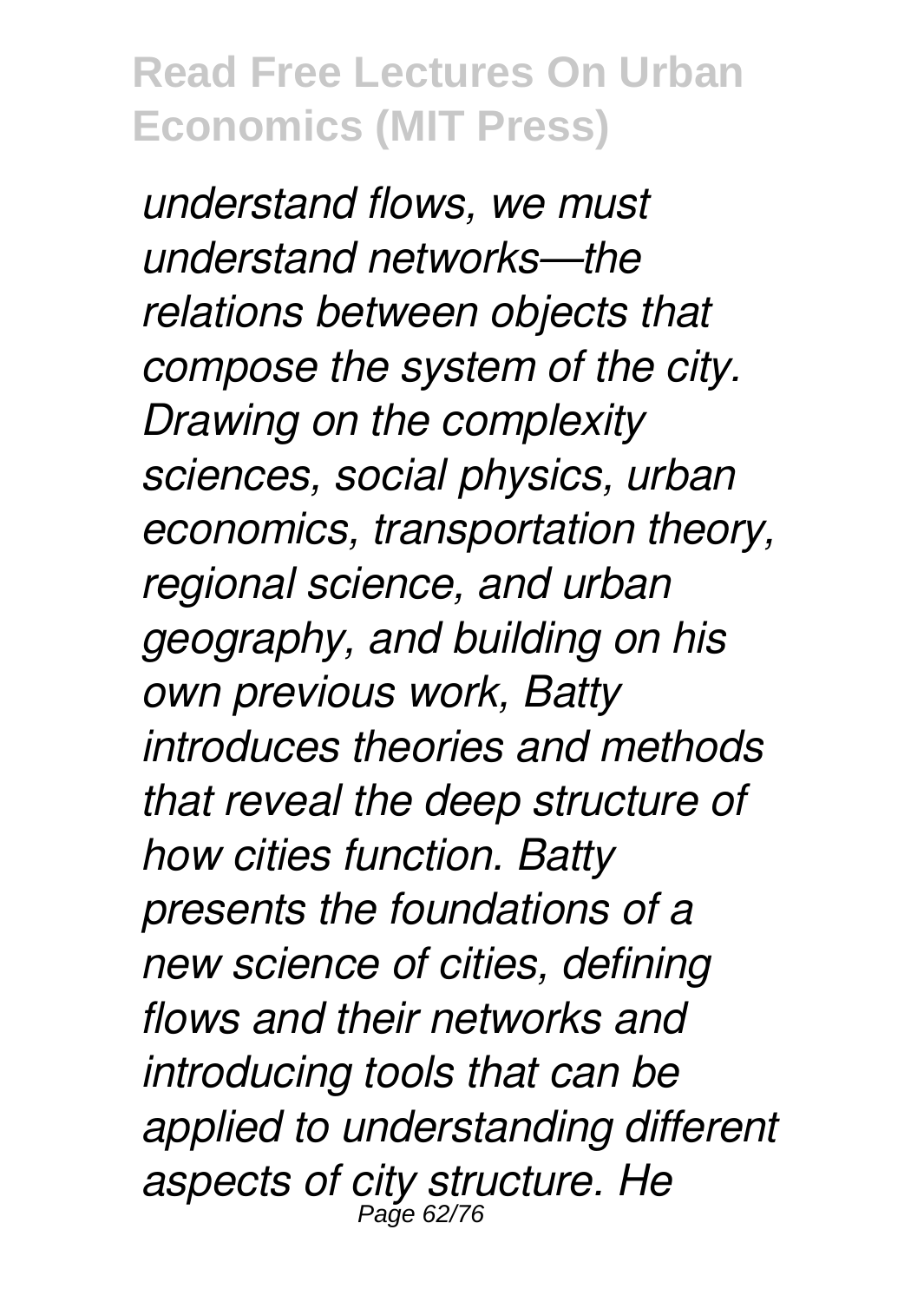*understand flows, we must understand networks—the relations between objects that compose the system of the city. Drawing on the complexity sciences, social physics, urban economics, transportation theory, regional science, and urban geography, and building on his own previous work, Batty introduces theories and methods that reveal the deep structure of how cities function. Batty presents the foundations of a new science of cities, defining flows and their networks and introducing tools that can be applied to understanding different aspects of city structure. He*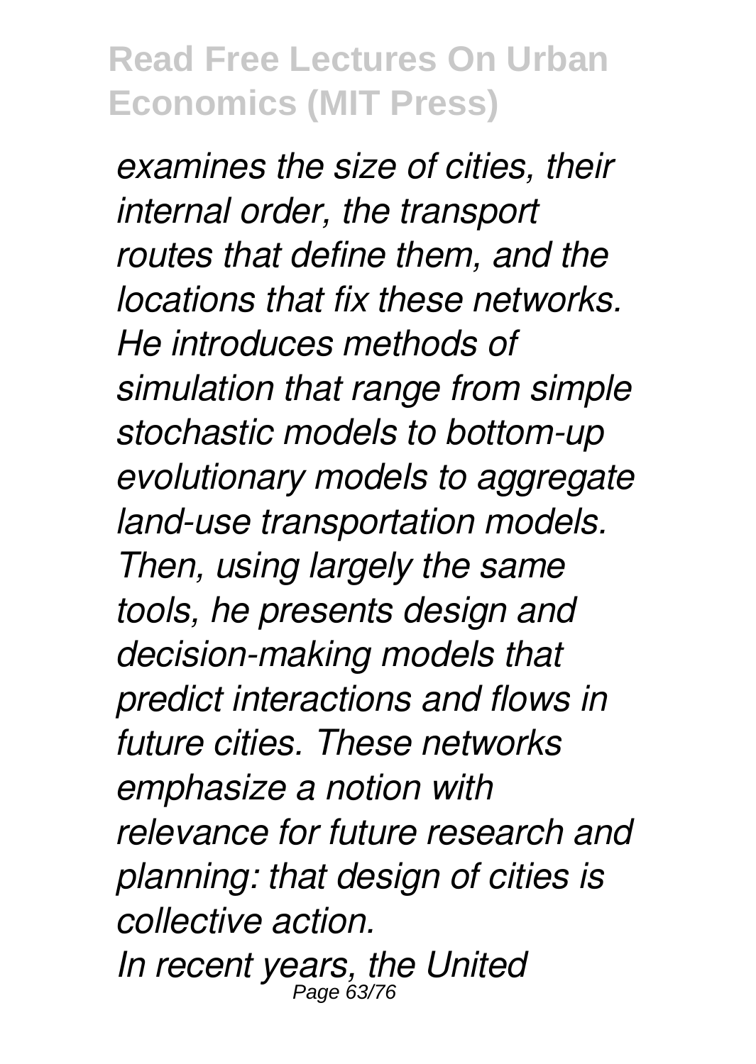*examines the size of cities, their internal order, the transport routes that define them, and the locations that fix these networks. He introduces methods of simulation that range from simple stochastic models to bottom-up evolutionary models to aggregate land-use transportation models. Then, using largely the same tools, he presents design and decision-making models that predict interactions and flows in future cities. These networks emphasize a notion with relevance for future research and planning: that design of cities is collective action.*

*In recent years, the United*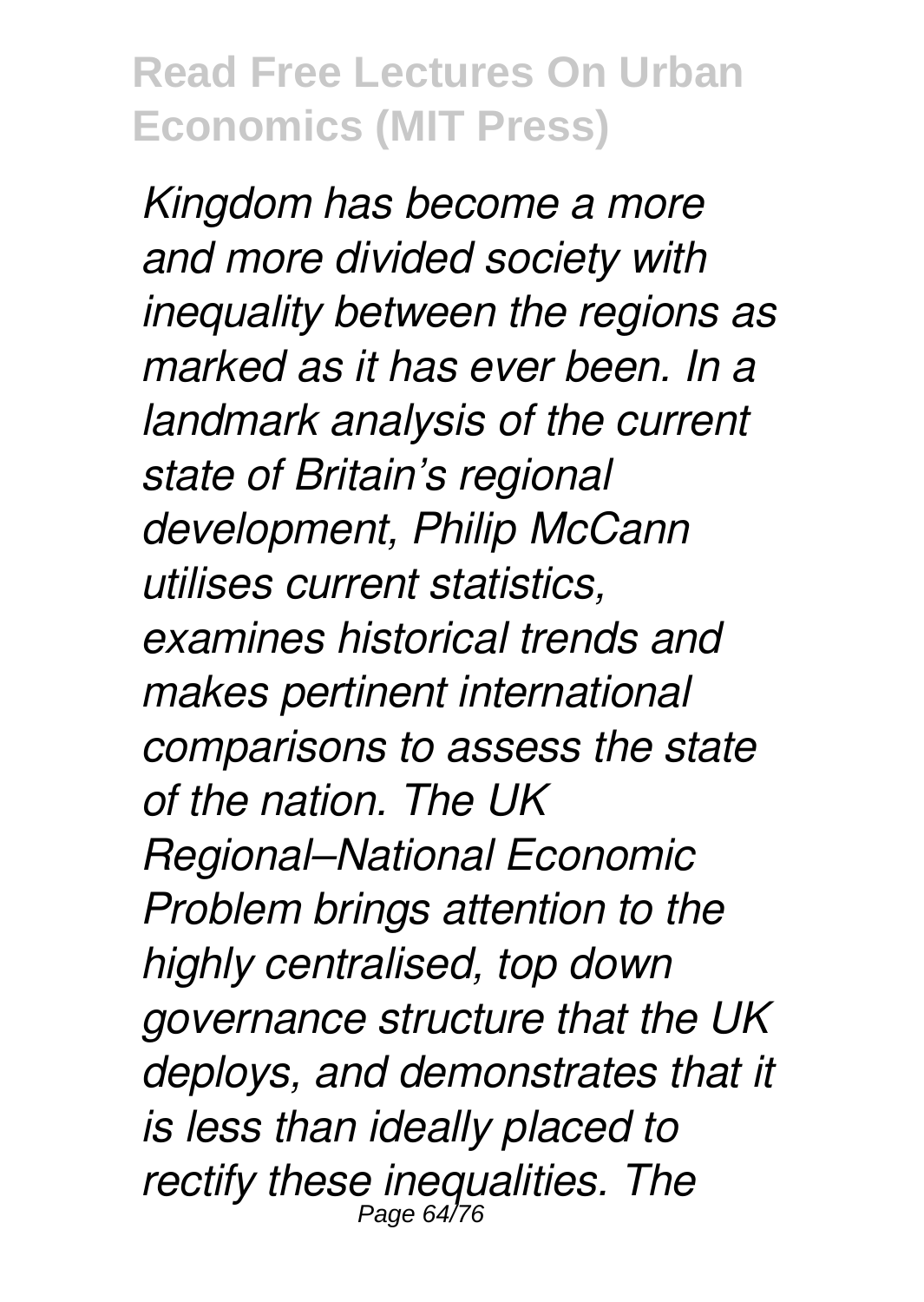*Kingdom has become a more and more divided society with inequality between the regions as marked as it has ever been. In a landmark analysis of the current state of Britain's regional development, Philip McCann utilises current statistics, examines historical trends and makes pertinent international comparisons to assess the state of the nation. The UK Regional–National Economic Problem brings attention to the highly centralised, top down governance structure that the UK deploys, and demonstrates that it is less than ideally placed to rectify these inequalities. The*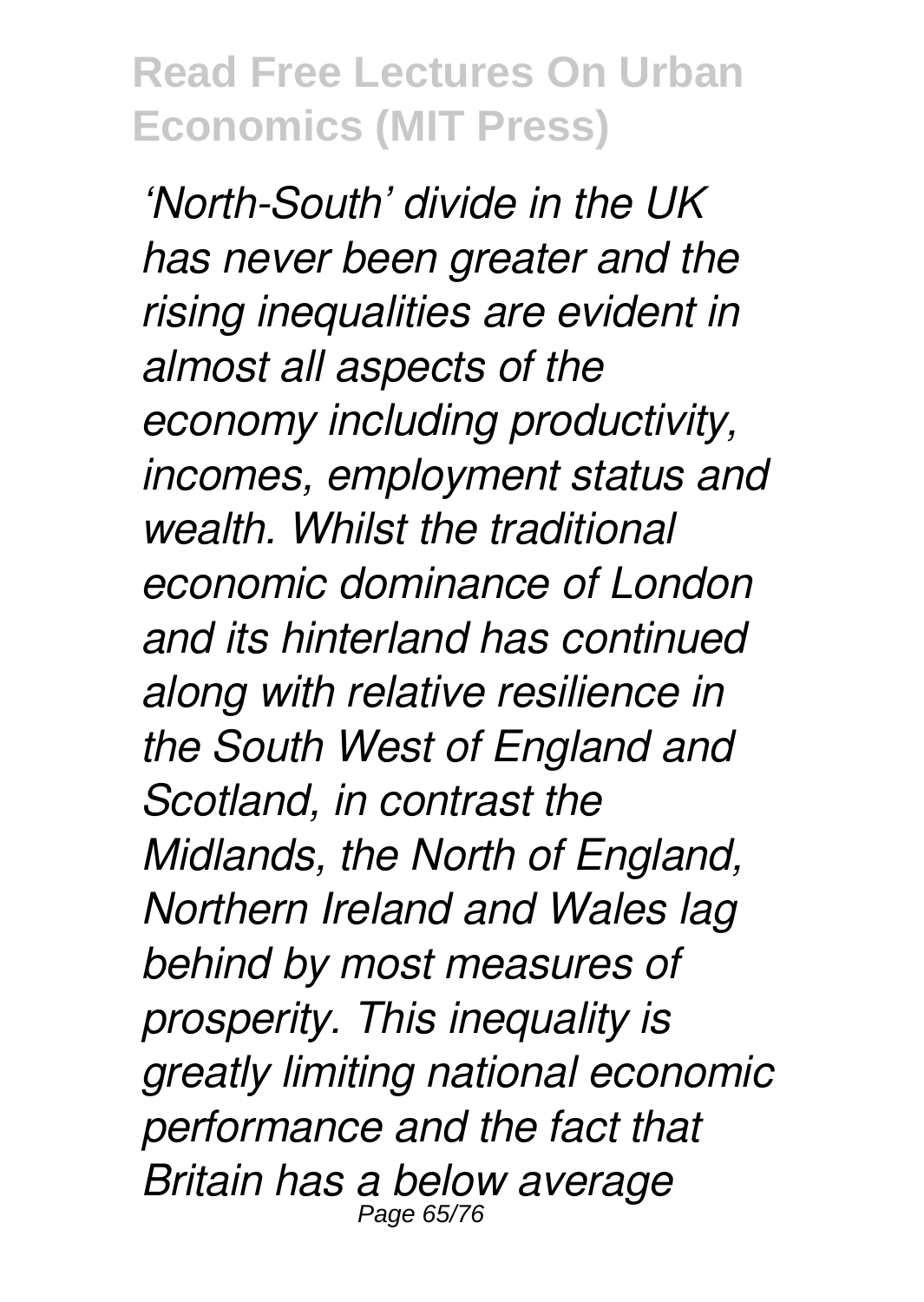*'North-South' divide in the UK has never been greater and the rising inequalities are evident in almost all aspects of the economy including productivity, incomes, employment status and wealth. Whilst the traditional economic dominance of London and its hinterland has continued along with relative resilience in the South West of England and Scotland, in contrast the Midlands, the North of England, Northern Ireland and Wales lag behind by most measures of prosperity. This inequality is greatly limiting national economic performance and the fact that Britain has a below average*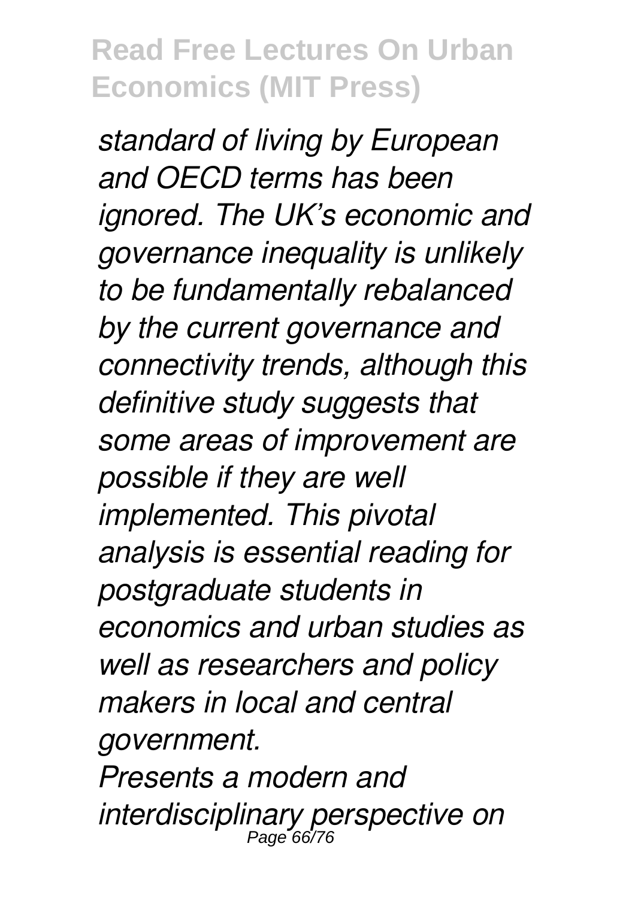*standard of living by European and OECD terms has been ignored. The UK's economic and governance inequality is unlikely to be fundamentally rebalanced by the current governance and connectivity trends, although this definitive study suggests that some areas of improvement are possible if they are well implemented. This pivotal analysis is essential reading for postgraduate students in economics and urban studies as well as researchers and policy makers in local and central government.*

*Presents a modern and interdisciplinary perspective on*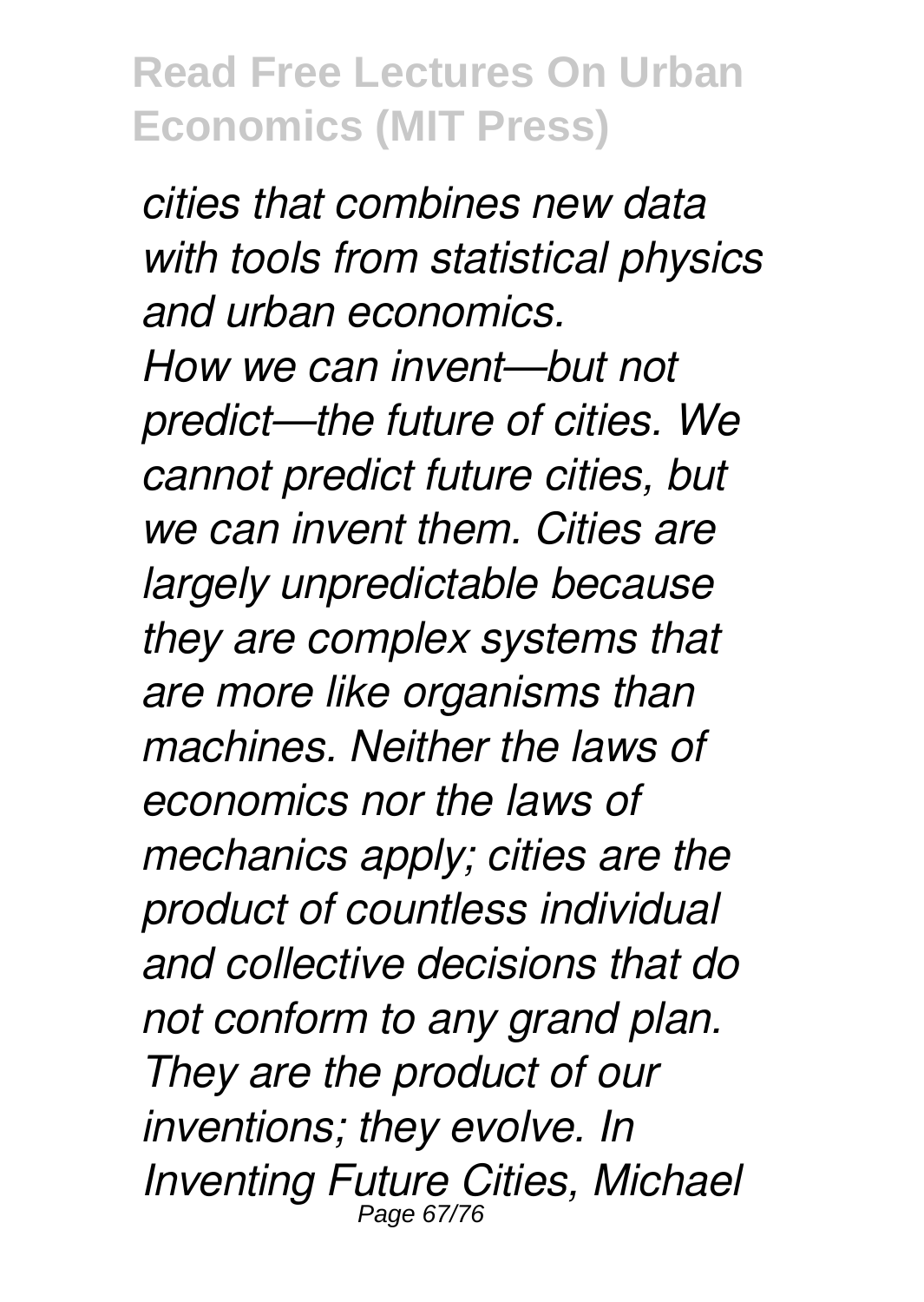*cities that combines new data with tools from statistical physics and urban economics.*

*How we can invent—but not predict—the future of cities. We cannot predict future cities, but we can invent them. Cities are largely unpredictable because they are complex systems that are more like organisms than machines. Neither the laws of economics nor the laws of mechanics apply; cities are the product of countless individual and collective decisions that do not conform to any grand plan. They are the product of our inventions; they evolve. In Inventing Future Cities, Michael*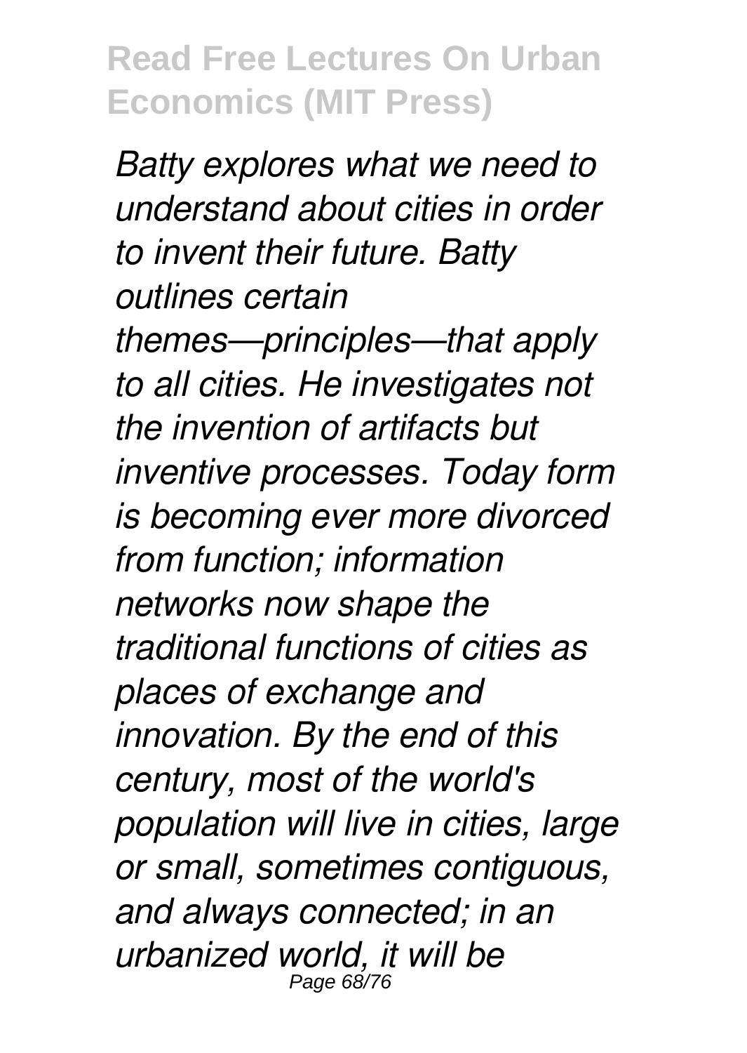*Batty explores what we need to understand about cities in order to invent their future. Batty outlines certain themes—principles—that apply to all cities. He investigates not the invention of artifacts but inventive processes. Today form is becoming ever more divorced from function; information networks now shape the traditional functions of cities as places of exchange and innovation. By the end of this century, most of the world's population will live in cities, large or small, sometimes contiguous, and always connected; in an urbanized world, it will be*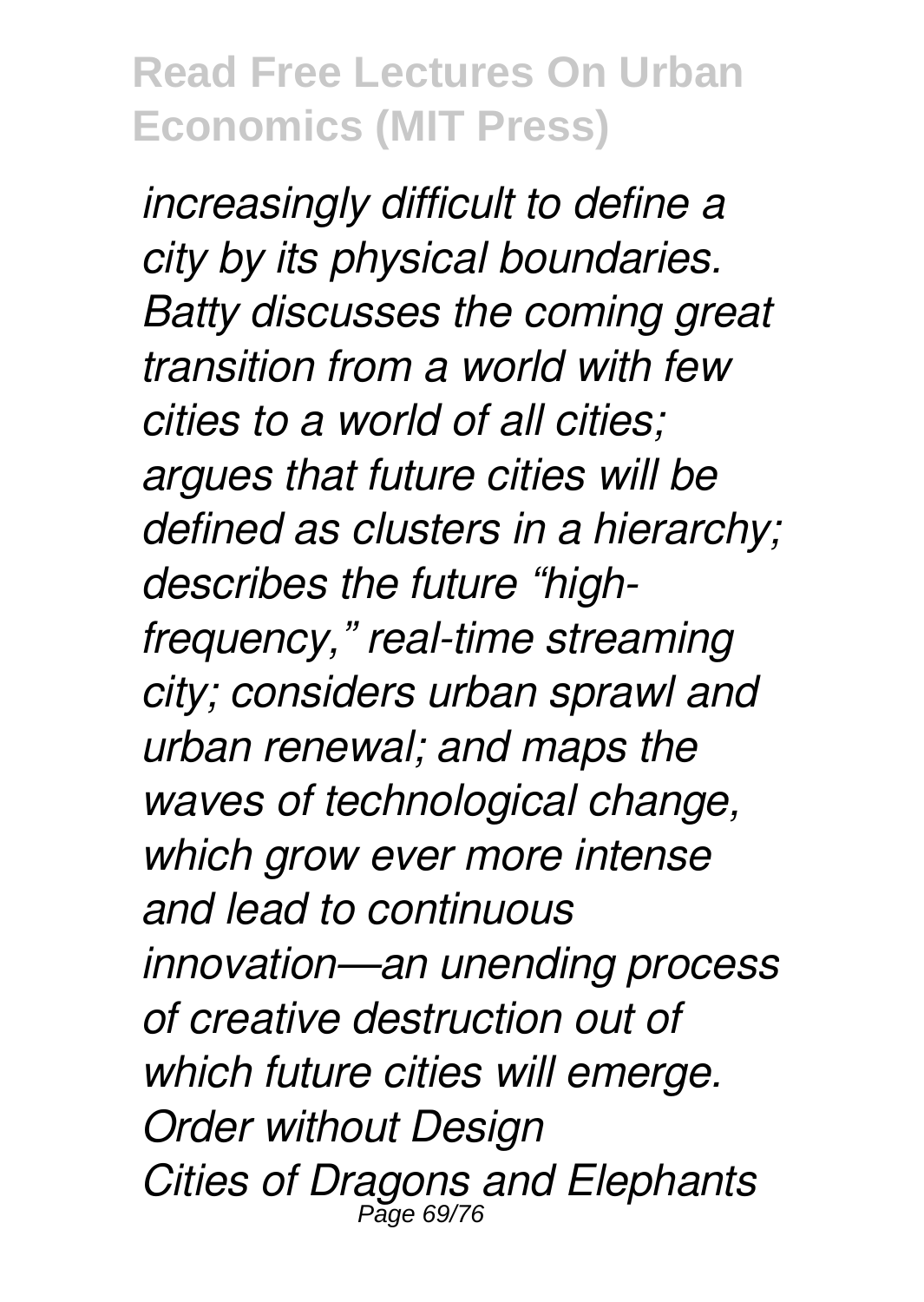*increasingly difficult to define a city by its physical boundaries. Batty discusses the coming great transition from a world with few cities to a world of all cities; argues that future cities will be defined as clusters in a hierarchy; describes the future "high-frequency," real-time streaming city; considers urban sprawl and urban renewal; and maps the waves of technological change, which grow ever more intense and lead to continuous innovation—an unending process of creative destruction out of which future cities will emerge.*

*Order without Design*

*Cities of Dragons and Elephants*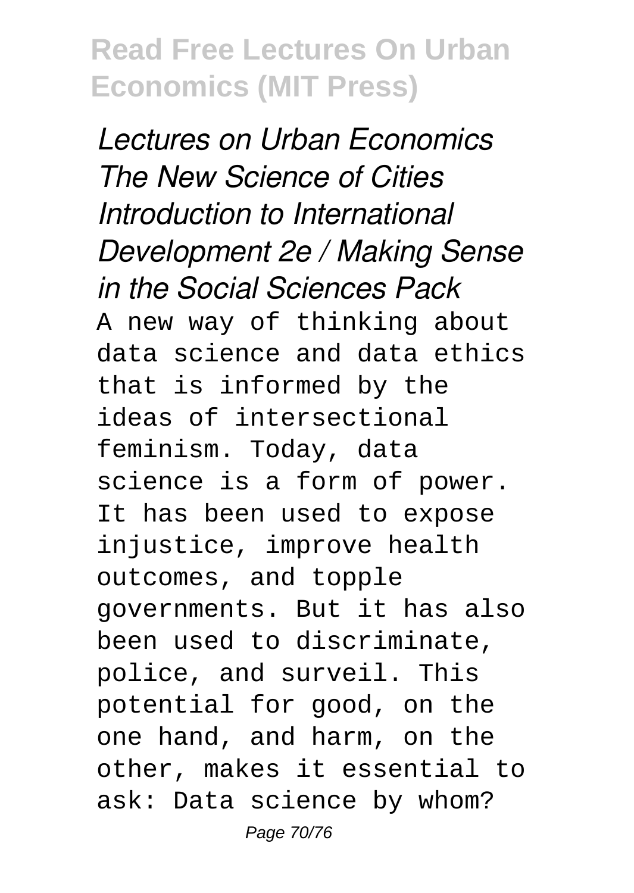*Lectures on Urban Economics The New Science of Cities Introduction to International Development 2e / Making Sense in the Social Sciences Pack*

A new way of thinking about data science and data ethics that is informed by the ideas of intersectional feminism. Today, data science is a form of power. It has been used to expose injustice, improve health outcomes, and topple governments. But it has also been used to discriminate, police, and surveil. This potential for good, on the one hand, and harm, on the other, makes it essential to ask: Data science by whom?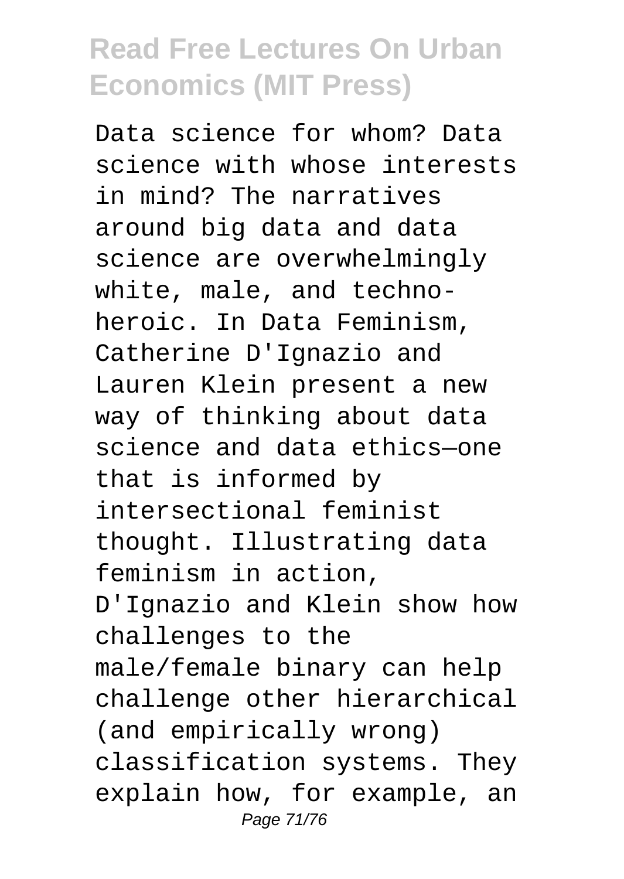Data science for whom? Data science with whose interests in mind? The narratives around big data and data science are overwhelmingly white, male, and techno-heroic. In Data Feminism, Catherine D'Ignazio and Lauren Klein present a new way of thinking about data science and data ethics—one that is informed by intersectional feminist thought. Illustrating data feminism in action, D'Ignazio and Klein show how challenges to the male/female binary can help challenge other hierarchical (and empirically wrong) classification systems. They explain how, for example, an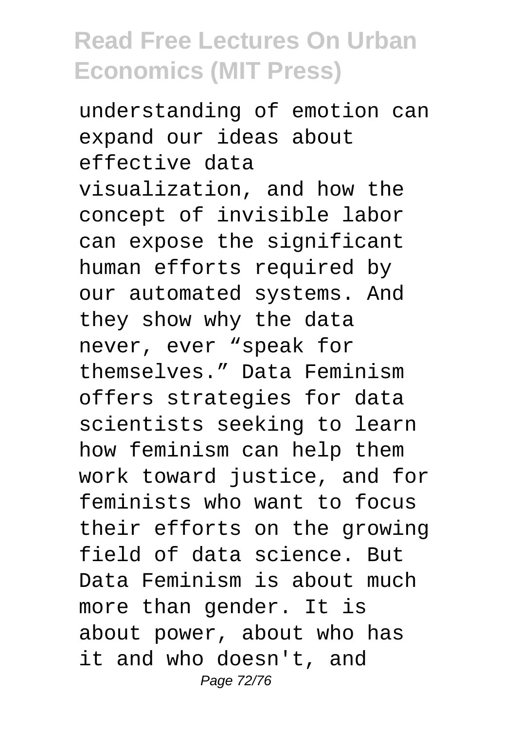understanding of emotion can expand our ideas about effective data visualization, and how the concept of invisible labor can expose the significant human efforts required by our automated systems. And they show why the data never, ever “speak for themselves.” Data Feminism offers strategies for data scientists seeking to learn how feminism can help them work toward justice, and for feminists who want to focus their efforts on the growing field of data science. But Data Feminism is about much more than gender. It is about power, about who has it and who doesn't, and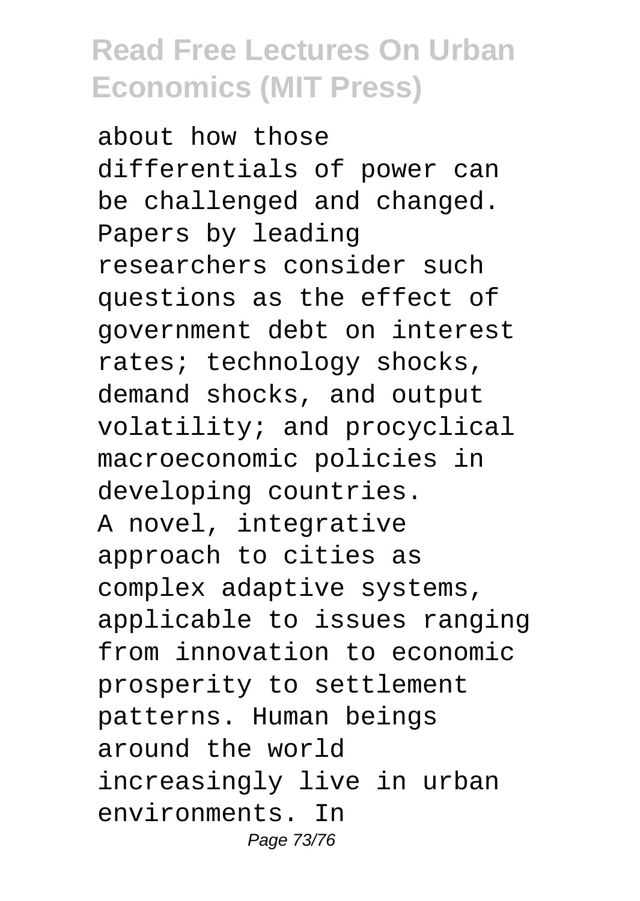about how those differentials of power can be challenged and changed. Papers by leading researchers consider such questions as the effect of government debt on interest rates; technology shocks, demand shocks, and output volatility; and procyclical macroeconomic policies in developing countries.

A novel, integrative approach to cities as complex adaptive systems, applicable to issues ranging from innovation to economic prosperity to settlement patterns. Human beings around the world increasingly live in urban environments. In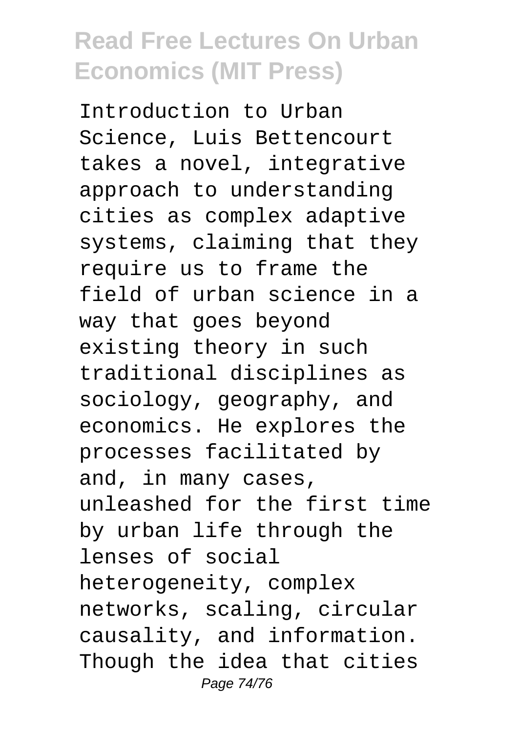Introduction to Urban Science, Luis Bettencourt takes a novel, integrative approach to understanding cities as complex adaptive systems, claiming that they require us to frame the field of urban science in a way that goes beyond existing theory in such traditional disciplines as sociology, geography, and economics. He explores the processes facilitated by and, in many cases, unleashed for the first time by urban life through the lenses of social heterogeneity, complex networks, scaling, circular causality, and information. Though the idea that cities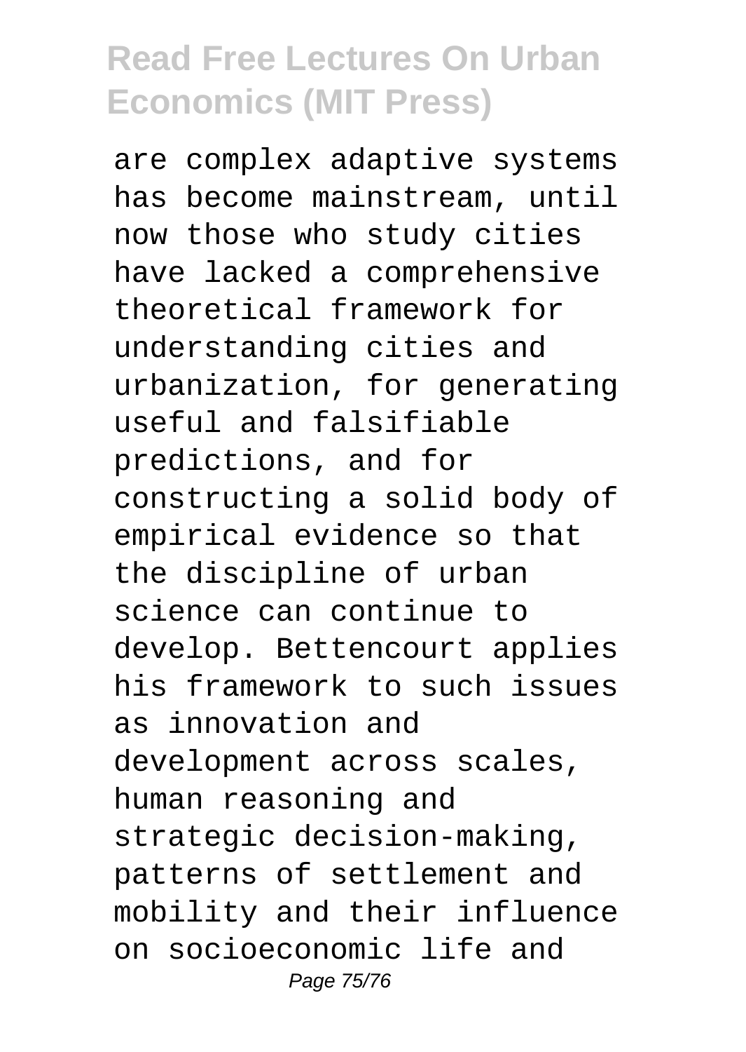are complex adaptive systems has become mainstream, until now those who study cities have lacked a comprehensive theoretical framework for understanding cities and urbanization, for generating useful and falsifiable predictions, and for constructing a solid body of empirical evidence so that the discipline of urban science can continue to develop. Bettencourt applies his framework to such issues as innovation and development across scales, human reasoning and strategic decision-making, patterns of settlement and mobility and their influence on socioeconomic life and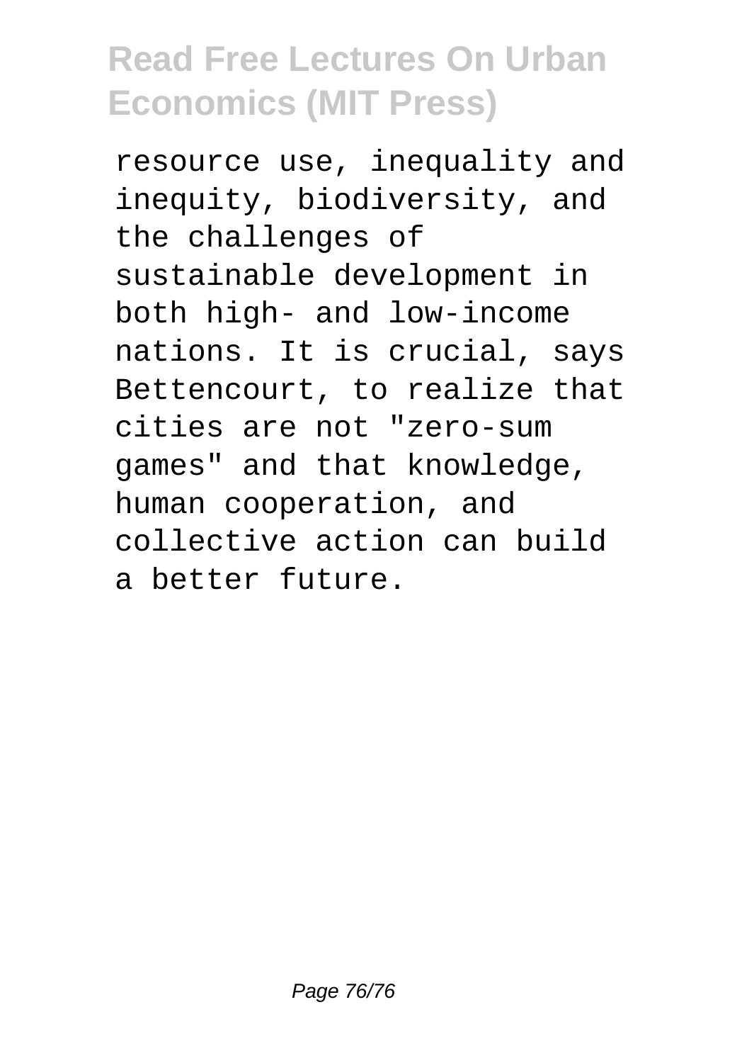resource use, inequality and inequity, biodiversity, and the challenges of sustainable development in both high- and low-income nations. It is crucial, says Bettencourt, to realize that cities are not "zero-sum games" and that knowledge, human cooperation, and collective action can build a better future.